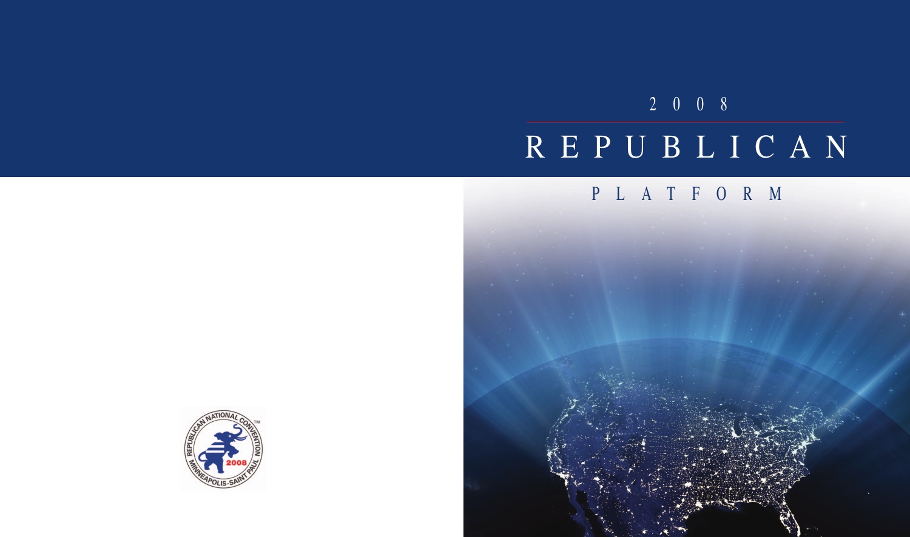# 2008 REPUBLICAN PLATFORM

REPUBLICAN NATIONAL CONVENTION™
2008
MINNEAPOLIS-SAINT PAUL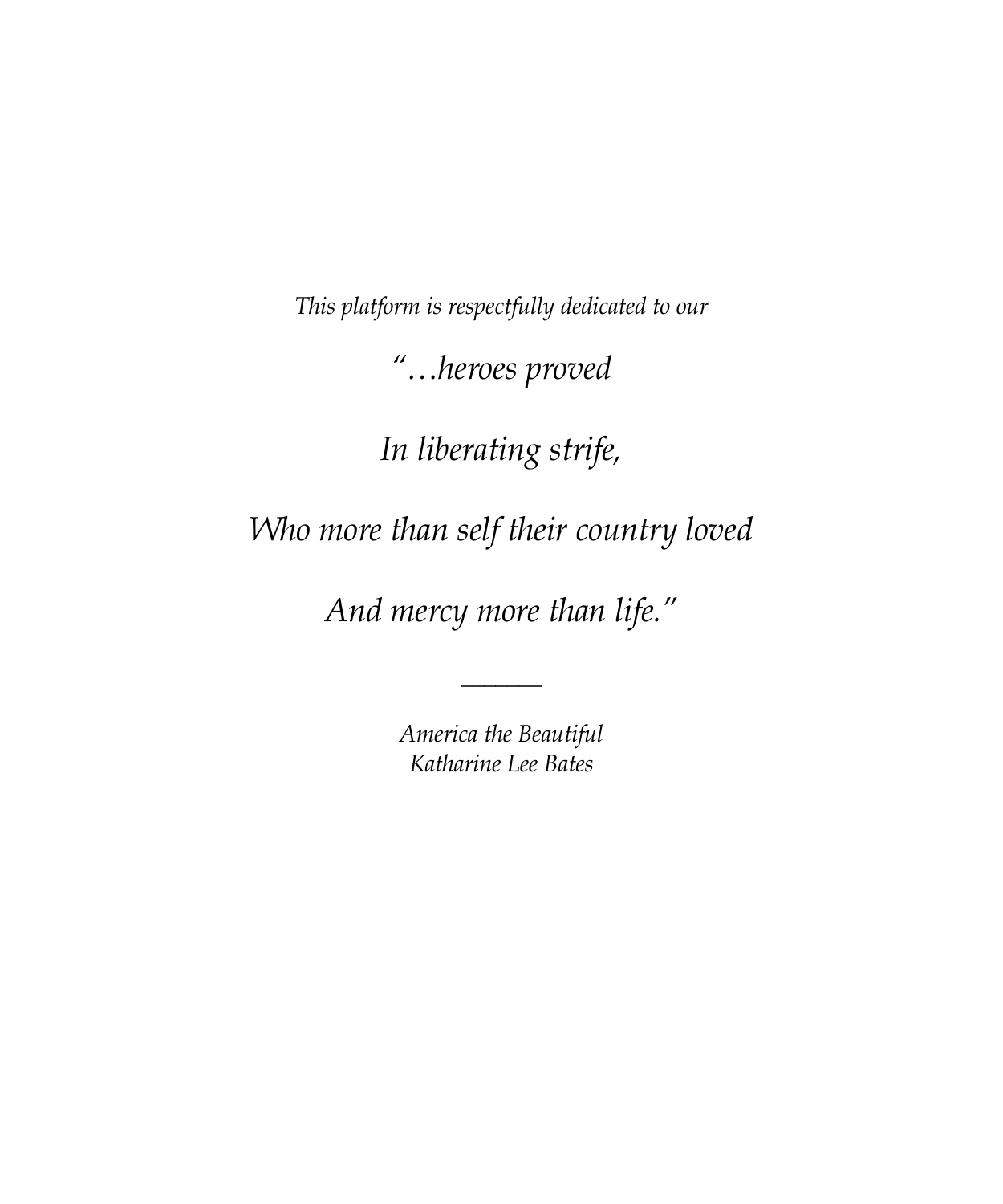*This platform is respectfully dedicated to our*

*"…heroes proved*

*In liberating strife,*

*Who more than self their country loved*

*And mercy more than life."*

———

*America the Beautiful*
*Katharine Lee Bates*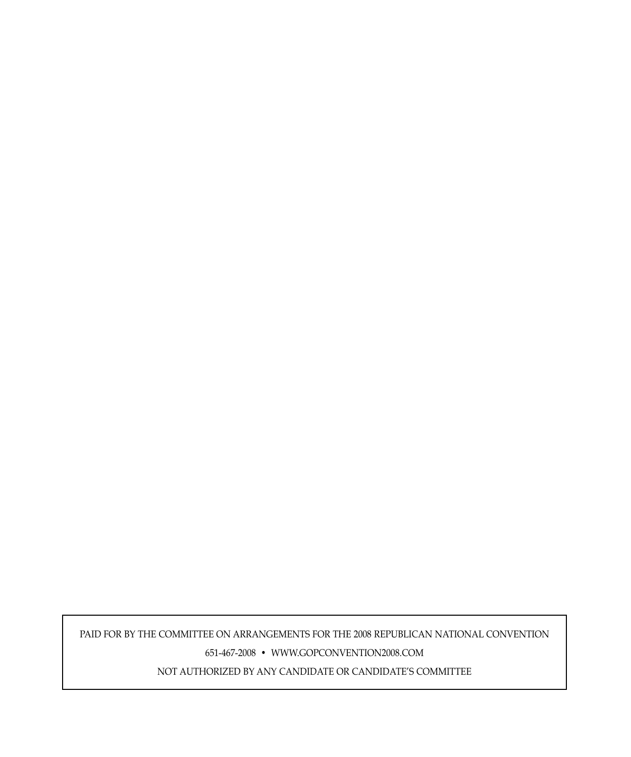PAID FOR BY THE COMMITTEE ON ARRANGEMENTS FOR THE 2008 REPUBLICAN NATIONAL CONVENTION

651-467-2008 • WWW.GOPCONVENTION2008.COM

NOT AUTHORIZED BY ANY CANDIDATE OR CANDIDATE'S COMMITTEE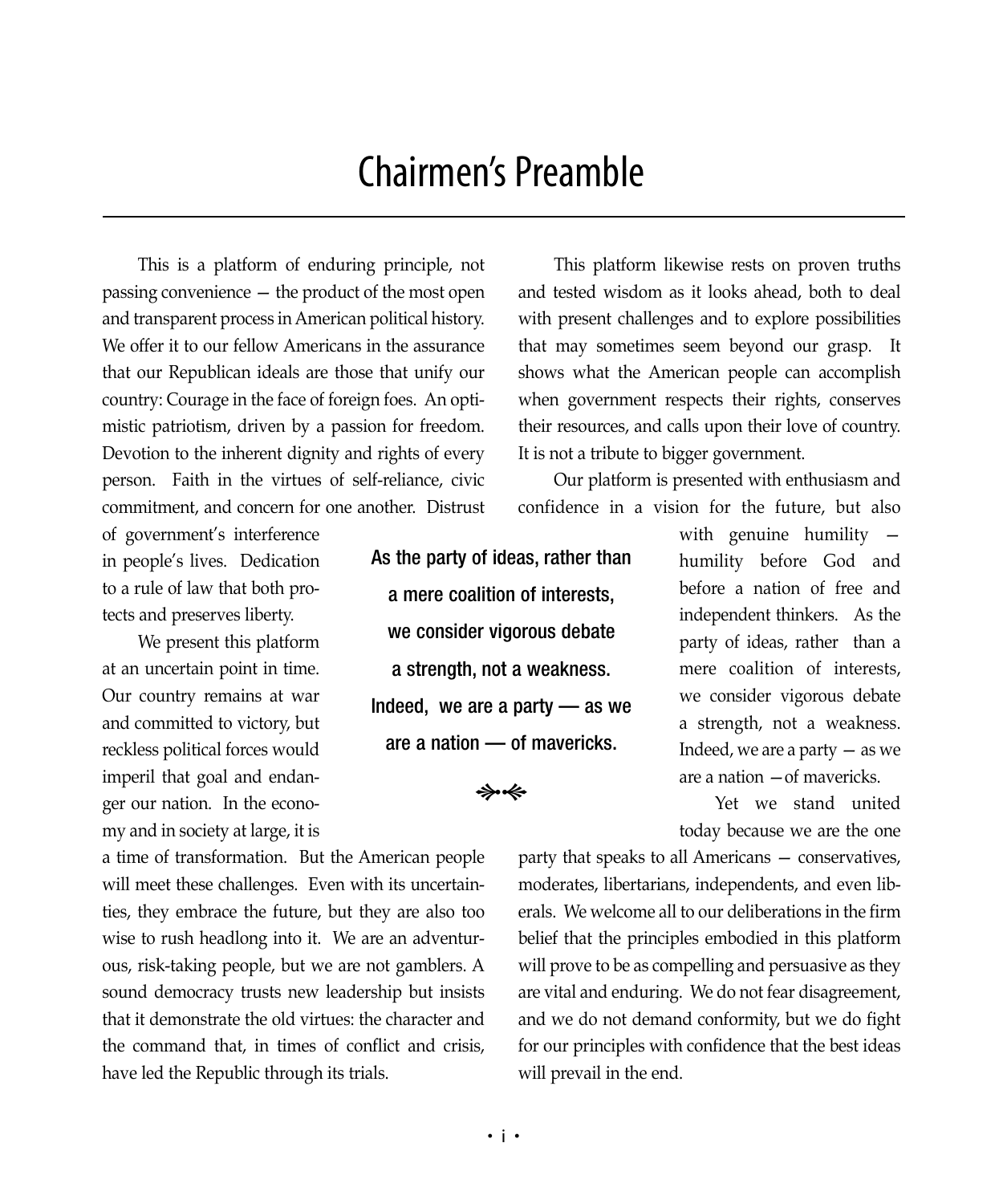# Chairmen's Preamble

This is a platform of enduring principle, not passing convenience — the product of the most open and transparent process in American political history. We offer it to our fellow Americans in the assurance that our Republican ideals are those that unify our country: Courage in the face of foreign foes. An optimistic patriotism, driven by a passion for freedom. Devotion to the inherent dignity and rights of every person. Faith in the virtues of self-reliance, civic commitment, and concern for one another. Distrust of government's interference in people's lives. Dedication to a rule of law that both protects and preserves liberty.

We present this platform at an uncertain point in time. Our country remains at war and committed to victory, but reckless political forces would imperil that goal and endanger our nation. In the economy and in society at large, it is a time of transformation. But the American people will meet these challenges. Even with its uncertainties, they embrace the future, but they are also too wise to rush headlong into it. We are an adventurous, risk-taking people, but we are not gamblers. A sound democracy trusts new leadership but insists that it demonstrate the old virtues: the character and the command that, in times of conflict and crisis, have led the Republic through its trials.

This platform likewise rests on proven truths and tested wisdom as it looks ahead, both to deal with present challenges and to explore possibilities that may sometimes seem beyond our grasp. It shows what the American people can accomplish when government respects their rights, conserves their resources, and calls upon their love of country. It is not a tribute to bigger government.

Our platform is presented with enthusiasm and confidence in a vision for the future, but also with genuine humility — humility before God and before a nation of free and independent thinkers. As the party of ideas, rather than a mere coalition of interests, we consider vigorous debate a strength, not a weakness. Indeed, we are a party — as we are a nation — of mavericks.

Yet we stand united today because we are the one party that speaks to all Americans — conservatives, moderates, libertarians, independents, and even liberals. We welcome all to our deliberations in the firm belief that the principles embodied in this platform will prove to be as compelling and persuasive as they are vital and enduring. We do not fear disagreement, and we do not demand conformity, but we do fight for our principles with confidence that the best ideas will prevail in the end.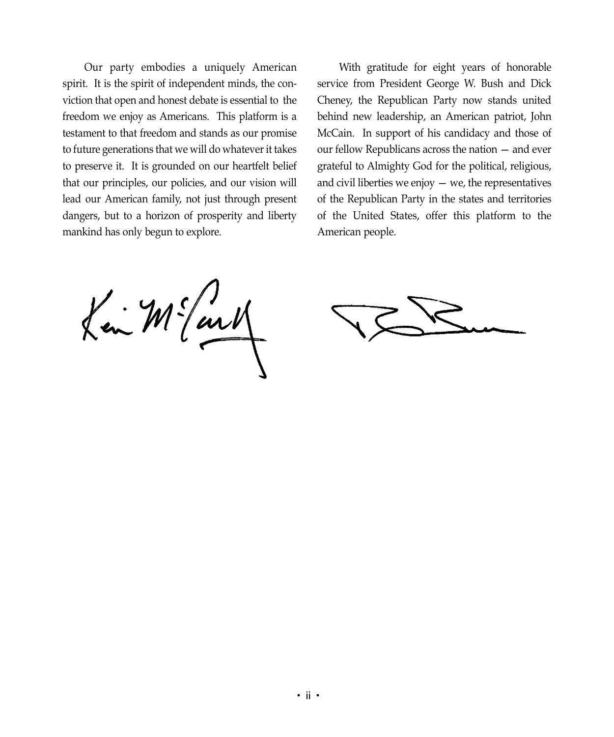Our party embodies a uniquely American spirit. It is the spirit of independent minds, the conviction that open and honest debate is essential to the freedom we enjoy as Americans. This platform is a testament to that freedom and stands as our promise to future generations that we will do whatever it takes to preserve it. It is grounded on our heartfelt belief that our principles, our policies, and our vision will lead our American family, not just through present dangers, but to a horizon of prosperity and liberty mankind has only begun to explore.

With gratitude for eight years of honorable service from President George W. Bush and Dick Cheney, the Republican Party now stands united behind new leadership, an American patriot, John McCain. In support of his candidacy and those of our fellow Republicans across the nation — and ever grateful to Almighty God for the political, religious, and civil liberties we enjoy — we, the representatives of the Republican Party in the states and territories of the United States, offer this platform to the American people.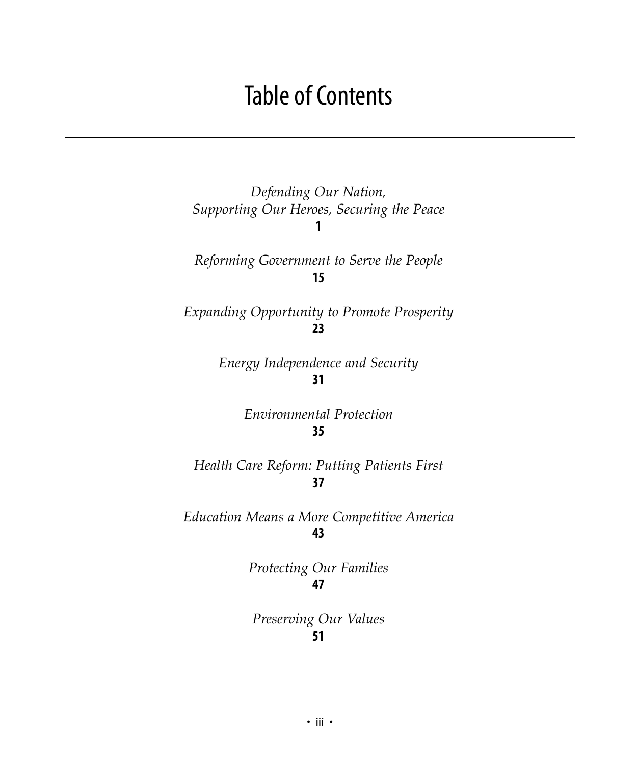# Table of Contents

*Defending Our Nation,*
*Supporting Our Heroes, Securing the Peace*
**1**

*Reforming Government to Serve the People*
**15**

*Expanding Opportunity to Promote Prosperity*
**23**

*Energy Independence and Security*
**31**

*Environmental Protection*
**35**

*Health Care Reform: Putting Patients First*
**37**

*Education Means a More Competitive America*
**43**

*Protecting Our Families*
**47**

*Preserving Our Values*
**51**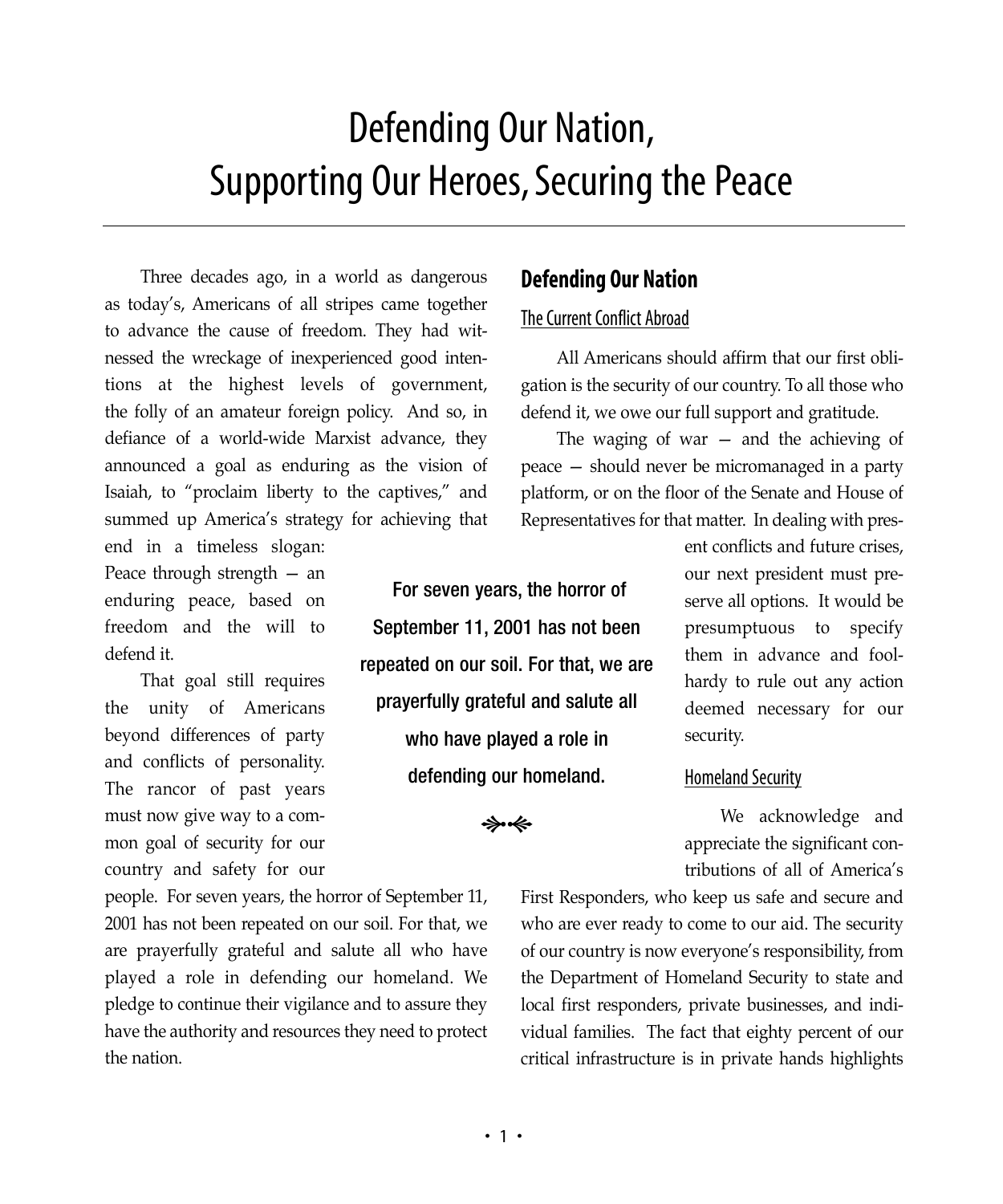# Defending Our Nation, Supporting Our Heroes, Securing the Peace

Three decades ago, in a world as dangerous as today's, Americans of all stripes came together to advance the cause of freedom. They had witnessed the wreckage of inexperienced good intentions at the highest levels of government, the folly of an amateur foreign policy. And so, in defiance of a world-wide Marxist advance, they announced a goal as enduring as the vision of Isaiah, to "proclaim liberty to the captives," and summed up America's strategy for achieving that end in a timeless slogan: Peace through strength — an enduring peace, based on freedom and the will to defend it.

That goal still requires the unity of Americans beyond differences of party and conflicts of personality. The rancor of past years must now give way to a common goal of security for our country and safety for our people. For seven years, the horror of September 11, 2001 has not been repeated on our soil. For that, we are prayerfully grateful and salute all who have played a role in defending our homeland. We pledge to continue their vigilance and to assure they have the authority and resources they need to protect the nation.

> **For seven years, the horror of September 11, 2001 has not been repeated on our soil. For that, we are prayerfully grateful and salute all who have played a role in defending our homeland.**

## Defending Our Nation

### The Current Conflict Abroad

All Americans should affirm that our first obligation is the security of our country. To all those who defend it, we owe our full support and gratitude.

The waging of war — and the achieving of peace — should never be micromanaged in a party platform, or on the floor of the Senate and House of Representatives for that matter. In dealing with present conflicts and future crises, our next president must preserve all options. It would be presumptuous to specify them in advance and foolhardy to rule out any action deemed necessary for our security.

### Homeland Security

We acknowledge and appreciate the significant contributions of all of America's First Responders, who keep us safe and secure and who are ever ready to come to our aid. The security of our country is now everyone's responsibility, from the Department of Homeland Security to state and local first responders, private businesses, and individual families. The fact that eighty percent of our critical infrastructure is in private hands highlights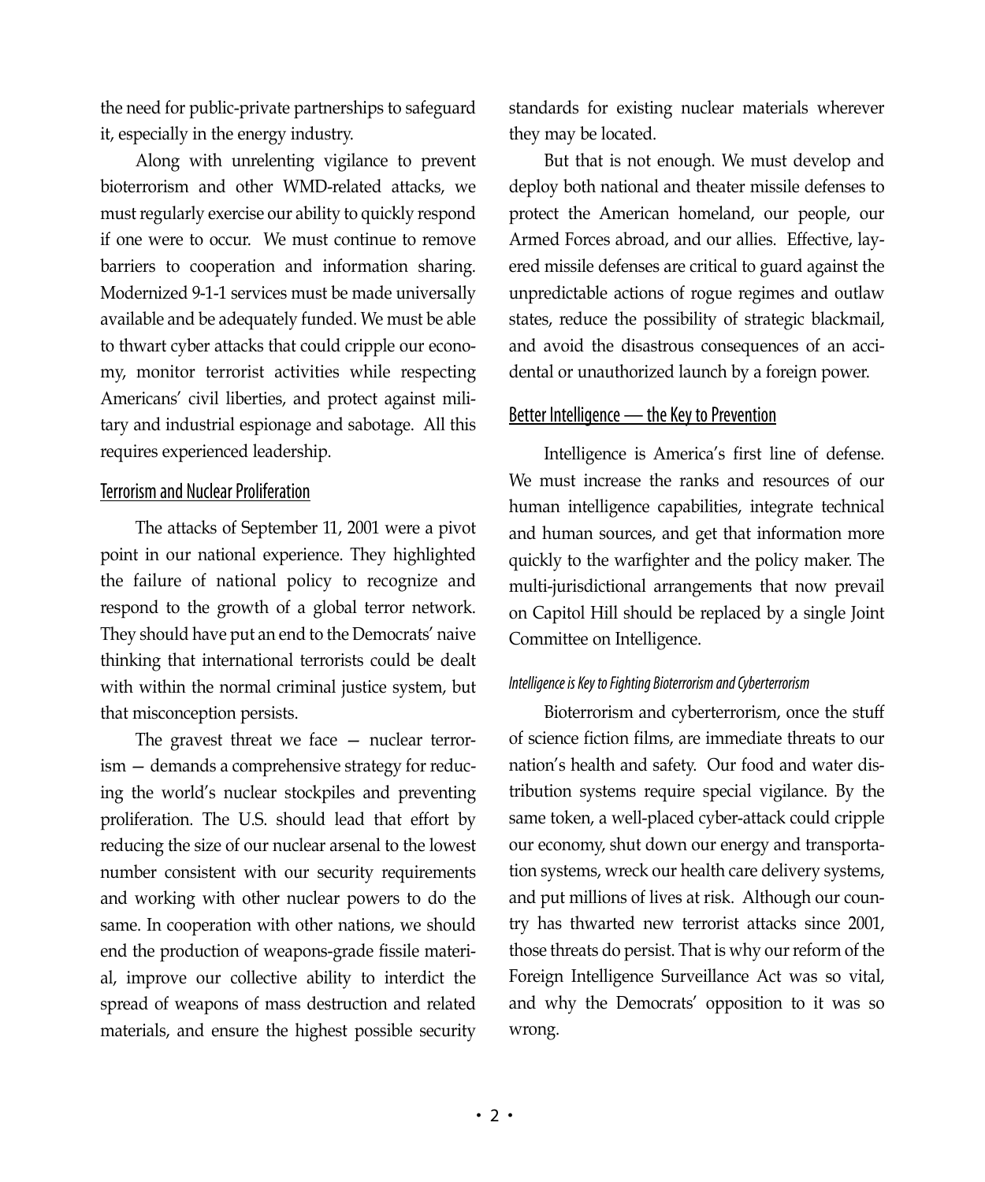the need for public-private partnerships to safeguard it, especially in the energy industry.

Along with unrelenting vigilance to prevent bioterrorism and other WMD-related attacks, we must regularly exercise our ability to quickly respond if one were to occur. We must continue to remove barriers to cooperation and information sharing. Modernized 9-1-1 services must be made universally available and be adequately funded. We must be able to thwart cyber attacks that could cripple our economy, monitor terrorist activities while respecting Americans' civil liberties, and protect against military and industrial espionage and sabotage. All this requires experienced leadership.

## Terrorism and Nuclear Proliferation

The attacks of September 11, 2001 were a pivot point in our national experience. They highlighted the failure of national policy to recognize and respond to the growth of a global terror network. They should have put an end to the Democrats' naive thinking that international terrorists could be dealt with within the normal criminal justice system, but that misconception persists.

The gravest threat we face — nuclear terrorism — demands a comprehensive strategy for reducing the world's nuclear stockpiles and preventing proliferation. The U.S. should lead that effort by reducing the size of our nuclear arsenal to the lowest number consistent with our security requirements and working with other nuclear powers to do the same. In cooperation with other nations, we should end the production of weapons-grade fissile material, improve our collective ability to interdict the spread of weapons of mass destruction and related materials, and ensure the highest possible security standards for existing nuclear materials wherever they may be located.

But that is not enough. We must develop and deploy both national and theater missile defenses to protect the American homeland, our people, our Armed Forces abroad, and our allies. Effective, layered missile defenses are critical to guard against the unpredictable actions of rogue regimes and outlaw states, reduce the possibility of strategic blackmail, and avoid the disastrous consequences of an accidental or unauthorized launch by a foreign power.

## Better Intelligence — the Key to Prevention

Intelligence is America's first line of defense. We must increase the ranks and resources of our human intelligence capabilities, integrate technical and human sources, and get that information more quickly to the warfighter and the policy maker. The multi-jurisdictional arrangements that now prevail on Capitol Hill should be replaced by a single Joint Committee on Intelligence.

### *Intelligence is Key to Fighting Bioterrorism and Cyberterrorism*

Bioterrorism and cyberterrorism, once the stuff of science fiction films, are immediate threats to our nation's health and safety. Our food and water distribution systems require special vigilance. By the same token, a well-placed cyber-attack could cripple our economy, shut down our energy and transportation systems, wreck our health care delivery systems, and put millions of lives at risk. Although our country has thwarted new terrorist attacks since 2001, those threats do persist. That is why our reform of the Foreign Intelligence Surveillance Act was so vital, and why the Democrats' opposition to it was so wrong.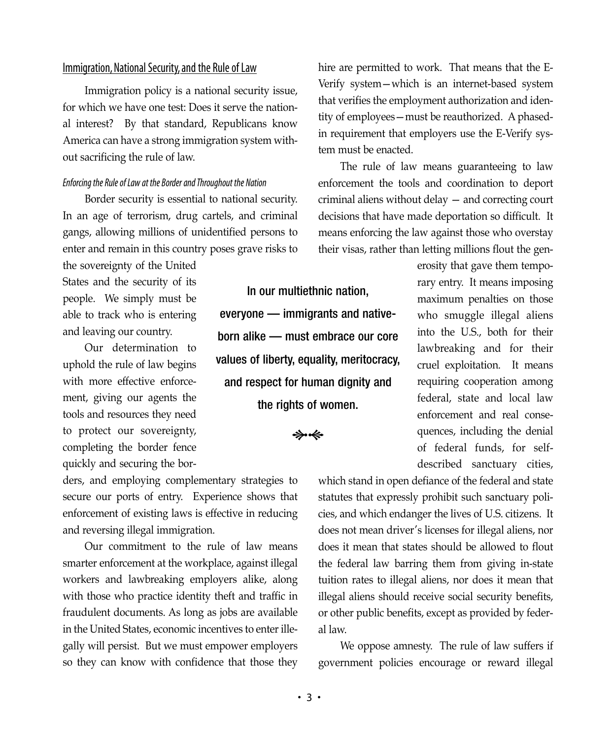## Immigration, National Security, and the Rule of Law

Immigration policy is a national security issue, for which we have one test: Does it serve the national interest? By that standard, Republicans know America can have a strong immigration system without sacrificing the rule of law.

### *Enforcing the Rule of Law at the Border and Throughout the Nation*

Border security is essential to national security. In an age of terrorism, drug cartels, and criminal gangs, allowing millions of unidentified persons to enter and remain in this country poses grave risks to the sovereignty of the United States and the security of its people. We simply must be able to track who is entering and leaving our country.

Our determination to uphold the rule of law begins with more effective enforcement, giving our agents the tools and resources they need to protect our sovereignty, completing the border fence quickly and securing the borders, and employing complementary strategies to secure our ports of entry. Experience shows that enforcement of existing laws is effective in reducing and reversing illegal immigration.

Our commitment to the rule of law means smarter enforcement at the workplace, against illegal workers and lawbreaking employers alike, along with those who practice identity theft and traffic in fraudulent documents. As long as jobs are available in the United States, economic incentives to enter illegally will persist. But we must empower employers so they can know with confidence that those they hire are permitted to work. That means that the E-Verify system—which is an internet-based system that verifies the employment authorization and identity of employees—must be reauthorized. A phased-in requirement that employers use the E-Verify system must be enacted.

The rule of law means guaranteeing to law enforcement the tools and coordination to deport criminal aliens without delay — and correcting court decisions that have made deportation so difficult. It means enforcing the law against those who overstay their visas, rather than letting millions flout the generosity that gave them temporary entry. It means imposing maximum penalties on those who smuggle illegal aliens into the U.S., both for their lawbreaking and for their cruel exploitation. It means requiring cooperation among federal, state and local law enforcement and real consequences, including the denial of federal funds, for self-described sanctuary cities, which stand in open defiance of the federal and state statutes that expressly prohibit such sanctuary policies, and which endanger the lives of U.S. citizens. It does not mean driver's licenses for illegal aliens, nor does it mean that states should be allowed to flout the federal law barring them from giving in-state tuition rates to illegal aliens, nor does it mean that illegal aliens should receive social security benefits, or other public benefits, except as provided by federal law.

**In our multiethnic nation, everyone — immigrants and native-born alike — must embrace our core values of liberty, equality, meritocracy, and respect for human dignity and the rights of women.**

We oppose amnesty. The rule of law suffers if government policies encourage or reward illegal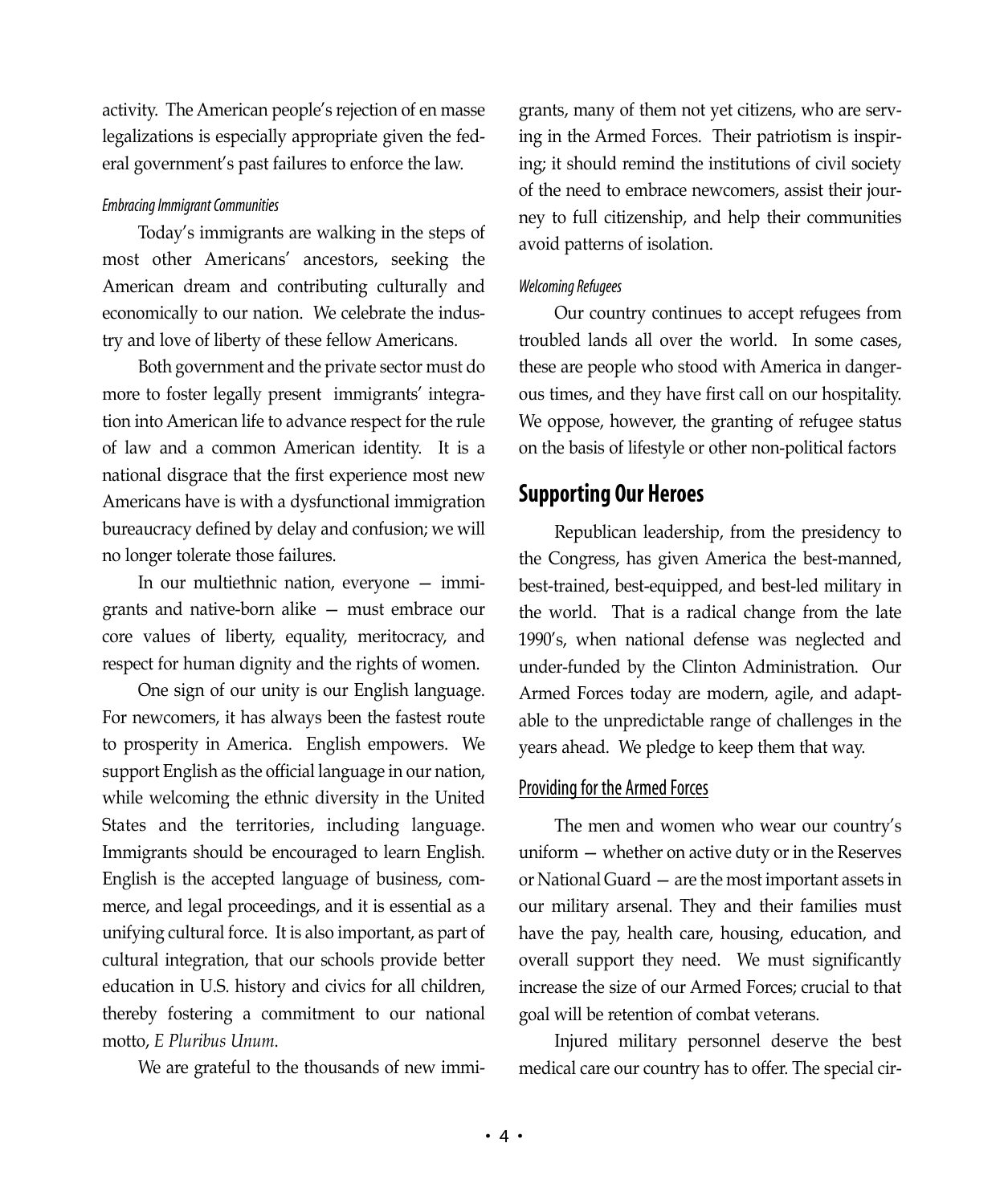activity. The American people's rejection of en masse legalizations is especially appropriate given the federal government's past failures to enforce the law.

#### *Embracing Immigrant Communities*

Today's immigrants are walking in the steps of most other Americans' ancestors, seeking the American dream and contributing culturally and economically to our nation. We celebrate the industry and love of liberty of these fellow Americans.

Both government and the private sector must do more to foster legally present immigrants' integration into American life to advance respect for the rule of law and a common American identity. It is a national disgrace that the first experience most new Americans have is with a dysfunctional immigration bureaucracy defined by delay and confusion; we will no longer tolerate those failures.

In our multiethnic nation, everyone — immigrants and native-born alike — must embrace our core values of liberty, equality, meritocracy, and respect for human dignity and the rights of women.

One sign of our unity is our English language. For newcomers, it has always been the fastest route to prosperity in America. English empowers. We support English as the official language in our nation, while welcoming the ethnic diversity in the United States and the territories, including language. Immigrants should be encouraged to learn English. English is the accepted language of business, commerce, and legal proceedings, and it is essential as a unifying cultural force. It is also important, as part of cultural integration, that our schools provide better education in U.S. history and civics for all children, thereby fostering a commitment to our national motto, *E Pluribus Unum.*

We are grateful to the thousands of new immigrants, many of them not yet citizens, who are serving in the Armed Forces. Their patriotism is inspiring; it should remind the institutions of civil society of the need to embrace newcomers, assist their journey to full citizenship, and help their communities avoid patterns of isolation.

#### *Welcoming Refugees*

Our country continues to accept refugees from troubled lands all over the world. In some cases, these are people who stood with America in dangerous times, and they have first call on our hospitality. We oppose, however, the granting of refugee status on the basis of lifestyle or other non-political factors

## Supporting Our Heroes

Republican leadership, from the presidency to the Congress, has given America the best-manned, best-trained, best-equipped, and best-led military in the world. That is a radical change from the late 1990's, when national defense was neglected and under-funded by the Clinton Administration. Our Armed Forces today are modern, agile, and adaptable to the unpredictable range of challenges in the years ahead. We pledge to keep them that way.

### Providing for the Armed Forces

The men and women who wear our country's uniform — whether on active duty or in the Reserves or National Guard — are the most important assets in our military arsenal. They and their families must have the pay, health care, housing, education, and overall support they need. We must significantly increase the size of our Armed Forces; crucial to that goal will be retention of combat veterans.

Injured military personnel deserve the best medical care our country has to offer. The special cir-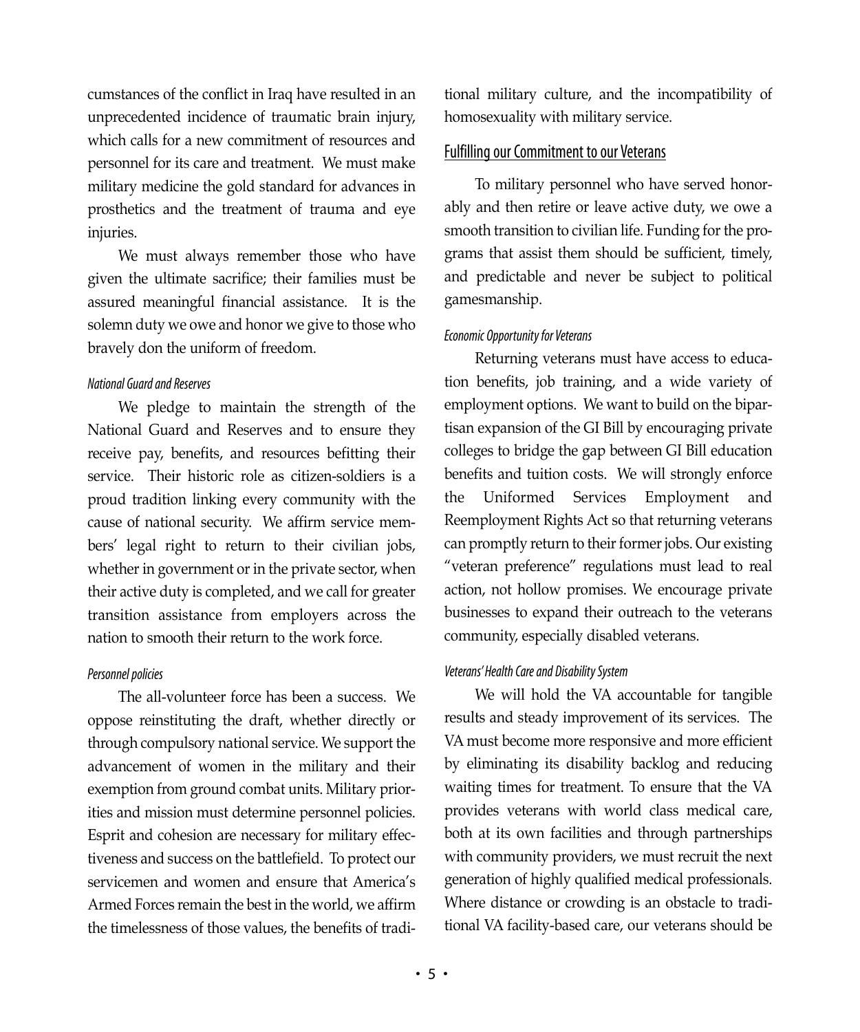cumstances of the conflict in Iraq have resulted in an unprecedented incidence of traumatic brain injury, which calls for a new commitment of resources and personnel for its care and treatment. We must make military medicine the gold standard for advances in prosthetics and the treatment of trauma and eye injuries.

We must always remember those who have given the ultimate sacrifice; their families must be assured meaningful financial assistance. It is the solemn duty we owe and honor we give to those who bravely don the uniform of freedom.

#### *National Guard and Reserves*

We pledge to maintain the strength of the National Guard and Reserves and to ensure they receive pay, benefits, and resources befitting their service. Their historic role as citizen-soldiers is a proud tradition linking every community with the cause of national security. We affirm service members' legal right to return to their civilian jobs, whether in government or in the private sector, when their active duty is completed, and we call for greater transition assistance from employers across the nation to smooth their return to the work force.

#### *Personnel policies*

The all-volunteer force has been a success. We oppose reinstituting the draft, whether directly or through compulsory national service. We support the advancement of women in the military and their exemption from ground combat units. Military priorities and mission must determine personnel policies. Esprit and cohesion are necessary for military effectiveness and success on the battlefield. To protect our servicemen and women and ensure that America's Armed Forces remain the best in the world, we affirm the timelessness of those values, the benefits of traditional military culture, and the incompatibility of homosexuality with military service.

### Fulfilling our Commitment to our Veterans

To military personnel who have served honorably and then retire or leave active duty, we owe a smooth transition to civilian life. Funding for the programs that assist them should be sufficient, timely, and predictable and never be subject to political gamesmanship.

#### *Economic Opportunity for Veterans*

Returning veterans must have access to education benefits, job training, and a wide variety of employment options. We want to build on the bipartisan expansion of the GI Bill by encouraging private colleges to bridge the gap between GI Bill education benefits and tuition costs. We will strongly enforce the Uniformed Services Employment and Reemployment Rights Act so that returning veterans can promptly return to their former jobs. Our existing "veteran preference" regulations must lead to real action, not hollow promises. We encourage private businesses to expand their outreach to the veterans community, especially disabled veterans.

#### *Veterans' Health Care and Disability System*

We will hold the VA accountable for tangible results and steady improvement of its services. The VA must become more responsive and more efficient by eliminating its disability backlog and reducing waiting times for treatment. To ensure that the VA provides veterans with world class medical care, both at its own facilities and through partnerships with community providers, we must recruit the next generation of highly qualified medical professionals. Where distance or crowding is an obstacle to traditional VA facility-based care, our veterans should be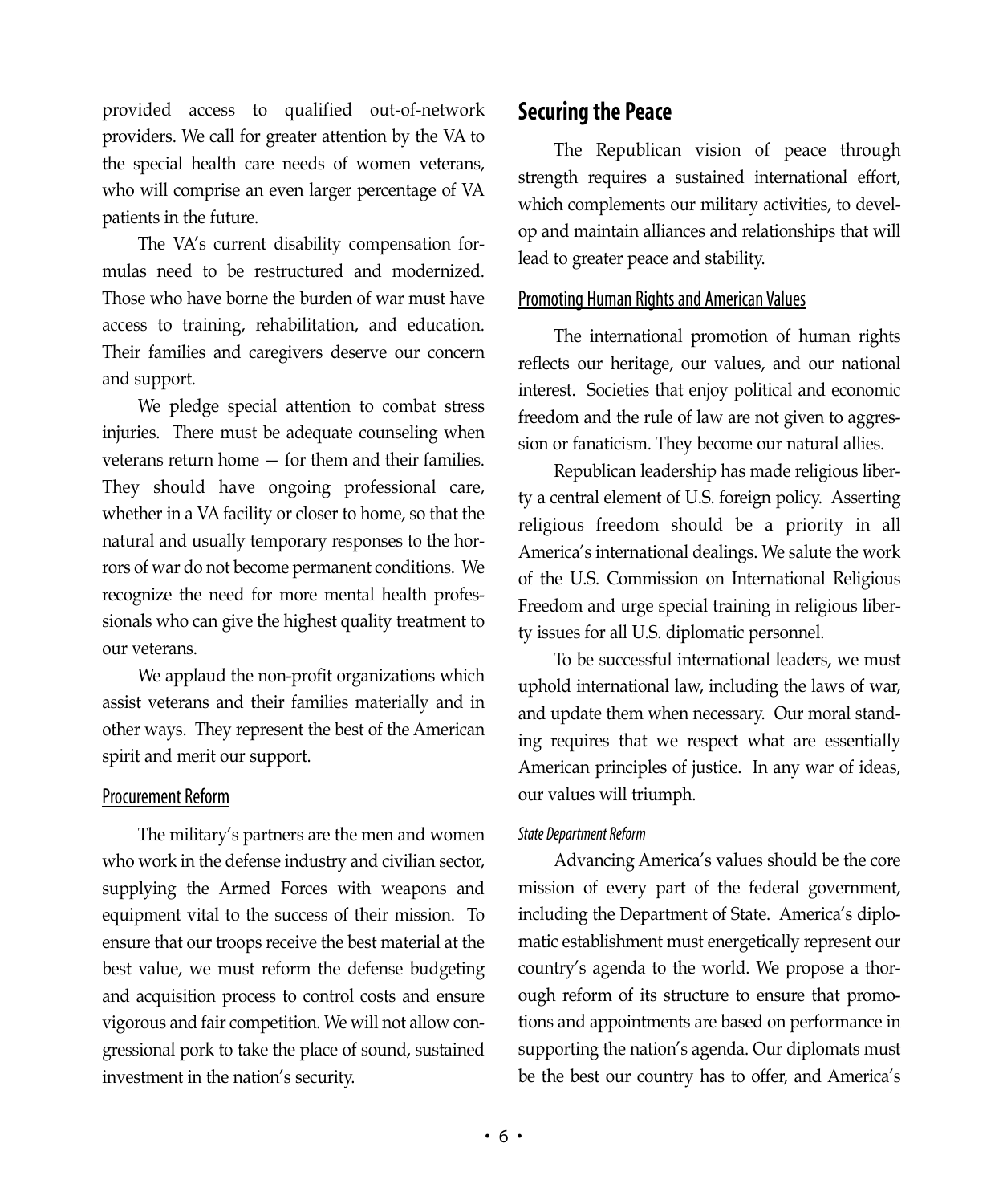provided access to qualified out-of-network providers. We call for greater attention by the VA to the special health care needs of women veterans, who will comprise an even larger percentage of VA patients in the future.

The VA's current disability compensation formulas need to be restructured and modernized. Those who have borne the burden of war must have access to training, rehabilitation, and education. Their families and caregivers deserve our concern and support.

We pledge special attention to combat stress injuries. There must be adequate counseling when veterans return home — for them and their families. They should have ongoing professional care, whether in a VA facility or closer to home, so that the natural and usually temporary responses to the horrors of war do not become permanent conditions. We recognize the need for more mental health professionals who can give the highest quality treatment to our veterans.

We applaud the non-profit organizations which assist veterans and their families materially and in other ways. They represent the best of the American spirit and merit our support.

### Procurement Reform

The military's partners are the men and women who work in the defense industry and civilian sector, supplying the Armed Forces with weapons and equipment vital to the success of their mission. To ensure that our troops receive the best material at the best value, we must reform the defense budgeting and acquisition process to control costs and ensure vigorous and fair competition. We will not allow congressional pork to take the place of sound, sustained investment in the nation's security.

## Securing the Peace

The Republican vision of peace through strength requires a sustained international effort, which complements our military activities, to develop and maintain alliances and relationships that will lead to greater peace and stability.

### Promoting Human Rights and American Values

The international promotion of human rights reflects our heritage, our values, and our national interest. Societies that enjoy political and economic freedom and the rule of law are not given to aggression or fanaticism. They become our natural allies.

Republican leadership has made religious liberty a central element of U.S. foreign policy. Asserting religious freedom should be a priority in all America's international dealings. We salute the work of the U.S. Commission on International Religious Freedom and urge special training in religious liberty issues for all U.S. diplomatic personnel.

To be successful international leaders, we must uphold international law, including the laws of war, and update them when necessary. Our moral standing requires that we respect what are essentially American principles of justice. In any war of ideas, our values will triumph.

#### *State Department Reform*

Advancing America's values should be the core mission of every part of the federal government, including the Department of State. America's diplomatic establishment must energetically represent our country's agenda to the world. We propose a thorough reform of its structure to ensure that promotions and appointments are based on performance in supporting the nation's agenda. Our diplomats must be the best our country has to offer, and America's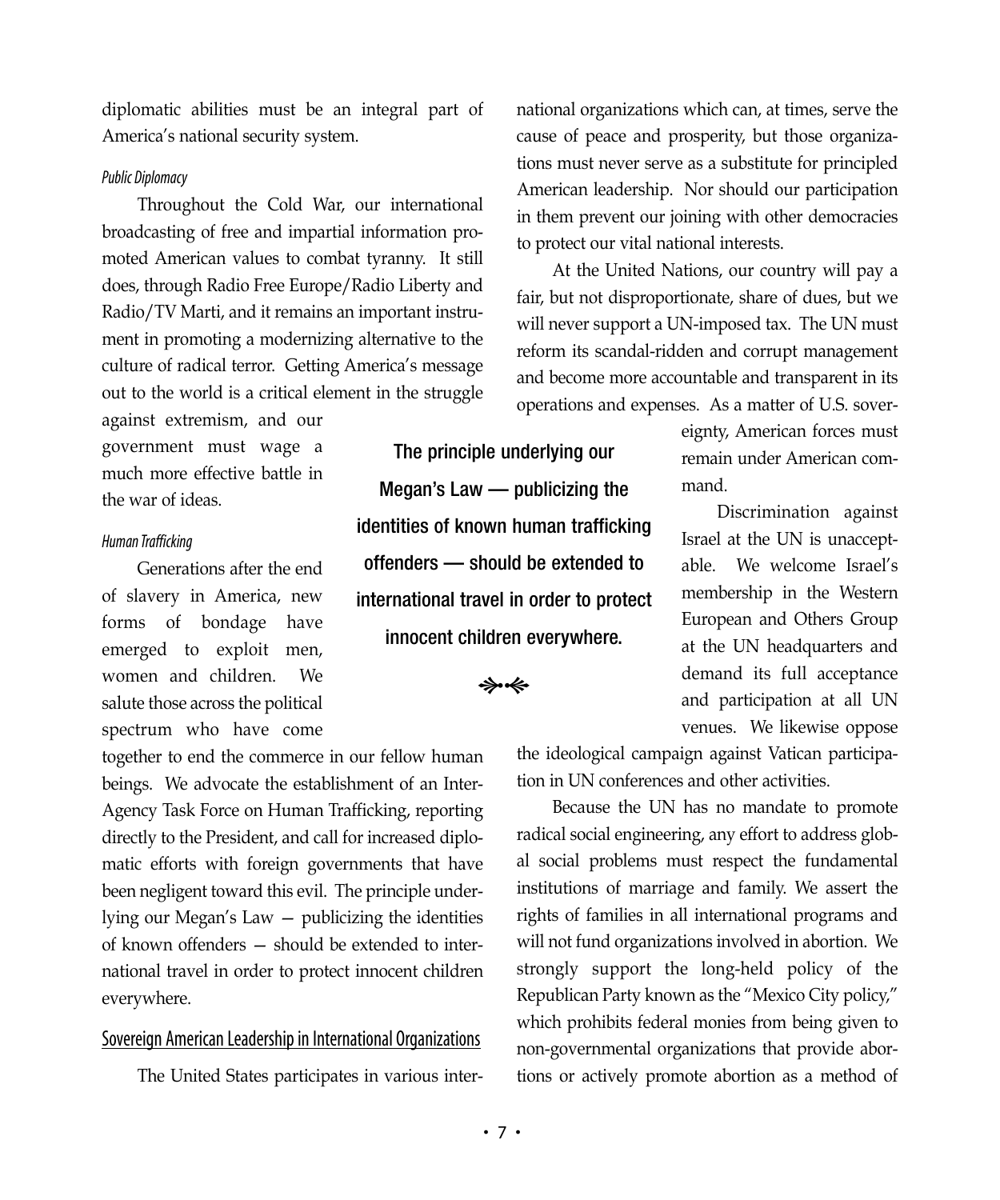diplomatic abilities must be an integral part of America's national security system.

*Public Diplomacy*

Throughout the Cold War, our international broadcasting of free and impartial information promoted American values to combat tyranny. It still does, through Radio Free Europe/Radio Liberty and Radio/TV Marti, and it remains an important instrument in promoting a modernizing alternative to the culture of radical terror. Getting America's message out to the world is a critical element in the struggle against extremism, and our government must wage a much more effective battle in the war of ideas.

*Human Trafficking*

Generations after the end of slavery in America, new forms of bondage have emerged to exploit men, women and children. We salute those across the political spectrum who have come together to end the commerce in our fellow human beings. We advocate the establishment of an Inter-Agency Task Force on Human Trafficking, reporting directly to the President, and call for increased diplomatic efforts with foreign governments that have been negligent toward this evil. The principle underlying our Megan's Law — publicizing the identities of known offenders — should be extended to international travel in order to protect innocent children everywhere.

**The principle underlying our Megan's Law — publicizing the identities of known human trafficking offenders — should be extended to international travel in order to protect innocent children everywhere.**

## Sovereign American Leadership in International Organizations

The United States participates in various international organizations which can, at times, serve the cause of peace and prosperity, but those organizations must never serve as a substitute for principled American leadership. Nor should our participation in them prevent our joining with other democracies to protect our vital national interests.

At the United Nations, our country will pay a fair, but not disproportionate, share of dues, but we will never support a UN-imposed tax. The UN must reform its scandal-ridden and corrupt management and become more accountable and transparent in its operations and expenses. As a matter of U.S. sovereignty, American forces must remain under American command.

Discrimination against Israel at the UN is unacceptable. We welcome Israel's membership in the Western European and Others Group at the UN headquarters and demand its full acceptance and participation at all UN venues. We likewise oppose the ideological campaign against Vatican participation in UN conferences and other activities.

Because the UN has no mandate to promote radical social engineering, any effort to address global social problems must respect the fundamental institutions of marriage and family. We assert the rights of families in all international programs and will not fund organizations involved in abortion. We strongly support the long-held policy of the Republican Party known as the "Mexico City policy," which prohibits federal monies from being given to non-governmental organizations that provide abortions or actively promote abortion as a method of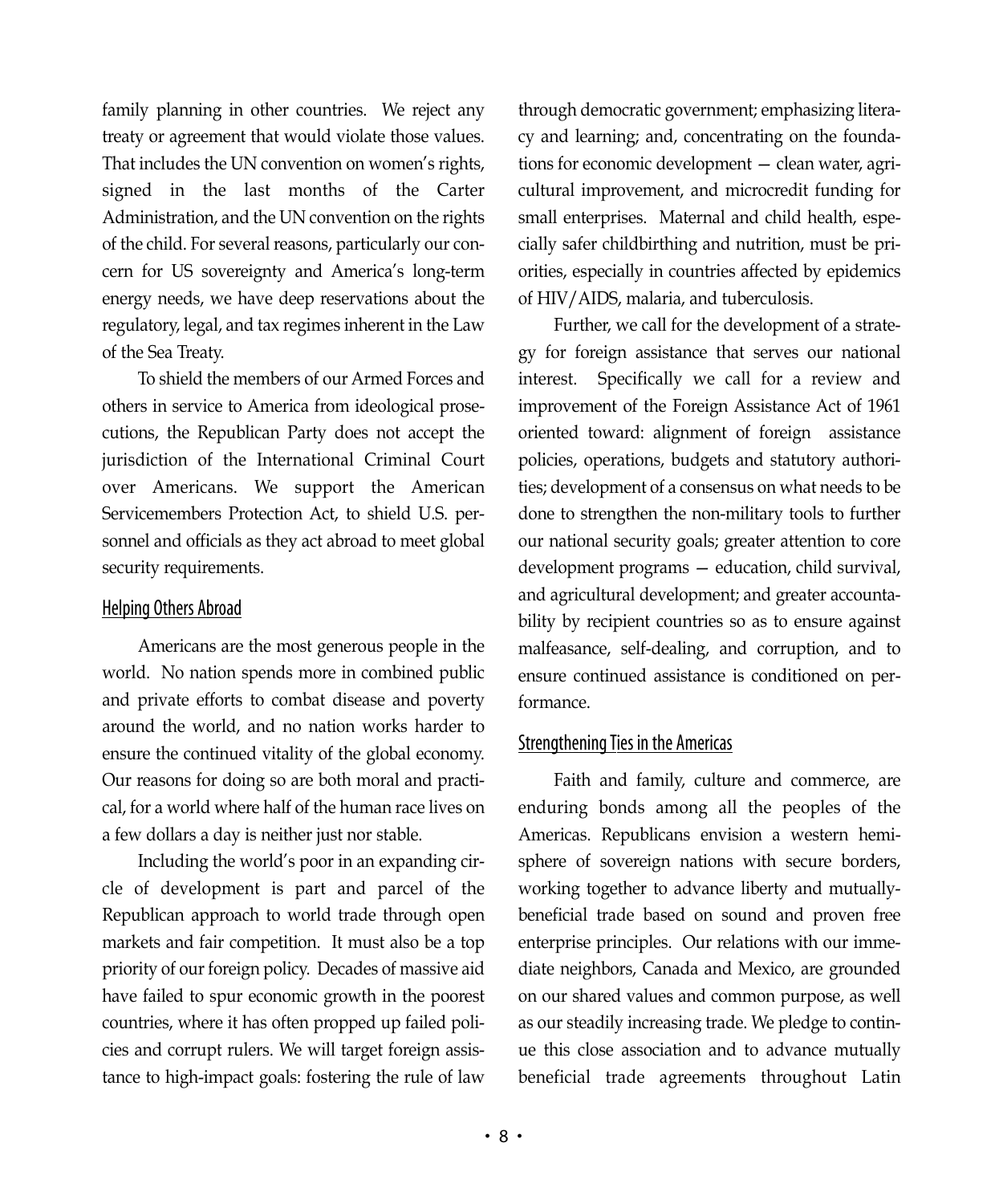family planning in other countries. We reject any treaty or agreement that would violate those values. That includes the UN convention on women's rights, signed in the last months of the Carter Administration, and the UN convention on the rights of the child. For several reasons, particularly our concern for US sovereignty and America's long-term energy needs, we have deep reservations about the regulatory, legal, and tax regimes inherent in the Law of the Sea Treaty.

To shield the members of our Armed Forces and others in service to America from ideological prosecutions, the Republican Party does not accept the jurisdiction of the International Criminal Court over Americans. We support the American Servicemembers Protection Act, to shield U.S. personnel and officials as they act abroad to meet global security requirements.

### Helping Others Abroad

Americans are the most generous people in the world. No nation spends more in combined public and private efforts to combat disease and poverty around the world, and no nation works harder to ensure the continued vitality of the global economy. Our reasons for doing so are both moral and practical, for a world where half of the human race lives on a few dollars a day is neither just nor stable.

Including the world's poor in an expanding circle of development is part and parcel of the Republican approach to world trade through open markets and fair competition. It must also be a top priority of our foreign policy. Decades of massive aid have failed to spur economic growth in the poorest countries, where it has often propped up failed policies and corrupt rulers. We will target foreign assistance to high-impact goals: fostering the rule of law through democratic government; emphasizing literacy and learning; and, concentrating on the foundations for economic development — clean water, agricultural improvement, and microcredit funding for small enterprises. Maternal and child health, especially safer childbirthing and nutrition, must be priorities, especially in countries affected by epidemics of HIV/AIDS, malaria, and tuberculosis.

Further, we call for the development of a strategy for foreign assistance that serves our national interest. Specifically we call for a review and improvement of the Foreign Assistance Act of 1961 oriented toward: alignment of foreign assistance policies, operations, budgets and statutory authorities; development of a consensus on what needs to be done to strengthen the non-military tools to further our national security goals; greater attention to core development programs — education, child survival, and agricultural development; and greater accountability by recipient countries so as to ensure against malfeasance, self-dealing, and corruption, and to ensure continued assistance is conditioned on performance.

### Strengthening Ties in the Americas

Faith and family, culture and commerce, are enduring bonds among all the peoples of the Americas. Republicans envision a western hemisphere of sovereign nations with secure borders, working together to advance liberty and mutually-beneficial trade based on sound and proven free enterprise principles. Our relations with our immediate neighbors, Canada and Mexico, are grounded on our shared values and common purpose, as well as our steadily increasing trade. We pledge to continue this close association and to advance mutually beneficial trade agreements throughout Latin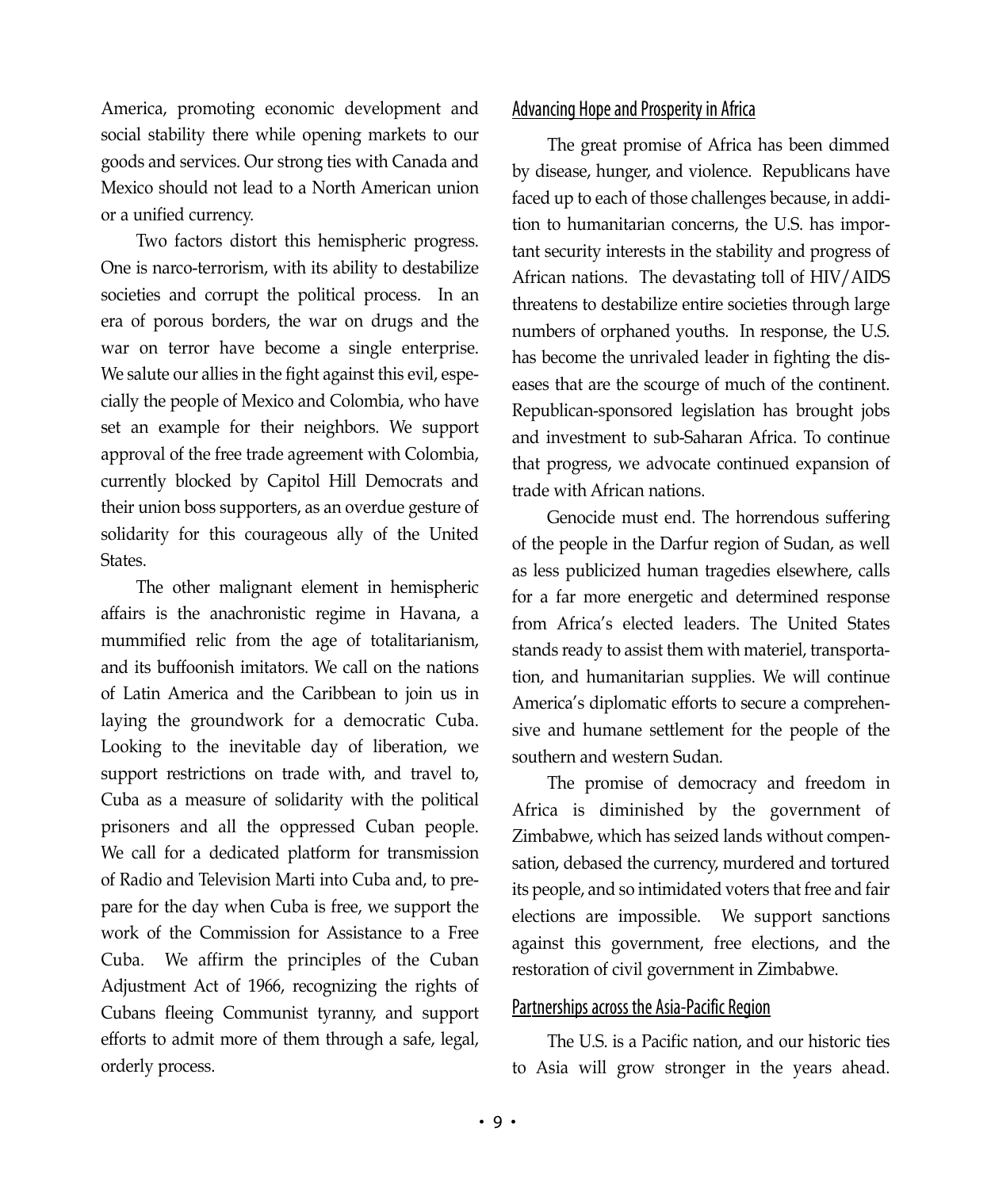America, promoting economic development and social stability there while opening markets to our goods and services. Our strong ties with Canada and Mexico should not lead to a North American union or a unified currency.

Two factors distort this hemispheric progress. One is narco-terrorism, with its ability to destabilize societies and corrupt the political process. In an era of porous borders, the war on drugs and the war on terror have become a single enterprise. We salute our allies in the fight against this evil, especially the people of Mexico and Colombia, who have set an example for their neighbors. We support approval of the free trade agreement with Colombia, currently blocked by Capitol Hill Democrats and their union boss supporters, as an overdue gesture of solidarity for this courageous ally of the United States.

The other malignant element in hemispheric affairs is the anachronistic regime in Havana, a mummified relic from the age of totalitarianism, and its buffoonish imitators. We call on the nations of Latin America and the Caribbean to join us in laying the groundwork for a democratic Cuba. Looking to the inevitable day of liberation, we support restrictions on trade with, and travel to, Cuba as a measure of solidarity with the political prisoners and all the oppressed Cuban people. We call for a dedicated platform for transmission of Radio and Television Marti into Cuba and, to prepare for the day when Cuba is free, we support the work of the Commission for Assistance to a Free Cuba. We affirm the principles of the Cuban Adjustment Act of 1966, recognizing the rights of Cubans fleeing Communist tyranny, and support efforts to admit more of them through a safe, legal, orderly process.

## Advancing Hope and Prosperity in Africa

The great promise of Africa has been dimmed by disease, hunger, and violence. Republicans have faced up to each of those challenges because, in addition to humanitarian concerns, the U.S. has important security interests in the stability and progress of African nations. The devastating toll of HIV/AIDS threatens to destabilize entire societies through large numbers of orphaned youths. In response, the U.S. has become the unrivaled leader in fighting the diseases that are the scourge of much of the continent. Republican-sponsored legislation has brought jobs and investment to sub-Saharan Africa. To continue that progress, we advocate continued expansion of trade with African nations.

Genocide must end. The horrendous suffering of the people in the Darfur region of Sudan, as well as less publicized human tragedies elsewhere, calls for a far more energetic and determined response from Africa's elected leaders. The United States stands ready to assist them with materiel, transportation, and humanitarian supplies. We will continue America's diplomatic efforts to secure a comprehensive and humane settlement for the people of the southern and western Sudan.

The promise of democracy and freedom in Africa is diminished by the government of Zimbabwe, which has seized lands without compensation, debased the currency, murdered and tortured its people, and so intimidated voters that free and fair elections are impossible. We support sanctions against this government, free elections, and the restoration of civil government in Zimbabwe.

## Partnerships across the Asia-Pacific Region

The U.S. is a Pacific nation, and our historic ties to Asia will grow stronger in the years ahead.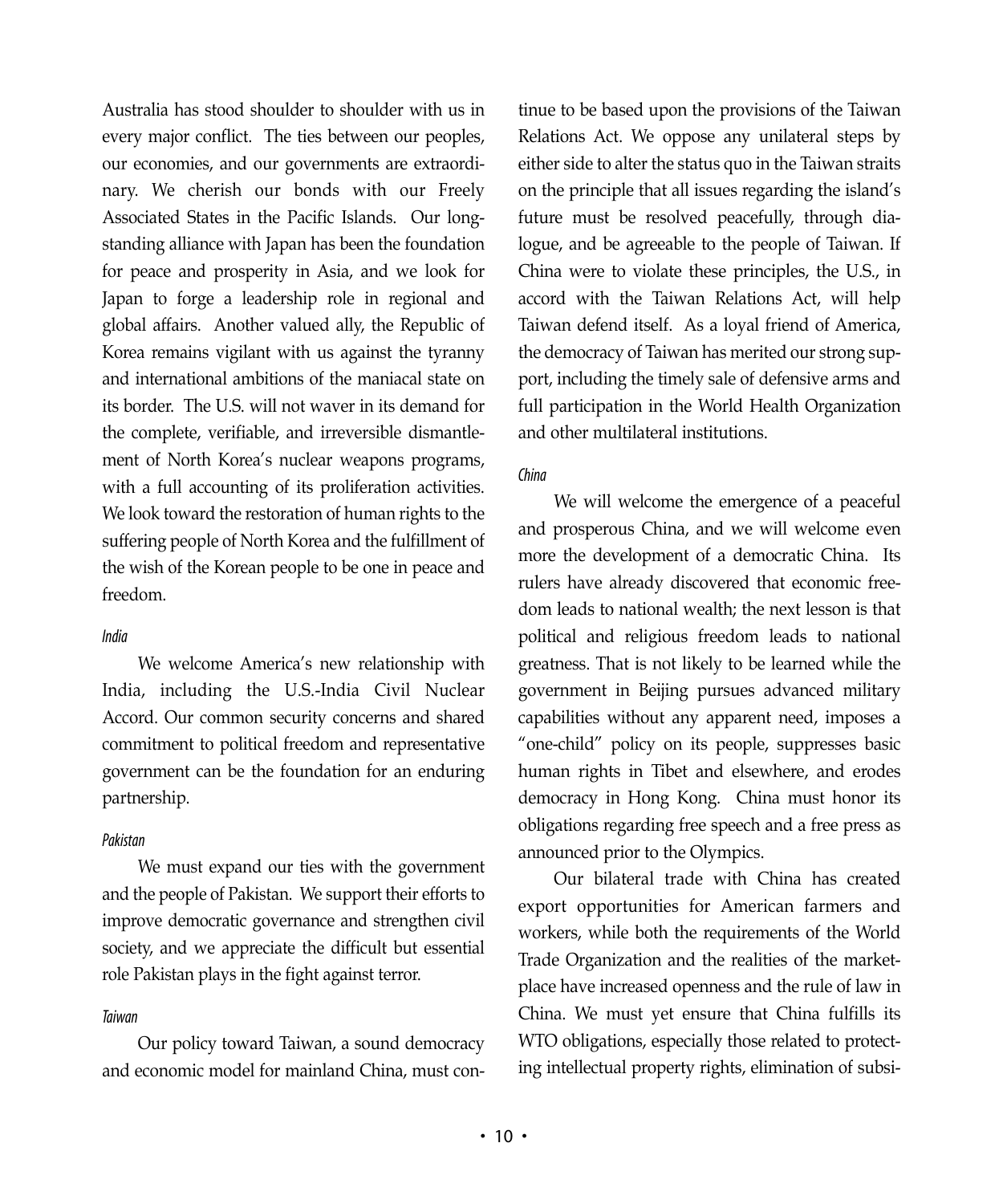Australia has stood shoulder to shoulder with us in every major conflict. The ties between our peoples, our economies, and our governments are extraordinary. We cherish our bonds with our Freely Associated States in the Pacific Islands. Our longstanding alliance with Japan has been the foundation for peace and prosperity in Asia, and we look for Japan to forge a leadership role in regional and global affairs. Another valued ally, the Republic of Korea remains vigilant with us against the tyranny and international ambitions of the maniacal state on its border. The U.S. will not waver in its demand for the complete, verifiable, and irreversible dismantlement of North Korea's nuclear weapons programs, with a full accounting of its proliferation activities. We look toward the restoration of human rights to the suffering people of North Korea and the fulfillment of the wish of the Korean people to be one in peace and freedom.

*India*

We welcome America's new relationship with India, including the U.S.-India Civil Nuclear Accord. Our common security concerns and shared commitment to political freedom and representative government can be the foundation for an enduring partnership.

*Pakistan*

We must expand our ties with the government and the people of Pakistan. We support their efforts to improve democratic governance and strengthen civil society, and we appreciate the difficult but essential role Pakistan plays in the fight against terror.

*Taiwan*

Our policy toward Taiwan, a sound democracy and economic model for mainland China, must continue to be based upon the provisions of the Taiwan Relations Act. We oppose any unilateral steps by either side to alter the status quo in the Taiwan straits on the principle that all issues regarding the island's future must be resolved peacefully, through dialogue, and be agreeable to the people of Taiwan. If China were to violate these principles, the U.S., in accord with the Taiwan Relations Act, will help Taiwan defend itself. As a loyal friend of America, the democracy of Taiwan has merited our strong support, including the timely sale of defensive arms and full participation in the World Health Organization and other multilateral institutions.

*China*

We will welcome the emergence of a peaceful and prosperous China, and we will welcome even more the development of a democratic China. Its rulers have already discovered that economic freedom leads to national wealth; the next lesson is that political and religious freedom leads to national greatness. That is not likely to be learned while the government in Beijing pursues advanced military capabilities without any apparent need, imposes a "one-child" policy on its people, suppresses basic human rights in Tibet and elsewhere, and erodes democracy in Hong Kong. China must honor its obligations regarding free speech and a free press as announced prior to the Olympics.

Our bilateral trade with China has created export opportunities for American farmers and workers, while both the requirements of the World Trade Organization and the realities of the marketplace have increased openness and the rule of law in China. We must yet ensure that China fulfills its WTO obligations, especially those related to protecting intellectual property rights, elimination of subsi-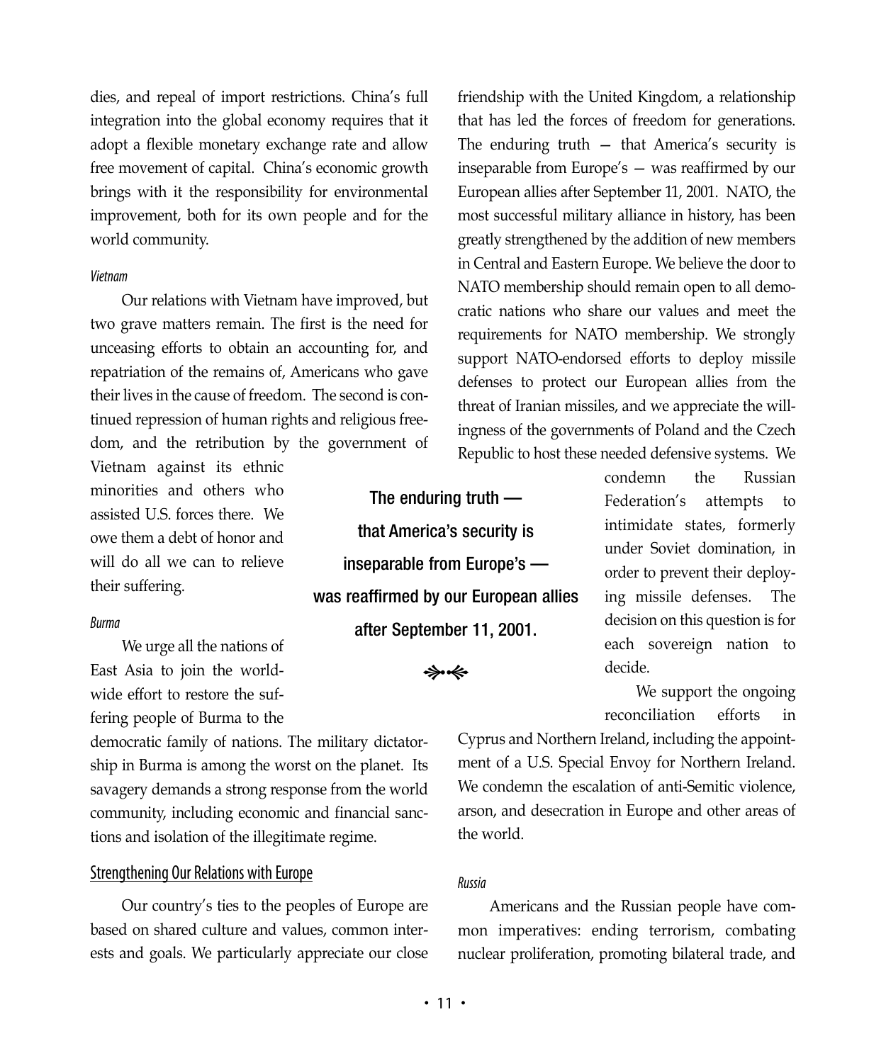dies, and repeal of import restrictions. China's full integration into the global economy requires that it adopt a flexible monetary exchange rate and allow free movement of capital. China's economic growth brings with it the responsibility for environmental improvement, both for its own people and for the world community.

*Vietnam*

Our relations with Vietnam have improved, but two grave matters remain. The first is the need for unceasing efforts to obtain an accounting for, and repatriation of the remains of, Americans who gave their lives in the cause of freedom. The second is continued repression of human rights and religious freedom, and the retribution by the government of Vietnam against its ethnic minorities and others who assisted U.S. forces there. We owe them a debt of honor and will do all we can to relieve their suffering.

*Burma*

We urge all the nations of East Asia to join the worldwide effort to restore the suffering people of Burma to the democratic family of nations. The military dictatorship in Burma is among the worst on the planet. Its savagery demands a strong response from the world community, including economic and financial sanctions and isolation of the illegitimate regime.

## Strengthening Our Relations with Europe

Our country's ties to the peoples of Europe are based on shared culture and values, common interests and goals. We particularly appreciate our close friendship with the United Kingdom, a relationship that has led the forces of freedom for generations. The enduring truth — that America's security is inseparable from Europe's — was reaffirmed by our European allies after September 11, 2001. NATO, the most successful military alliance in history, has been greatly strengthened by the addition of new members in Central and Eastern Europe. We believe the door to NATO membership should remain open to all democratic nations who share our values and meet the requirements for NATO membership. We strongly support NATO-endorsed efforts to deploy missile defenses to protect our European allies from the threat of Iranian missiles, and we appreciate the willingness of the governments of Poland and the Czech Republic to host these needed defensive systems. We condemn the Russian Federation's attempts to intimidate states, formerly under Soviet domination, in order to prevent their deploying missile defenses. The decision on this question is for each sovereign nation to decide.

**The enduring truth — that America's security is inseparable from Europe's — was reaffirmed by our European allies after September 11, 2001.**

We support the ongoing reconciliation efforts in Cyprus and Northern Ireland, including the appointment of a U.S. Special Envoy for Northern Ireland. We condemn the escalation of anti-Semitic violence, arson, and desecration in Europe and other areas of the world.

*Russia*

Americans and the Russian people have common imperatives: ending terrorism, combating nuclear proliferation, promoting bilateral trade, and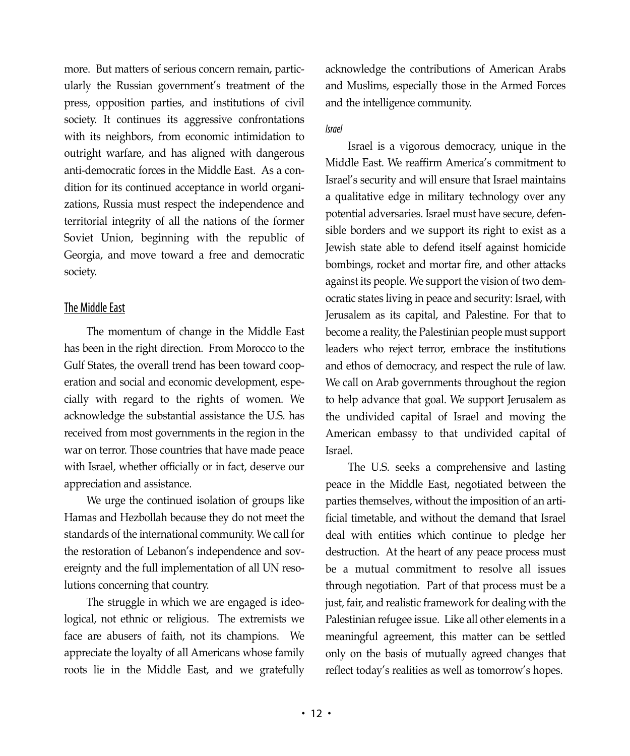more. But matters of serious concern remain, particularly the Russian government's treatment of the press, opposition parties, and institutions of civil society. It continues its aggressive confrontations with its neighbors, from economic intimidation to outright warfare, and has aligned with dangerous anti-democratic forces in the Middle East. As a condition for its continued acceptance in world organizations, Russia must respect the independence and territorial integrity of all the nations of the former Soviet Union, beginning with the republic of Georgia, and move toward a free and democratic society.

## The Middle East

The momentum of change in the Middle East has been in the right direction. From Morocco to the Gulf States, the overall trend has been toward cooperation and social and economic development, especially with regard to the rights of women. We acknowledge the substantial assistance the U.S. has received from most governments in the region in the war on terror. Those countries that have made peace with Israel, whether officially or in fact, deserve our appreciation and assistance.

We urge the continued isolation of groups like Hamas and Hezbollah because they do not meet the standards of the international community. We call for the restoration of Lebanon's independence and sovereignty and the full implementation of all UN resolutions concerning that country.

The struggle in which we are engaged is ideological, not ethnic or religious. The extremists we face are abusers of faith, not its champions. We appreciate the loyalty of all Americans whose family roots lie in the Middle East, and we gratefully acknowledge the contributions of American Arabs and Muslims, especially those in the Armed Forces and the intelligence community.

### *Israel*

Israel is a vigorous democracy, unique in the Middle East. We reaffirm America's commitment to Israel's security and will ensure that Israel maintains a qualitative edge in military technology over any potential adversaries. Israel must have secure, defensible borders and we support its right to exist as a Jewish state able to defend itself against homicide bombings, rocket and mortar fire, and other attacks against its people. We support the vision of two democratic states living in peace and security: Israel, with Jerusalem as its capital, and Palestine. For that to become a reality, the Palestinian people must support leaders who reject terror, embrace the institutions and ethos of democracy, and respect the rule of law. We call on Arab governments throughout the region to help advance that goal. We support Jerusalem as the undivided capital of Israel and moving the American embassy to that undivided capital of Israel.

The U.S. seeks a comprehensive and lasting peace in the Middle East, negotiated between the parties themselves, without the imposition of an artificial timetable, and without the demand that Israel deal with entities which continue to pledge her destruction. At the heart of any peace process must be a mutual commitment to resolve all issues through negotiation. Part of that process must be a just, fair, and realistic framework for dealing with the Palestinian refugee issue. Like all other elements in a meaningful agreement, this matter can be settled only on the basis of mutually agreed changes that reflect today's realities as well as tomorrow's hopes.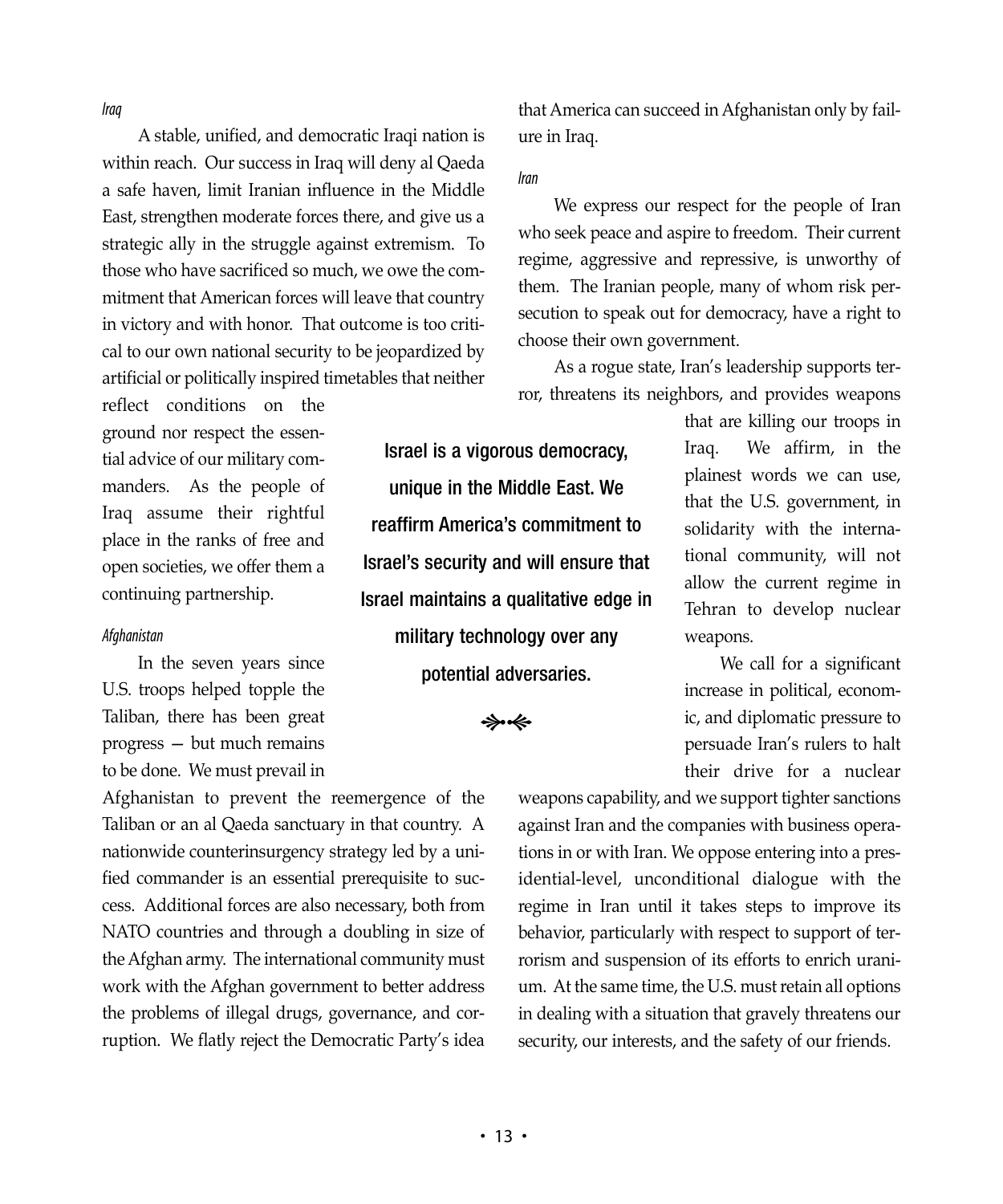*Iraq*

A stable, unified, and democratic Iraqi nation is within reach. Our success in Iraq will deny al Qaeda a safe haven, limit Iranian influence in the Middle East, strengthen moderate forces there, and give us a strategic ally in the struggle against extremism. To those who have sacrificed so much, we owe the commitment that American forces will leave that country in victory and with honor. That outcome is too critical to our own national security to be jeopardized by artificial or politically inspired timetables that neither reflect conditions on the ground nor respect the essential advice of our military commanders. As the people of Iraq assume their rightful place in the ranks of free and open societies, we offer them a continuing partnership.

*Afghanistan*

In the seven years since U.S. troops helped topple the Taliban, there has been great progress — but much remains to be done. We must prevail in Afghanistan to prevent the reemergence of the Taliban or an al Qaeda sanctuary in that country. A nationwide counterinsurgency strategy led by a unified commander is an essential prerequisite to success. Additional forces are also necessary, both from NATO countries and through a doubling in size of the Afghan army. The international community must work with the Afghan government to better address the problems of illegal drugs, governance, and corruption. We flatly reject the Democratic Party's idea that America can succeed in Afghanistan only by failure in Iraq.

*Iran*

We express our respect for the people of Iran who seek peace and aspire to freedom. Their current regime, aggressive and repressive, is unworthy of them. The Iranian people, many of whom risk persecution to speak out for democracy, have a right to choose their own government.

As a rogue state, Iran's leadership supports terror, threatens its neighbors, and provides weapons that are killing our troops in Iraq. We affirm, in the plainest words we can use, that the U.S. government, in solidarity with the international community, will not allow the current regime in Tehran to develop nuclear weapons.

We call for a significant increase in political, economic, and diplomatic pressure to persuade Iran's rulers to halt their drive for a nuclear weapons capability, and we support tighter sanctions against Iran and the companies with business operations in or with Iran. We oppose entering into a presidential-level, unconditional dialogue with the regime in Iran until it takes steps to improve its behavior, particularly with respect to support of terrorism and suspension of its efforts to enrich uranium. At the same time, the U.S. must retain all options in dealing with a situation that gravely threatens our security, our interests, and the safety of our friends.

**Israel is a vigorous democracy, unique in the Middle East. We reaffirm America's commitment to Israel's security and will ensure that Israel maintains a qualitative edge in military technology over any potential adversaries.**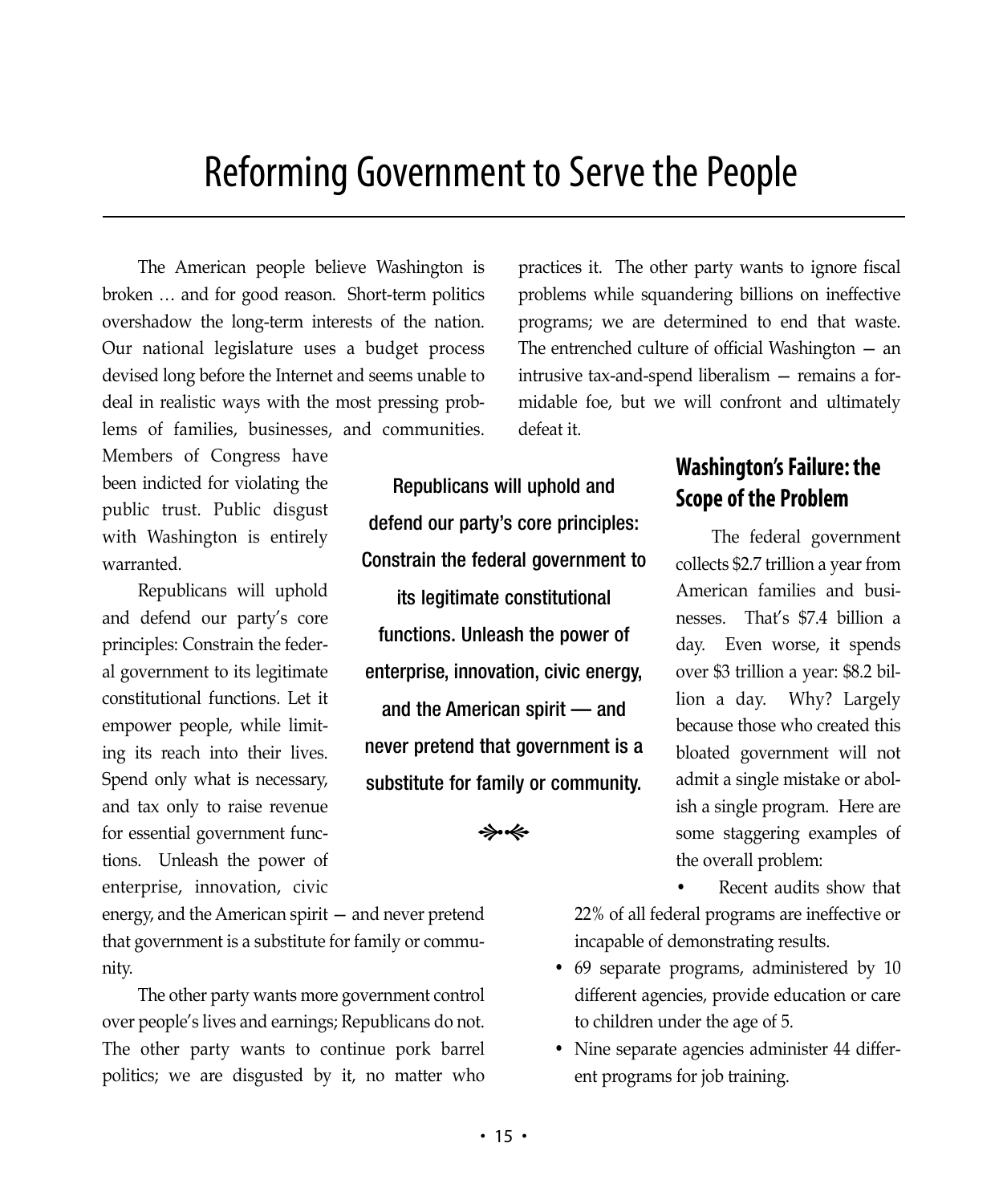# Reforming Government to Serve the People

The American people believe Washington is broken … and for good reason. Short-term politics overshadow the long-term interests of the nation. Our national legislature uses a budget process devised long before the Internet and seems unable to deal in realistic ways with the most pressing problems of families, businesses, and communities. Members of Congress have been indicted for violating the public trust. Public disgust with Washington is entirely warranted.

Republicans will uphold and defend our party's core principles: Constrain the federal government to its legitimate constitutional functions. Let it empower people, while limiting its reach into their lives. Spend only what is necessary, and tax only to raise revenue for essential government functions. Unleash the power of enterprise, innovation, civic energy, and the American spirit — and never pretend that government is a substitute for family or community.

The other party wants more government control over people's lives and earnings; Republicans do not. The other party wants to continue pork barrel politics; we are disgusted by it, no matter who practices it. The other party wants to ignore fiscal problems while squandering billions on ineffective programs; we are determined to end that waste. The entrenched culture of official Washington — an intrusive tax-and-spend liberalism — remains a formidable foe, but we will confront and ultimately defeat it.

**Republicans will uphold and defend our party's core principles: Constrain the federal government to its legitimate constitutional functions. Unleash the power of enterprise, innovation, civic energy, and the American spirit — and never pretend that government is a substitute for family or community.**

## Washington's Failure: the Scope of the Problem

The federal government collects $2.7 trillion a year from American families and businesses. That's $7.4 billion a day. Even worse, it spends over $3 trillion a year: $8.2 billion a day. Why? Largely because those who created this bloated government will not admit a single mistake or abolish a single program. Here are some staggering examples of the overall problem:

- Recent audits show that 22% of all federal programs are ineffective or incapable of demonstrating results.
- 69 separate programs, administered by 10 different agencies, provide education or care to children under the age of 5.
- Nine separate agencies administer 44 different programs for job training.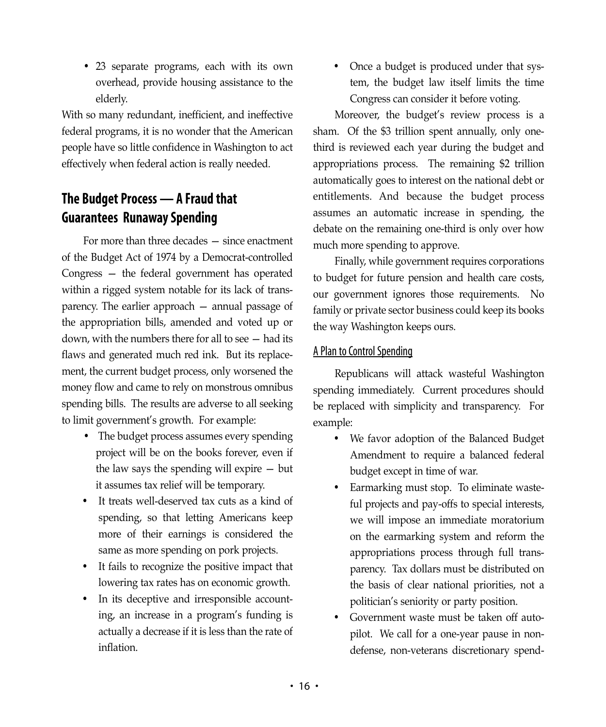- 23 separate programs, each with its own overhead, provide housing assistance to the elderly.

With so many redundant, inefficient, and ineffective federal programs, it is no wonder that the American people have so little confidence in Washington to act effectively when federal action is really needed.

## The Budget Process — A Fraud that Guarantees Runaway Spending

For more than three decades — since enactment of the Budget Act of 1974 by a Democrat-controlled Congress — the federal government has operated within a rigged system notable for its lack of transparency. The earlier approach — annual passage of the appropriation bills, amended and voted up or down, with the numbers there for all to see — had its flaws and generated much red ink. But its replacement, the current budget process, only worsened the money flow and came to rely on monstrous omnibus spending bills. The results are adverse to all seeking to limit government's growth. For example:

- The budget process assumes every spending project will be on the books forever, even if the law says the spending will expire — but it assumes tax relief will be temporary.
- It treats well-deserved tax cuts as a kind of spending, so that letting Americans keep more of their earnings is considered the same as more spending on pork projects.
- It fails to recognize the positive impact that lowering tax rates has on economic growth.
- In its deceptive and irresponsible accounting, an increase in a program's funding is actually a decrease if it is less than the rate of inflation.
- Once a budget is produced under that system, the budget law itself limits the time Congress can consider it before voting.

Moreover, the budget's review process is a sham. Of the $3 trillion spent annually, only one-third is reviewed each year during the budget and appropriations process. The remaining $2 trillion automatically goes to interest on the national debt or entitlements. And because the budget process assumes an automatic increase in spending, the debate on the remaining one-third is only over how much more spending to approve.

Finally, while government requires corporations to budget for future pension and health care costs, our government ignores those requirements. No family or private sector business could keep its books the way Washington keeps ours.

### A Plan to Control Spending

Republicans will attack wasteful Washington spending immediately. Current procedures should be replaced with simplicity and transparency. For example:

- We favor adoption of the Balanced Budget Amendment to require a balanced federal budget except in time of war.
- Earmarking must stop. To eliminate wasteful projects and pay-offs to special interests, we will impose an immediate moratorium on the earmarking system and reform the appropriations process through full transparency. Tax dollars must be distributed on the basis of clear national priorities, not a politician's seniority or party position.
- Government waste must be taken off autopilot. We call for a one-year pause in non-defense, non-veterans discretionary spend-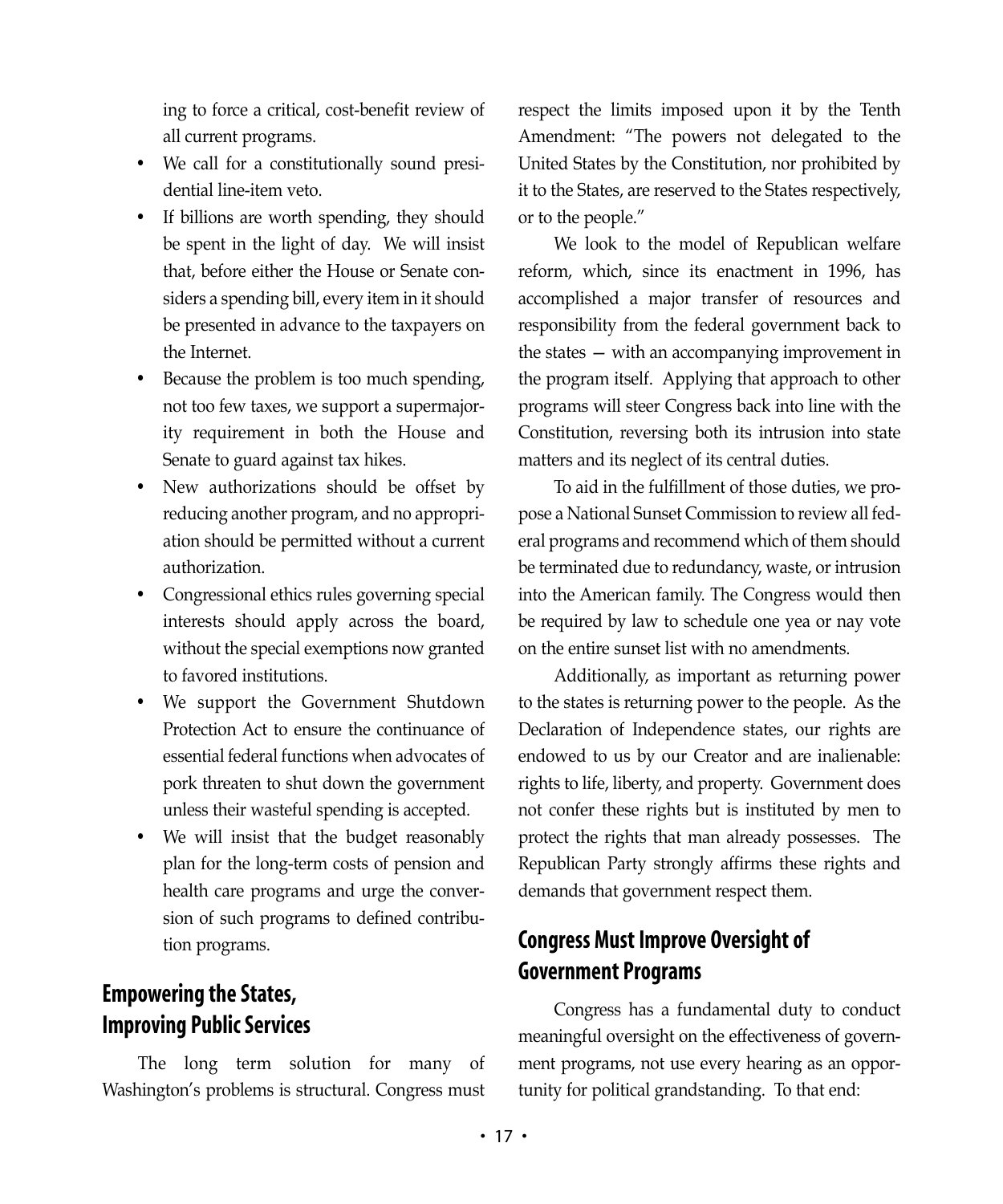ing to force a critical, cost-benefit review of all current programs.

- We call for a constitutionally sound presidential line-item veto.
- If billions are worth spending, they should be spent in the light of day. We will insist that, before either the House or Senate considers a spending bill, every item in it should be presented in advance to the taxpayers on the Internet.
- Because the problem is too much spending, not too few taxes, we support a supermajority requirement in both the House and Senate to guard against tax hikes.
- New authorizations should be offset by reducing another program, and no appropriation should be permitted without a current authorization.
- Congressional ethics rules governing special interests should apply across the board, without the special exemptions now granted to favored institutions.
- We support the Government Shutdown Protection Act to ensure the continuance of essential federal functions when advocates of pork threaten to shut down the government unless their wasteful spending is accepted.
- We will insist that the budget reasonably plan for the long-term costs of pension and health care programs and urge the conversion of such programs to defined contribution programs.

## Empowering the States, Improving Public Services

The long term solution for many of Washington's problems is structural. Congress must respect the limits imposed upon it by the Tenth Amendment: "The powers not delegated to the United States by the Constitution, nor prohibited by it to the States, are reserved to the States respectively, or to the people."

We look to the model of Republican welfare reform, which, since its enactment in 1996, has accomplished a major transfer of resources and responsibility from the federal government back to the states — with an accompanying improvement in the program itself. Applying that approach to other programs will steer Congress back into line with the Constitution, reversing both its intrusion into state matters and its neglect of its central duties.

To aid in the fulfillment of those duties, we propose a National Sunset Commission to review all federal programs and recommend which of them should be terminated due to redundancy, waste, or intrusion into the American family. The Congress would then be required by law to schedule one yea or nay vote on the entire sunset list with no amendments.

Additionally, as important as returning power to the states is returning power to the people. As the Declaration of Independence states, our rights are endowed to us by our Creator and are inalienable: rights to life, liberty, and property. Government does not confer these rights but is instituted by men to protect the rights that man already possesses. The Republican Party strongly affirms these rights and demands that government respect them.

## Congress Must Improve Oversight of Government Programs

Congress has a fundamental duty to conduct meaningful oversight on the effectiveness of government programs, not use every hearing as an opportunity for political grandstanding. To that end: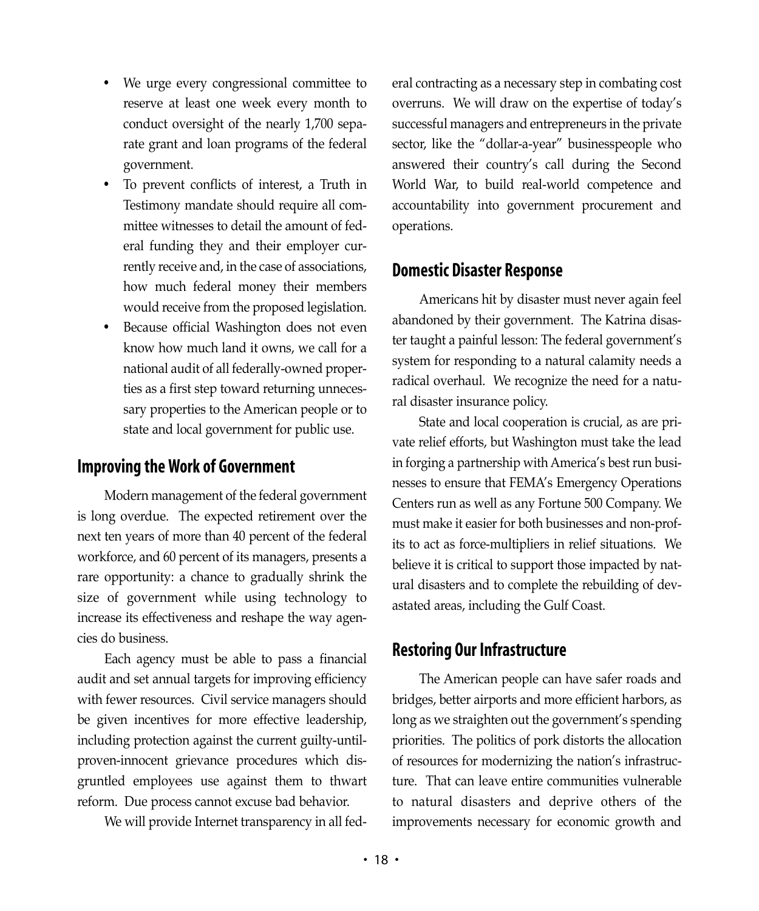- We urge every congressional committee to reserve at least one week every month to conduct oversight of the nearly 1,700 separate grant and loan programs of the federal government.
- To prevent conflicts of interest, a Truth in Testimony mandate should require all committee witnesses to detail the amount of federal funding they and their employer currently receive and, in the case of associations, how much federal money their members would receive from the proposed legislation.
- Because official Washington does not even know how much land it owns, we call for a national audit of all federally-owned properties as a first step toward returning unnecessary properties to the American people or to state and local government for public use.

## Improving the Work of Government

Modern management of the federal government is long overdue. The expected retirement over the next ten years of more than 40 percent of the federal workforce, and 60 percent of its managers, presents a rare opportunity: a chance to gradually shrink the size of government while using technology to increase its effectiveness and reshape the way agencies do business.

Each agency must be able to pass a financial audit and set annual targets for improving efficiency with fewer resources. Civil service managers should be given incentives for more effective leadership, including protection against the current guilty-until-proven-innocent grievance procedures which disgruntled employees use against them to thwart reform. Due process cannot excuse bad behavior.

We will provide Internet transparency in all federal contracting as a necessary step in combating cost overruns. We will draw on the expertise of today's successful managers and entrepreneurs in the private sector, like the "dollar-a-year" businesspeople who answered their country's call during the Second World War, to build real-world competence and accountability into government procurement and operations.

## Domestic Disaster Response

Americans hit by disaster must never again feel abandoned by their government. The Katrina disaster taught a painful lesson: The federal government's system for responding to a natural calamity needs a radical overhaul. We recognize the need for a natural disaster insurance policy.

State and local cooperation is crucial, as are private relief efforts, but Washington must take the lead in forging a partnership with America's best run businesses to ensure that FEMA's Emergency Operations Centers run as well as any Fortune 500 Company. We must make it easier for both businesses and non-profits to act as force-multipliers in relief situations. We believe it is critical to support those impacted by natural disasters and to complete the rebuilding of devastated areas, including the Gulf Coast.

## Restoring Our Infrastructure

The American people can have safer roads and bridges, better airports and more efficient harbors, as long as we straighten out the government's spending priorities. The politics of pork distorts the allocation of resources for modernizing the nation's infrastructure. That can leave entire communities vulnerable to natural disasters and deprive others of the improvements necessary for economic growth and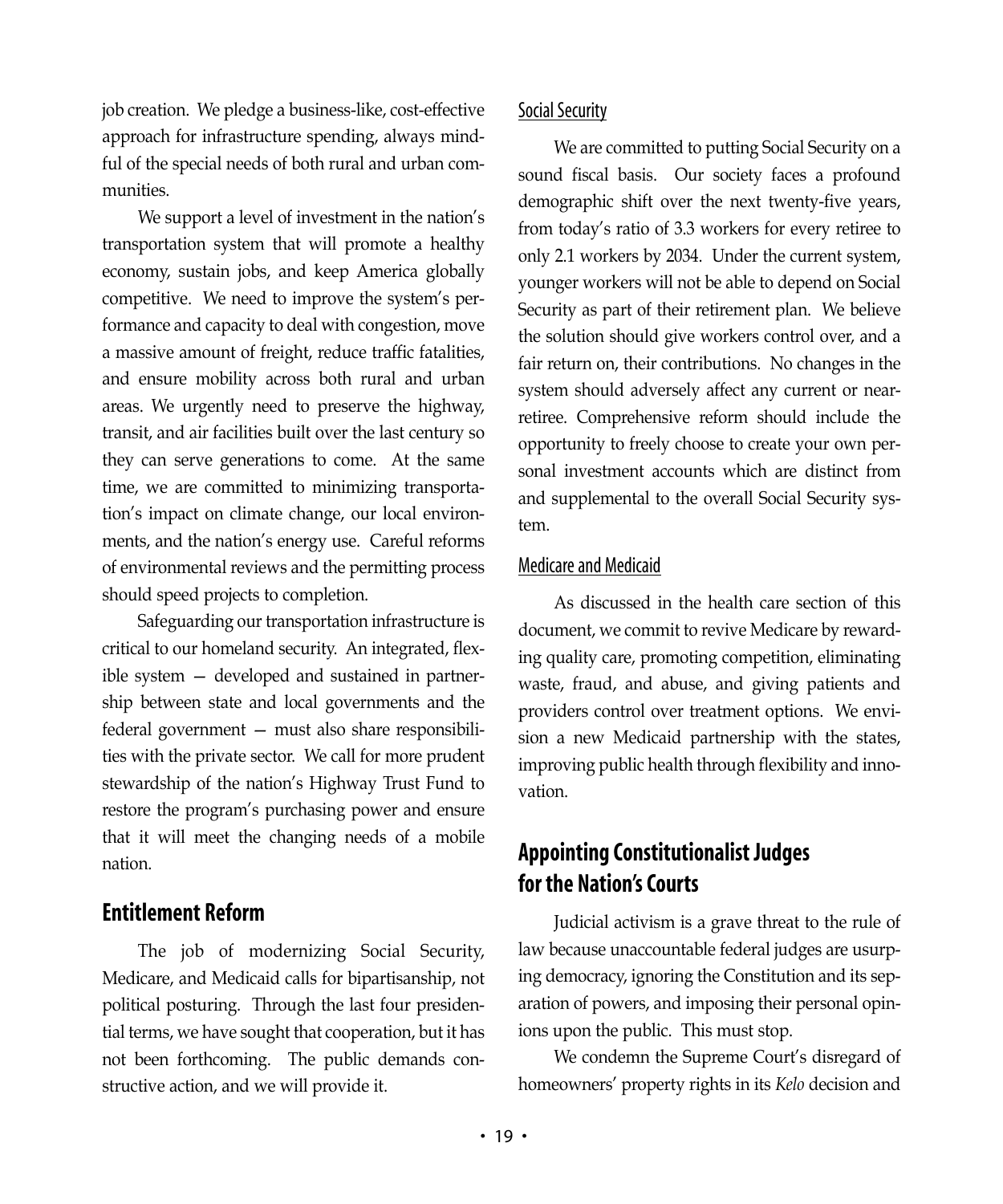job creation. We pledge a business-like, cost-effective approach for infrastructure spending, always mindful of the special needs of both rural and urban communities.

We support a level of investment in the nation's transportation system that will promote a healthy economy, sustain jobs, and keep America globally competitive. We need to improve the system's performance and capacity to deal with congestion, move a massive amount of freight, reduce traffic fatalities, and ensure mobility across both rural and urban areas. We urgently need to preserve the highway, transit, and air facilities built over the last century so they can serve generations to come. At the same time, we are committed to minimizing transportation's impact on climate change, our local environments, and the nation's energy use. Careful reforms of environmental reviews and the permitting process should speed projects to completion.

Safeguarding our transportation infrastructure is critical to our homeland security. An integrated, flexible system — developed and sustained in partnership between state and local governments and the federal government — must also share responsibilities with the private sector. We call for more prudent stewardship of the nation's Highway Trust Fund to restore the program's purchasing power and ensure that it will meet the changing needs of a mobile nation.

## Entitlement Reform

The job of modernizing Social Security, Medicare, and Medicaid calls for bipartisanship, not political posturing. Through the last four presidential terms, we have sought that cooperation, but it has not been forthcoming. The public demands constructive action, and we will provide it.

### Social Security

We are committed to putting Social Security on a sound fiscal basis. Our society faces a profound demographic shift over the next twenty-five years, from today's ratio of 3.3 workers for every retiree to only 2.1 workers by 2034. Under the current system, younger workers will not be able to depend on Social Security as part of their retirement plan. We believe the solution should give workers control over, and a fair return on, their contributions. No changes in the system should adversely affect any current or near-retiree. Comprehensive reform should include the opportunity to freely choose to create your own personal investment accounts which are distinct from and supplemental to the overall Social Security system.

### Medicare and Medicaid

As discussed in the health care section of this document, we commit to revive Medicare by rewarding quality care, promoting competition, eliminating waste, fraud, and abuse, and giving patients and providers control over treatment options. We envision a new Medicaid partnership with the states, improving public health through flexibility and innovation.

## Appointing Constitutionalist Judges for the Nation's Courts

Judicial activism is a grave threat to the rule of law because unaccountable federal judges are usurping democracy, ignoring the Constitution and its separation of powers, and imposing their personal opinions upon the public. This must stop.

We condemn the Supreme Court's disregard of homeowners' property rights in its *Kelo* decision and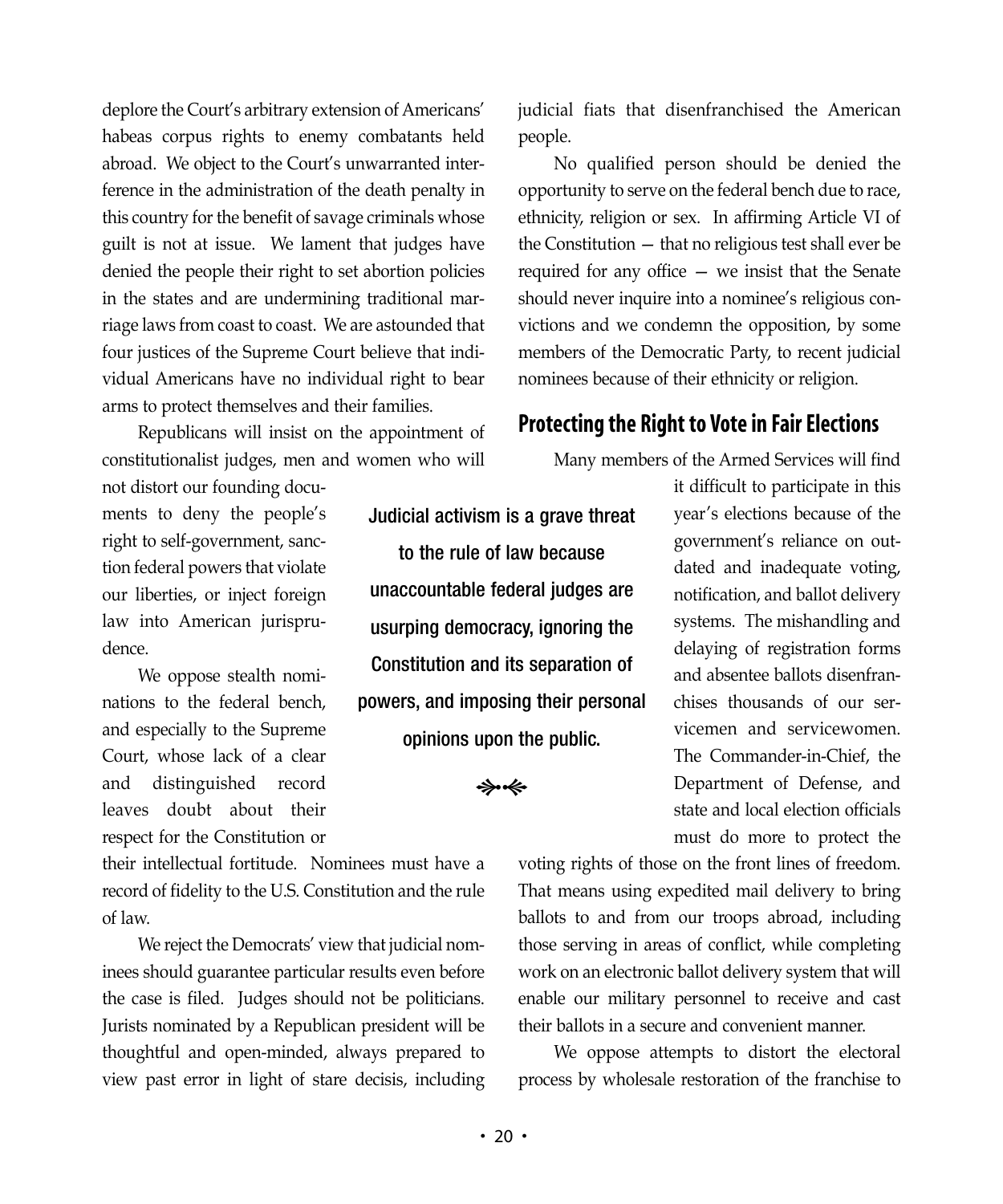deplore the Court's arbitrary extension of Americans' habeas corpus rights to enemy combatants held abroad. We object to the Court's unwarranted interference in the administration of the death penalty in this country for the benefit of savage criminals whose guilt is not at issue. We lament that judges have denied the people their right to set abortion policies in the states and are undermining traditional marriage laws from coast to coast. We are astounded that four justices of the Supreme Court believe that individual Americans have no individual right to bear arms to protect themselves and their families.

Republicans will insist on the appointment of constitutionalist judges, men and women who will not distort our founding documents to deny the people's right to self-government, sanction federal powers that violate our liberties, or inject foreign law into American jurisprudence.

We oppose stealth nominations to the federal bench, and especially to the Supreme Court, whose lack of a clear and distinguished record leaves doubt about their respect for the Constitution or their intellectual fortitude. Nominees must have a record of fidelity to the U.S. Constitution and the rule of law.

We reject the Democrats' view that judicial nominees should guarantee particular results even before the case is filed. Judges should not be politicians. Jurists nominated by a Republican president will be thoughtful and open-minded, always prepared to view past error in light of stare decisis, including judicial fiats that disenfranchised the American people.

No qualified person should be denied the opportunity to serve on the federal bench due to race, ethnicity, religion or sex. In affirming Article VI of the Constitution — that no religious test shall ever be required for any office — we insist that the Senate should never inquire into a nominee's religious convictions and we condemn the opposition, by some members of the Democratic Party, to recent judicial nominees because of their ethnicity or religion.

> Judicial activism is a grave threat to the rule of law because unaccountable federal judges are usurping democracy, ignoring the Constitution and its separation of powers, and imposing their personal opinions upon the public.

## Protecting the Right to Vote in Fair Elections

Many members of the Armed Services will find it difficult to participate in this year's elections because of the government's reliance on outdated and inadequate voting, notification, and ballot delivery systems. The mishandling and delaying of registration forms and absentee ballots disenfranchises thousands of our servicemen and servicewomen. The Commander-in-Chief, the Department of Defense, and state and local election officials must do more to protect the voting rights of those on the front lines of freedom. That means using expedited mail delivery to bring ballots to and from our troops abroad, including those serving in areas of conflict, while completing work on an electronic ballot delivery system that will enable our military personnel to receive and cast their ballots in a secure and convenient manner.

We oppose attempts to distort the electoral process by wholesale restoration of the franchise to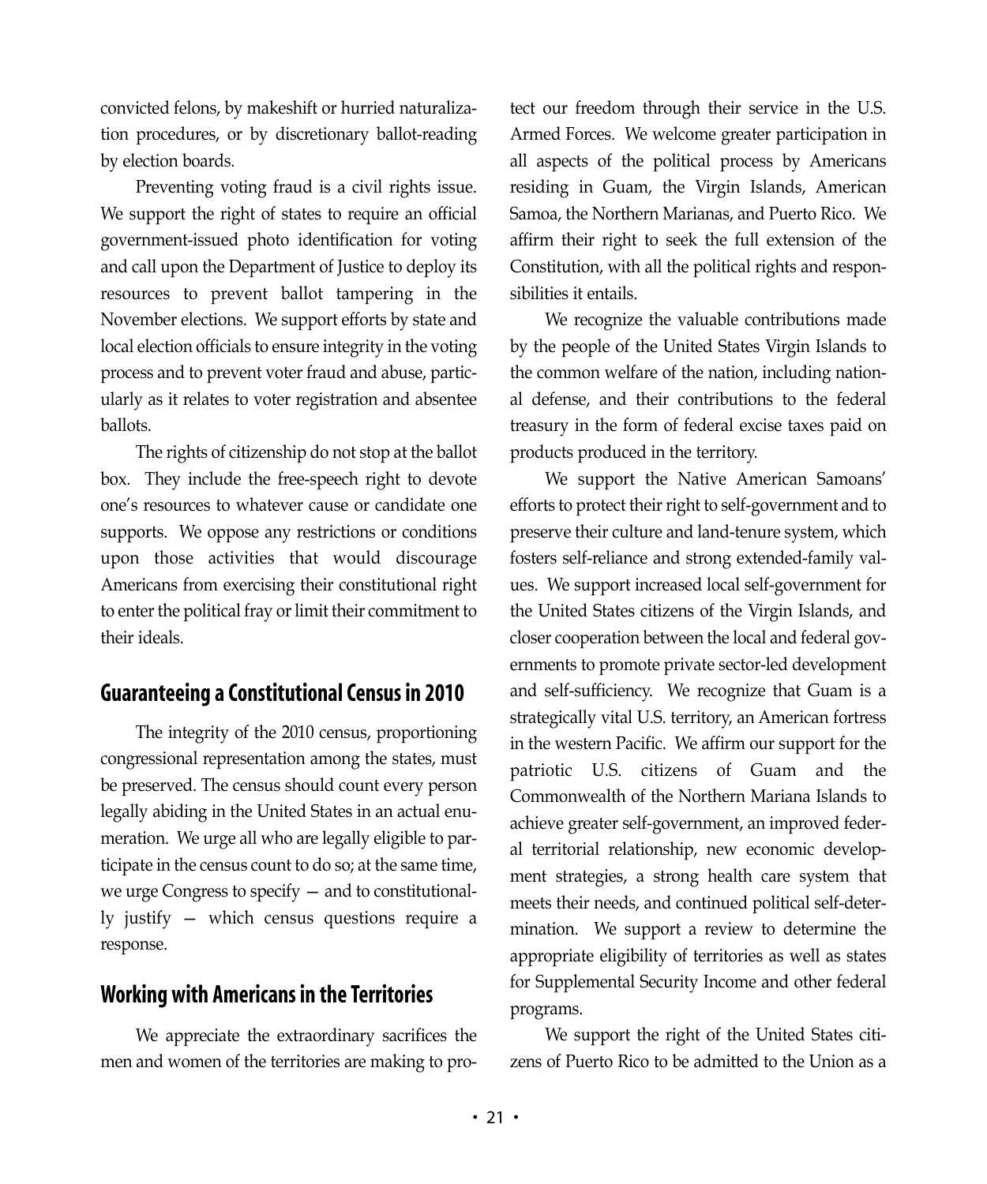convicted felons, by makeshift or hurried naturalization procedures, or by discretionary ballot-reading by election boards.

Preventing voting fraud is a civil rights issue. We support the right of states to require an official government-issued photo identification for voting and call upon the Department of Justice to deploy its resources to prevent ballot tampering in the November elections. We support efforts by state and local election officials to ensure integrity in the voting process and to prevent voter fraud and abuse, particularly as it relates to voter registration and absentee ballots.

The rights of citizenship do not stop at the ballot box. They include the free-speech right to devote one's resources to whatever cause or candidate one supports. We oppose any restrictions or conditions upon those activities that would discourage Americans from exercising their constitutional right to enter the political fray or limit their commitment to their ideals.

## Guaranteeing a Constitutional Census in 2010

The integrity of the 2010 census, proportioning congressional representation among the states, must be preserved. The census should count every person legally abiding in the United States in an actual enumeration. We urge all who are legally eligible to participate in the census count to do so; at the same time, we urge Congress to specify — and to constitutionally justify — which census questions require a response.

## Working with Americans in the Territories

We appreciate the extraordinary sacrifices the men and women of the territories are making to protect our freedom through their service in the U.S. Armed Forces. We welcome greater participation in all aspects of the political process by Americans residing in Guam, the Virgin Islands, American Samoa, the Northern Marianas, and Puerto Rico. We affirm their right to seek the full extension of the Constitution, with all the political rights and responsibilities it entails.

We recognize the valuable contributions made by the people of the United States Virgin Islands to the common welfare of the nation, including national defense, and their contributions to the federal treasury in the form of federal excise taxes paid on products produced in the territory.

We support the Native American Samoans' efforts to protect their right to self-government and to preserve their culture and land-tenure system, which fosters self-reliance and strong extended-family values. We support increased local self-government for the United States citizens of the Virgin Islands, and closer cooperation between the local and federal governments to promote private sector-led development and self-sufficiency. We recognize that Guam is a strategically vital U.S. territory, an American fortress in the western Pacific. We affirm our support for the patriotic U.S. citizens of Guam and the Commonwealth of the Northern Mariana Islands to achieve greater self-government, an improved federal territorial relationship, new economic development strategies, a strong health care system that meets their needs, and continued political self-determination. We support a review to determine the appropriate eligibility of territories as well as states for Supplemental Security Income and other federal programs.

We support the right of the United States citizens of Puerto Rico to be admitted to the Union as a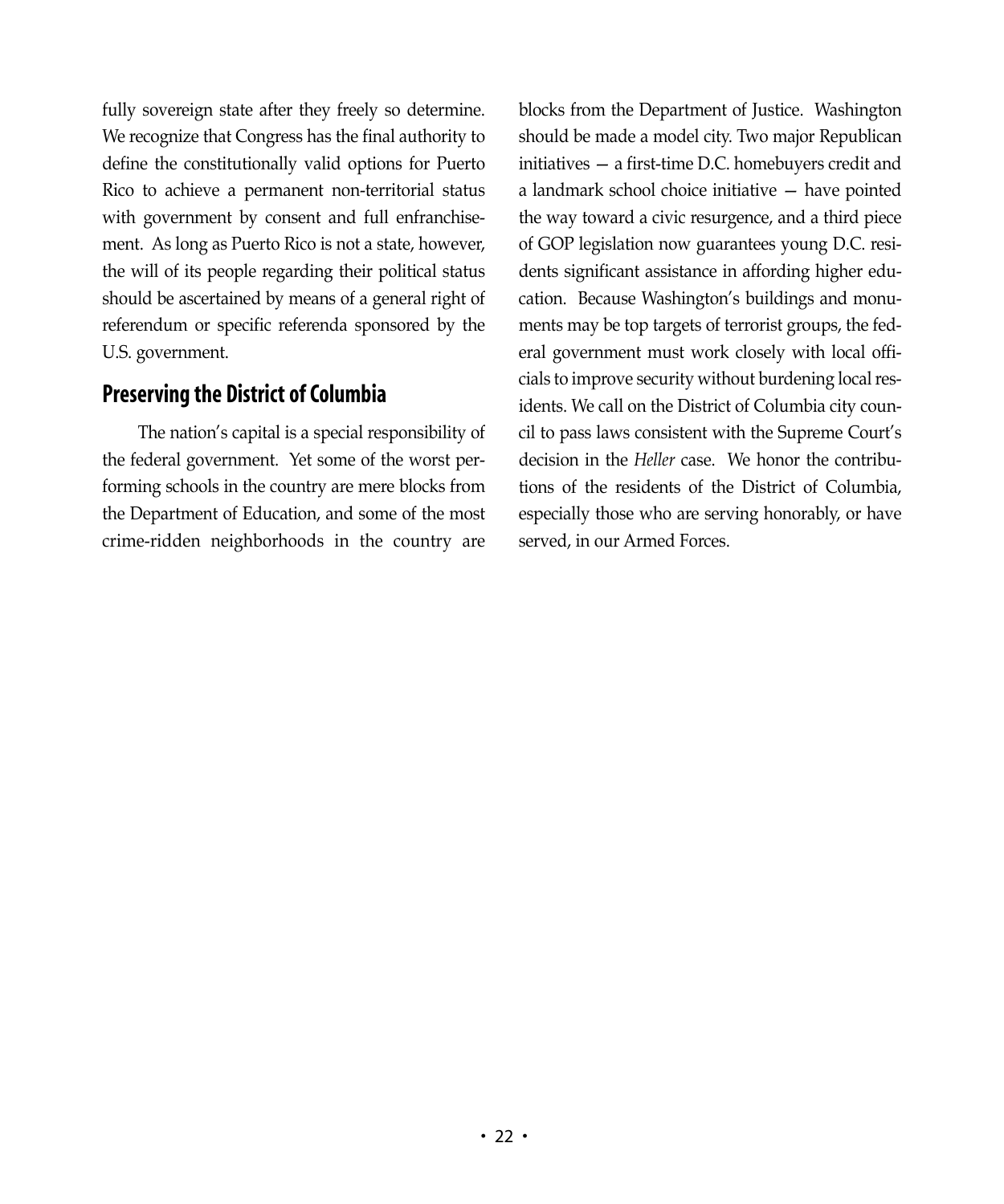fully sovereign state after they freely so determine. We recognize that Congress has the final authority to define the constitutionally valid options for Puerto Rico to achieve a permanent non-territorial status with government by consent and full enfranchisement. As long as Puerto Rico is not a state, however, the will of its people regarding their political status should be ascertained by means of a general right of referendum or specific referenda sponsored by the U.S. government.

## Preserving the District of Columbia

The nation's capital is a special responsibility of the federal government. Yet some of the worst performing schools in the country are mere blocks from the Department of Education, and some of the most crime-ridden neighborhoods in the country are blocks from the Department of Justice. Washington should be made a model city. Two major Republican initiatives — a first-time D.C. homebuyers credit and a landmark school choice initiative — have pointed the way toward a civic resurgence, and a third piece of GOP legislation now guarantees young D.C. residents significant assistance in affording higher education. Because Washington's buildings and monuments may be top targets of terrorist groups, the federal government must work closely with local officials to improve security without burdening local residents. We call on the District of Columbia city council to pass laws consistent with the Supreme Court's decision in the *Heller* case. We honor the contributions of the residents of the District of Columbia, especially those who are serving honorably, or have served, in our Armed Forces.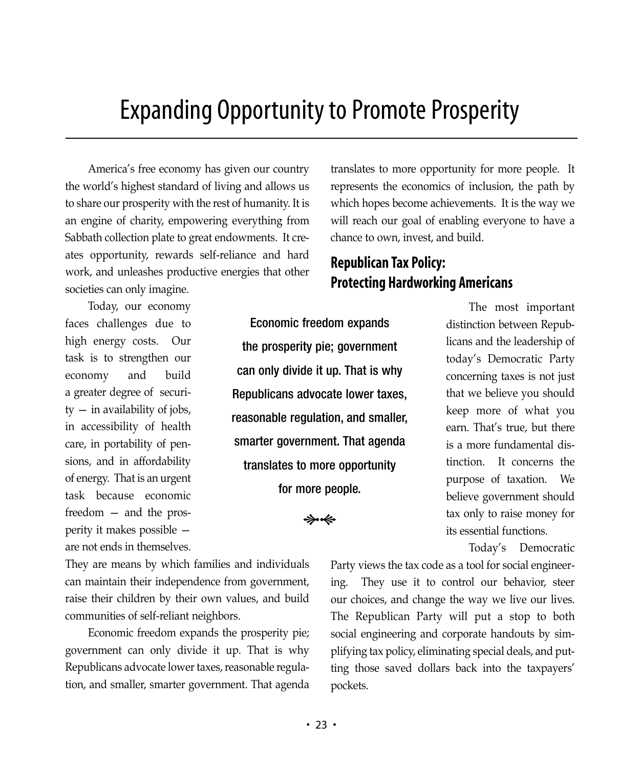# Expanding Opportunity to Promote Prosperity

America's free economy has given our country the world's highest standard of living and allows us to share our prosperity with the rest of humanity. It is an engine of charity, empowering everything from Sabbath collection plate to great endowments. It creates opportunity, rewards self-reliance and hard work, and unleashes productive energies that other societies can only imagine.

Today, our economy faces challenges due to high energy costs. Our task is to strengthen our economy and build a greater degree of security — in availability of jobs, in accessibility of health care, in portability of pensions, and in affordability of energy. That is an urgent task because economic freedom — and the prosperity it makes possible — are not ends in themselves. They are means by which families and individuals can maintain their independence from government, raise their children by their own values, and build communities of self-reliant neighbors.

Economic freedom expands the prosperity pie; government can only divide it up. That is why Republicans advocate lower taxes, reasonable regulation, and smaller, smarter government. That agenda translates to more opportunity for more people. It represents the economics of inclusion, the path by which hopes become achievements. It is the way we will reach our goal of enabling everyone to have a chance to own, invest, and build.

> Economic freedom expands the prosperity pie; government can only divide it up. That is why Republicans advocate lower taxes, reasonable regulation, and smaller, smarter government. That agenda translates to more opportunity for more people.

## Republican Tax Policy: Protecting Hardworking Americans

The most important distinction between Republicans and the leadership of today's Democratic Party concerning taxes is not just that we believe you should keep more of what you earn. That's true, but there is a more fundamental distinction. It concerns the purpose of taxation. We believe government should tax only to raise money for its essential functions.

Today's Democratic Party views the tax code as a tool for social engineering. They use it to control our behavior, steer our choices, and change the way we live our lives. The Republican Party will put a stop to both social engineering and corporate handouts by simplifying tax policy, eliminating special deals, and putting those saved dollars back into the taxpayers' pockets.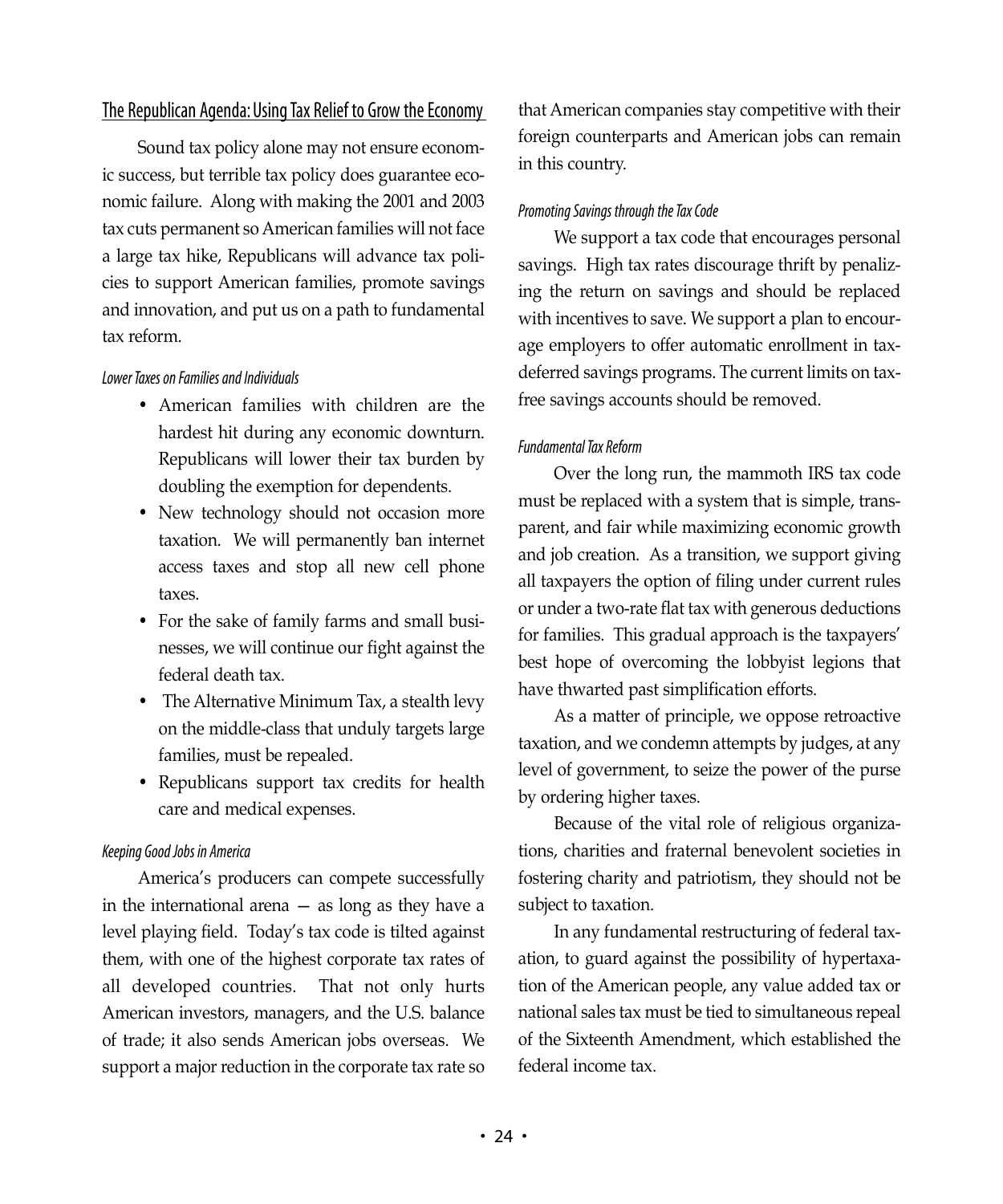## The Republican Agenda: Using Tax Relief to Grow the Economy

Sound tax policy alone may not ensure economic success, but terrible tax policy does guarantee economic failure. Along with making the 2001 and 2003 tax cuts permanent so American families will not face a large tax hike, Republicans will advance tax policies to support American families, promote savings and innovation, and put us on a path to fundamental tax reform.

### *Lower Taxes on Families and Individuals*

- American families with children are the hardest hit during any economic downturn. Republicans will lower their tax burden by doubling the exemption for dependents.
- New technology should not occasion more taxation. We will permanently ban internet access taxes and stop all new cell phone taxes.
- For the sake of family farms and small businesses, we will continue our fight against the federal death tax.
- The Alternative Minimum Tax, a stealth levy on the middle-class that unduly targets large families, must be repealed.
- Republicans support tax credits for health care and medical expenses.

### *Keeping Good Jobs in America*

America's producers can compete successfully in the international arena — as long as they have a level playing field. Today's tax code is tilted against them, with one of the highest corporate tax rates of all developed countries. That not only hurts American investors, managers, and the U.S. balance of trade; it also sends American jobs overseas. We support a major reduction in the corporate tax rate so that American companies stay competitive with their foreign counterparts and American jobs can remain in this country.

### *Promoting Savings through the Tax Code*

We support a tax code that encourages personal savings. High tax rates discourage thrift by penalizing the return on savings and should be replaced with incentives to save. We support a plan to encourage employers to offer automatic enrollment in tax-deferred savings programs. The current limits on tax-free savings accounts should be removed.

### *Fundamental Tax Reform*

Over the long run, the mammoth IRS tax code must be replaced with a system that is simple, transparent, and fair while maximizing economic growth and job creation. As a transition, we support giving all taxpayers the option of filing under current rules or under a two-rate flat tax with generous deductions for families. This gradual approach is the taxpayers' best hope of overcoming the lobbyist legions that have thwarted past simplification efforts.

As a matter of principle, we oppose retroactive taxation, and we condemn attempts by judges, at any level of government, to seize the power of the purse by ordering higher taxes.

Because of the vital role of religious organizations, charities and fraternal benevolent societies in fostering charity and patriotism, they should not be subject to taxation.

In any fundamental restructuring of federal taxation, to guard against the possibility of hypertaxation of the American people, any value added tax or national sales tax must be tied to simultaneous repeal of the Sixteenth Amendment, which established the federal income tax.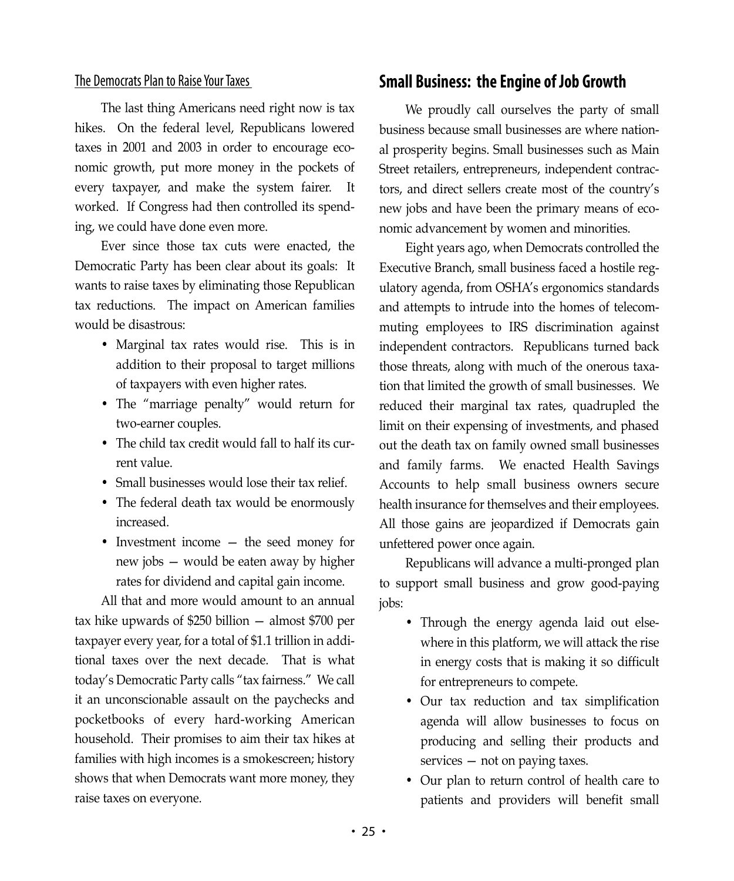### The Democrats Plan to Raise Your Taxes

The last thing Americans need right now is tax hikes. On the federal level, Republicans lowered taxes in 2001 and 2003 in order to encourage economic growth, put more money in the pockets of every taxpayer, and make the system fairer. It worked. If Congress had then controlled its spending, we could have done even more.

Ever since those tax cuts were enacted, the Democratic Party has been clear about its goals: It wants to raise taxes by eliminating those Republican tax reductions. The impact on American families would be disastrous:

- Marginal tax rates would rise. This is in addition to their proposal to target millions of taxpayers with even higher rates.
- The "marriage penalty" would return for two-earner couples.
- The child tax credit would fall to half its current value.
- Small businesses would lose their tax relief.
- The federal death tax would be enormously increased.
- Investment income — the seed money for new jobs — would be eaten away by higher rates for dividend and capital gain income.

All that and more would amount to an annual tax hike upwards of $250 billion — almost $700 per taxpayer every year, for a total of $1.1 trillion in additional taxes over the next decade. That is what today's Democratic Party calls "tax fairness." We call it an unconscionable assault on the paychecks and pocketbooks of every hard-working American household. Their promises to aim their tax hikes at families with high incomes is a smokescreen; history shows that when Democrats want more money, they raise taxes on everyone.

## Small Business: the Engine of Job Growth

We proudly call ourselves the party of small business because small businesses are where national prosperity begins. Small businesses such as Main Street retailers, entrepreneurs, independent contractors, and direct sellers create most of the country's new jobs and have been the primary means of economic advancement by women and minorities.

Eight years ago, when Democrats controlled the Executive Branch, small business faced a hostile regulatory agenda, from OSHA's ergonomics standards and attempts to intrude into the homes of telecommuting employees to IRS discrimination against independent contractors. Republicans turned back those threats, along with much of the onerous taxation that limited the growth of small businesses. We reduced their marginal tax rates, quadrupled the limit on their expensing of investments, and phased out the death tax on family owned small businesses and family farms. We enacted Health Savings Accounts to help small business owners secure health insurance for themselves and their employees. All those gains are jeopardized if Democrats gain unfettered power once again.

Republicans will advance a multi-pronged plan to support small business and grow good-paying jobs:

- Through the energy agenda laid out elsewhere in this platform, we will attack the rise in energy costs that is making it so difficult for entrepreneurs to compete.
- Our tax reduction and tax simplification agenda will allow businesses to focus on producing and selling their products and services — not on paying taxes.
- Our plan to return control of health care to patients and providers will benefit small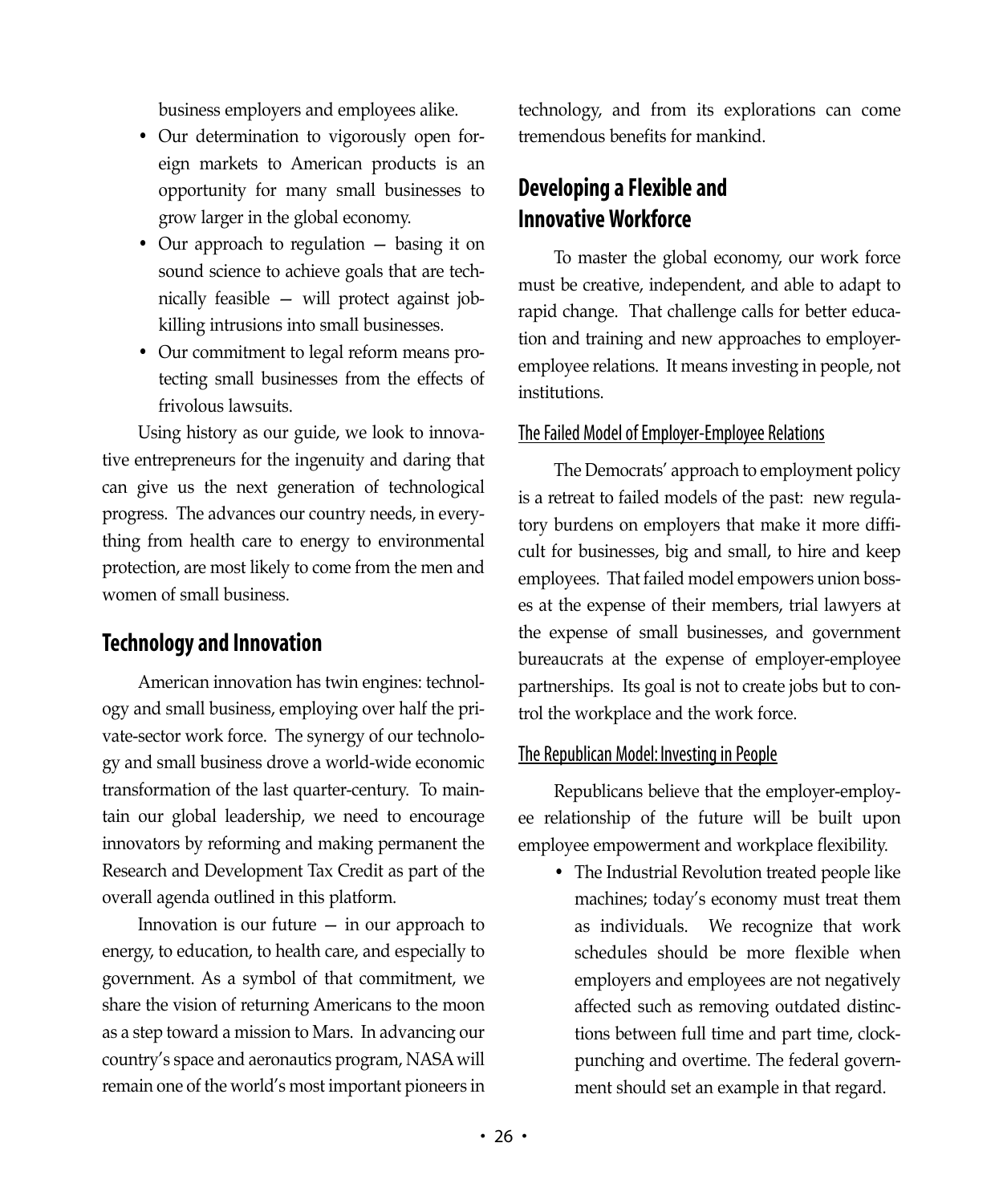business employers and employees alike.

- Our determination to vigorously open foreign markets to American products is an opportunity for many small businesses to grow larger in the global economy.
- Our approach to regulation — basing it on sound science to achieve goals that are technically feasible — will protect against job-killing intrusions into small businesses.
- Our commitment to legal reform means protecting small businesses from the effects of frivolous lawsuits.

Using history as our guide, we look to innovative entrepreneurs for the ingenuity and daring that can give us the next generation of technological progress. The advances our country needs, in everything from health care to energy to environmental protection, are most likely to come from the men and women of small business.

## Technology and Innovation

American innovation has twin engines: technology and small business, employing over half the private-sector work force. The synergy of our technology and small business drove a world-wide economic transformation of the last quarter-century. To maintain our global leadership, we need to encourage innovators by reforming and making permanent the Research and Development Tax Credit as part of the overall agenda outlined in this platform.

Innovation is our future — in our approach to energy, to education, to health care, and especially to government. As a symbol of that commitment, we share the vision of returning Americans to the moon as a step toward a mission to Mars. In advancing our country's space and aeronautics program, NASA will remain one of the world's most important pioneers in technology, and from its explorations can come tremendous benefits for mankind.

## Developing a Flexible and Innovative Workforce

To master the global economy, our work force must be creative, independent, and able to adapt to rapid change. That challenge calls for better education and training and new approaches to employer-employee relations. It means investing in people, not institutions.

### The Failed Model of Employer-Employee Relations

The Democrats' approach to employment policy is a retreat to failed models of the past: new regulatory burdens on employers that make it more difficult for businesses, big and small, to hire and keep employees. That failed model empowers union bosses at the expense of their members, trial lawyers at the expense of small businesses, and government bureaucrats at the expense of employer-employee partnerships. Its goal is not to create jobs but to control the workplace and the work force.

### The Republican Model: Investing in People

Republicans believe that the employer-employee relationship of the future will be built upon employee empowerment and workplace flexibility.

- The Industrial Revolution treated people like machines; today's economy must treat them as individuals. We recognize that work schedules should be more flexible when employers and employees are not negatively affected such as removing outdated distinctions between full time and part time, clock-punching and overtime. The federal government should set an example in that regard.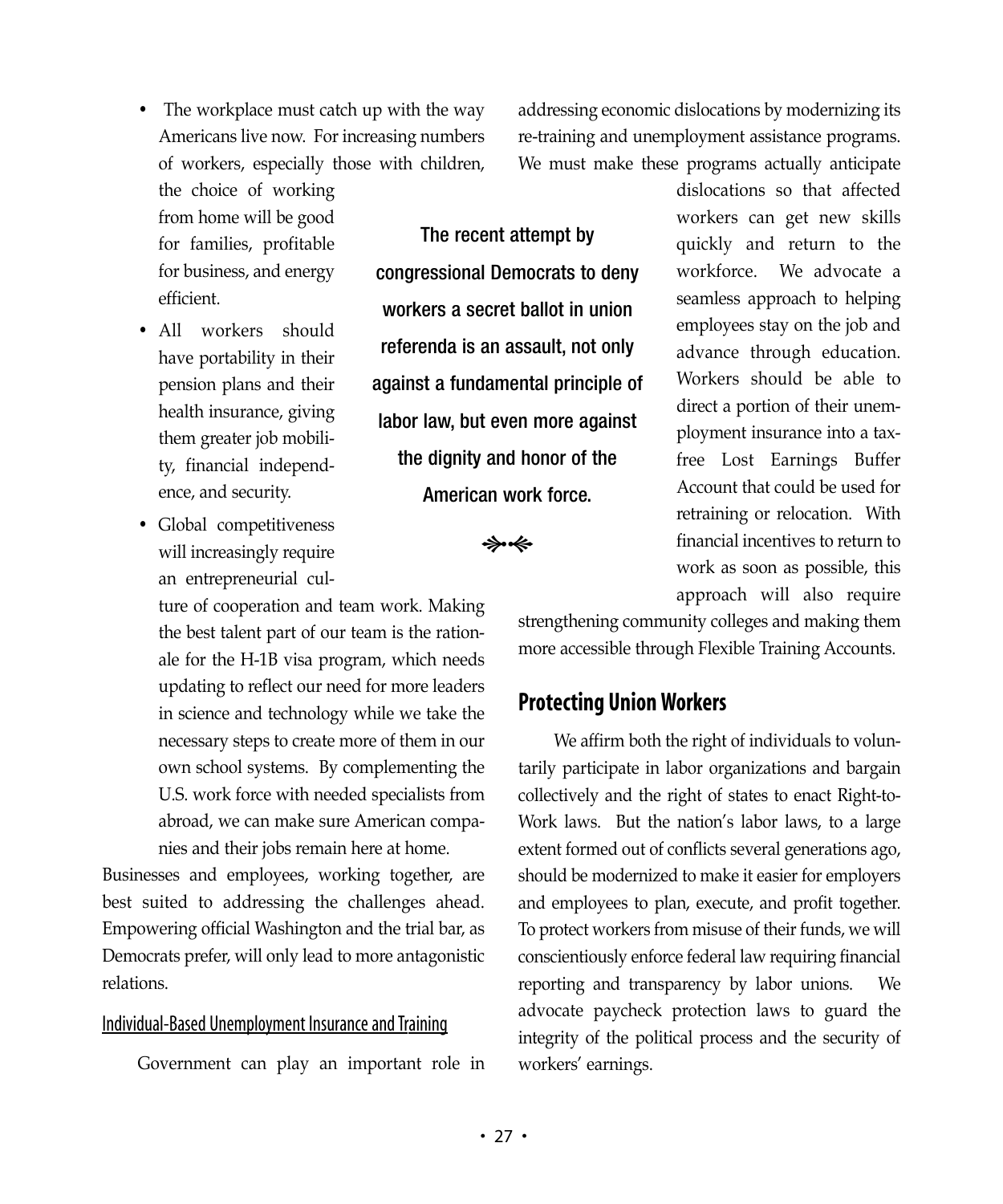- The workplace must catch up with the way Americans live now. For increasing numbers of workers, especially those with children, the choice of working from home will be good for families, profitable for business, and energy efficient.
- All workers should have portability in their pension plans and their health insurance, giving them greater job mobility, financial independence, and security.
- Global competitiveness will increasingly require an entrepreneurial culture of cooperation and team work. Making the best talent part of our team is the rationale for the H-1B visa program, which needs updating to reflect our need for more leaders in science and technology while we take the necessary steps to create more of them in our own school systems. By complementing the U.S. work force with needed specialists from abroad, we can make sure American companies and their jobs remain here at home.

Businesses and employees, working together, are best suited to addressing the challenges ahead. Empowering official Washington and the trial bar, as Democrats prefer, will only lead to more antagonistic relations.

### Individual-Based Unemployment Insurance and Training

Government can play an important role in addressing economic dislocations by modernizing its re-training and unemployment assistance programs. We must make these programs actually anticipate dislocations so that affected workers can get new skills quickly and return to the workforce. We advocate a seamless approach to helping employees stay on the job and advance through education. Workers should be able to direct a portion of their unemployment insurance into a tax-free Lost Earnings Buffer Account that could be used for retraining or relocation. With financial incentives to return to work as soon as possible, this approach will also require strengthening community colleges and making them more accessible through Flexible Training Accounts.

**The recent attempt by congressional Democrats to deny workers a secret ballot in union referenda is an assault, not only against a fundamental principle of labor law, but even more against the dignity and honor of the American work force.**

## Protecting Union Workers

We affirm both the right of individuals to voluntarily participate in labor organizations and bargain collectively and the right of states to enact Right-to-Work laws. But the nation's labor laws, to a large extent formed out of conflicts several generations ago, should be modernized to make it easier for employers and employees to plan, execute, and profit together. To protect workers from misuse of their funds, we will conscientiously enforce federal law requiring financial reporting and transparency by labor unions. We advocate paycheck protection laws to guard the integrity of the political process and the security of workers' earnings.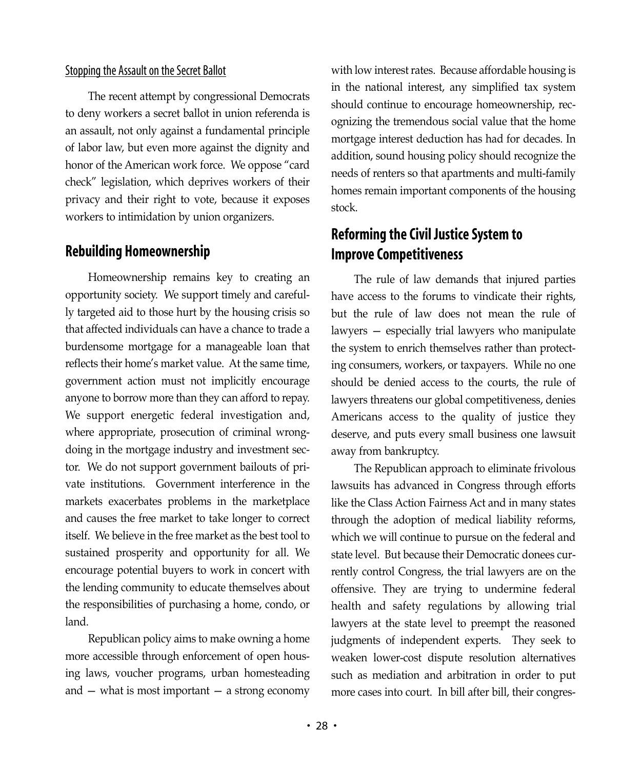### Stopping the Assault on the Secret Ballot

The recent attempt by congressional Democrats to deny workers a secret ballot in union referenda is an assault, not only against a fundamental principle of labor law, but even more against the dignity and honor of the American work force. We oppose "card check" legislation, which deprives workers of their privacy and their right to vote, because it exposes workers to intimidation by union organizers.

## Rebuilding Homeownership

Homeownership remains key to creating an opportunity society. We support timely and carefully targeted aid to those hurt by the housing crisis so that affected individuals can have a chance to trade a burdensome mortgage for a manageable loan that reflects their home's market value. At the same time, government action must not implicitly encourage anyone to borrow more than they can afford to repay. We support energetic federal investigation and, where appropriate, prosecution of criminal wrongdoing in the mortgage industry and investment sector. We do not support government bailouts of private institutions. Government interference in the markets exacerbates problems in the marketplace and causes the free market to take longer to correct itself. We believe in the free market as the best tool to sustained prosperity and opportunity for all. We encourage potential buyers to work in concert with the lending community to educate themselves about the responsibilities of purchasing a home, condo, or land.

Republican policy aims to make owning a home more accessible through enforcement of open housing laws, voucher programs, urban homesteading and — what is most important — a strong economy with low interest rates. Because affordable housing is in the national interest, any simplified tax system should continue to encourage homeownership, recognizing the tremendous social value that the home mortgage interest deduction has had for decades. In addition, sound housing policy should recognize the needs of renters so that apartments and multi-family homes remain important components of the housing stock.

## Reforming the Civil Justice System to Improve Competitiveness

The rule of law demands that injured parties have access to the forums to vindicate their rights, but the rule of law does not mean the rule of lawyers — especially trial lawyers who manipulate the system to enrich themselves rather than protecting consumers, workers, or taxpayers. While no one should be denied access to the courts, the rule of lawyers threatens our global competitiveness, denies Americans access to the quality of justice they deserve, and puts every small business one lawsuit away from bankruptcy.

The Republican approach to eliminate frivolous lawsuits has advanced in Congress through efforts like the Class Action Fairness Act and in many states through the adoption of medical liability reforms, which we will continue to pursue on the federal and state level. But because their Democratic donees currently control Congress, the trial lawyers are on the offensive. They are trying to undermine federal health and safety regulations by allowing trial lawyers at the state level to preempt the reasoned judgments of independent experts. They seek to weaken lower-cost dispute resolution alternatives such as mediation and arbitration in order to put more cases into court. In bill after bill, their congres-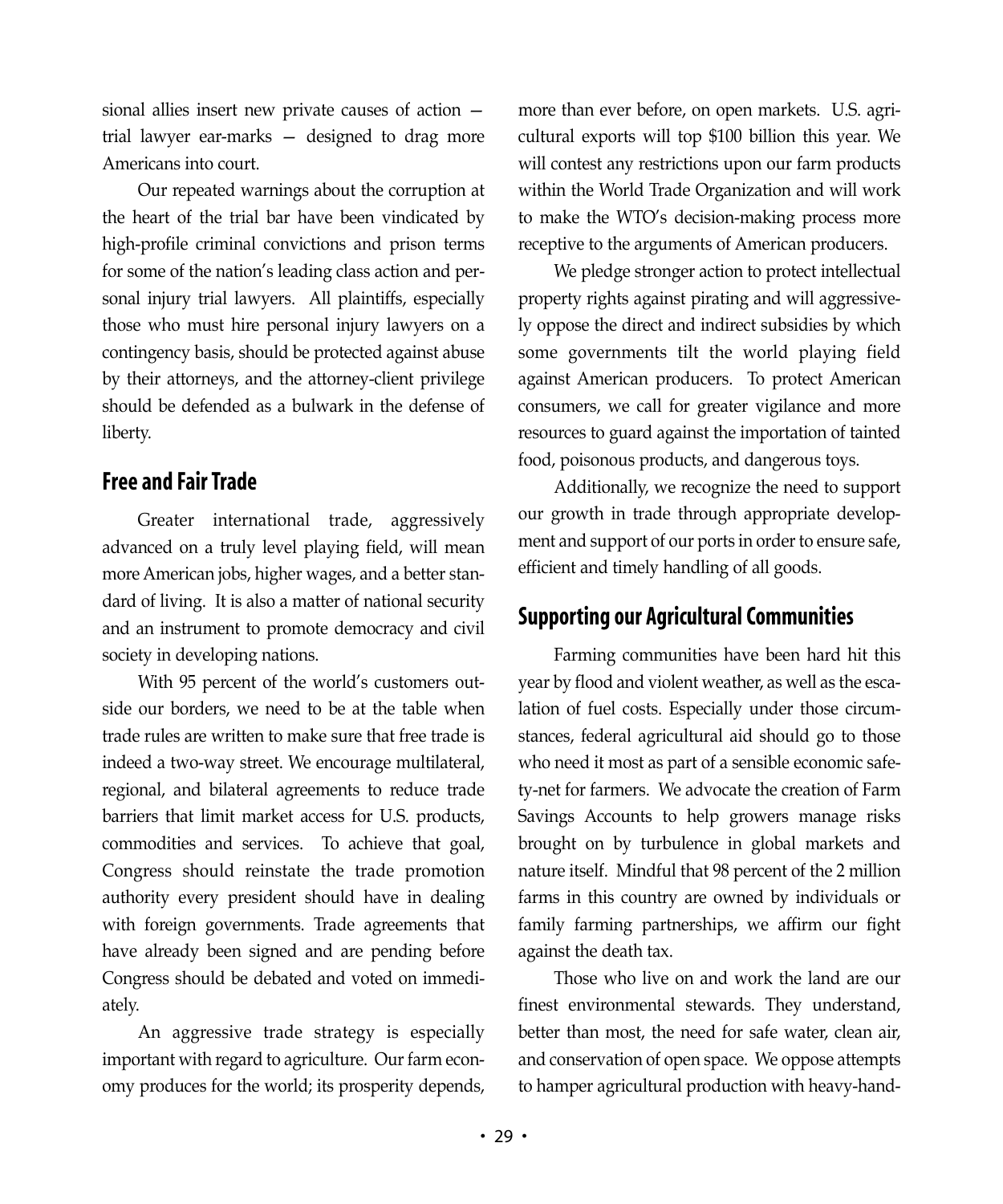sional allies insert new private causes of action — trial lawyer ear-marks — designed to drag more Americans into court.

Our repeated warnings about the corruption at the heart of the trial bar have been vindicated by high-profile criminal convictions and prison terms for some of the nation's leading class action and personal injury trial lawyers. All plaintiffs, especially those who must hire personal injury lawyers on a contingency basis, should be protected against abuse by their attorneys, and the attorney-client privilege should be defended as a bulwark in the defense of liberty.

## Free and Fair Trade

Greater international trade, aggressively advanced on a truly level playing field, will mean more American jobs, higher wages, and a better standard of living. It is also a matter of national security and an instrument to promote democracy and civil society in developing nations.

With 95 percent of the world's customers outside our borders, we need to be at the table when trade rules are written to make sure that free trade is indeed a two-way street. We encourage multilateral, regional, and bilateral agreements to reduce trade barriers that limit market access for U.S. products, commodities and services. To achieve that goal, Congress should reinstate the trade promotion authority every president should have in dealing with foreign governments. Trade agreements that have already been signed and are pending before Congress should be debated and voted on immediately.

An aggressive trade strategy is especially important with regard to agriculture. Our farm economy produces for the world; its prosperity depends, more than ever before, on open markets. U.S. agricultural exports will top $100 billion this year. We will contest any restrictions upon our farm products within the World Trade Organization and will work to make the WTO's decision-making process more receptive to the arguments of American producers.

We pledge stronger action to protect intellectual property rights against pirating and will aggressively oppose the direct and indirect subsidies by which some governments tilt the world playing field against American producers. To protect American consumers, we call for greater vigilance and more resources to guard against the importation of tainted food, poisonous products, and dangerous toys.

Additionally, we recognize the need to support our growth in trade through appropriate development and support of our ports in order to ensure safe, efficient and timely handling of all goods.

## Supporting our Agricultural Communities

Farming communities have been hard hit this year by flood and violent weather, as well as the escalation of fuel costs. Especially under those circumstances, federal agricultural aid should go to those who need it most as part of a sensible economic safety-net for farmers. We advocate the creation of Farm Savings Accounts to help growers manage risks brought on by turbulence in global markets and nature itself. Mindful that 98 percent of the 2 million farms in this country are owned by individuals or family farming partnerships, we affirm our fight against the death tax.

Those who live on and work the land are our finest environmental stewards. They understand, better than most, the need for safe water, clean air, and conservation of open space. We oppose attempts to hamper agricultural production with heavy-hand-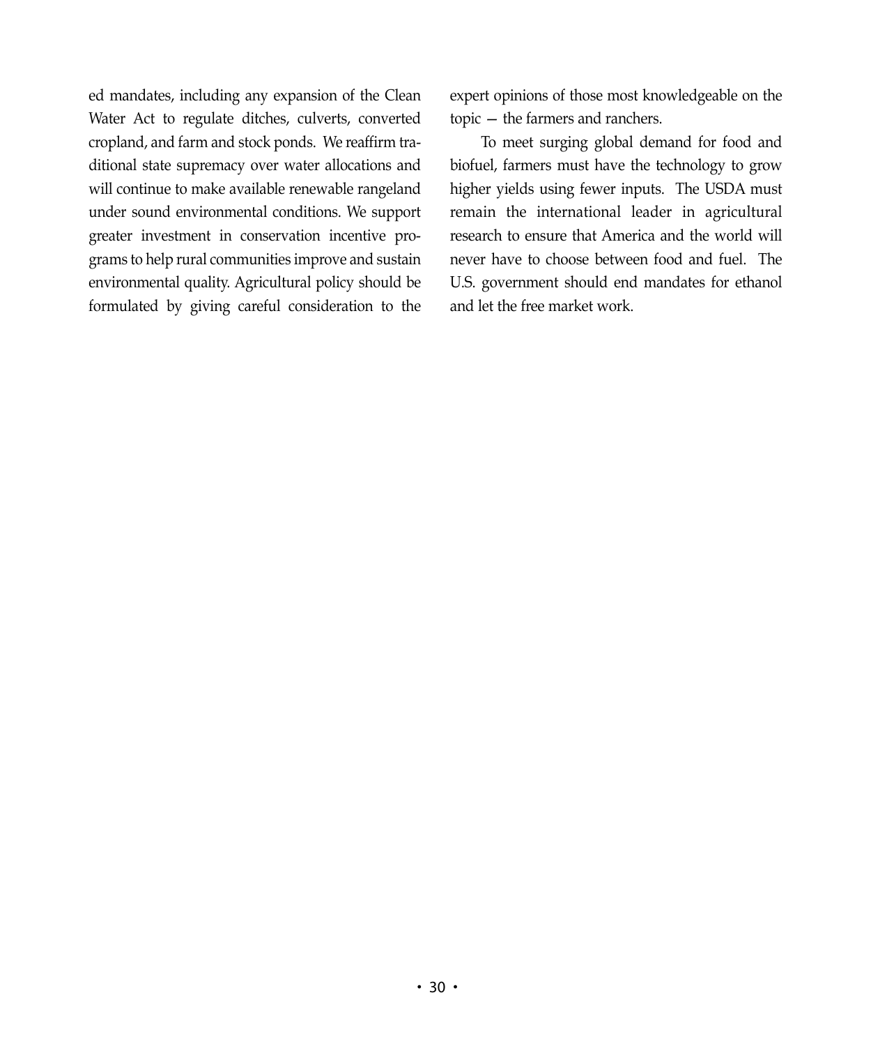ed mandates, including any expansion of the Clean Water Act to regulate ditches, culverts, converted cropland, and farm and stock ponds. We reaffirm traditional state supremacy over water allocations and will continue to make available renewable rangeland under sound environmental conditions. We support greater investment in conservation incentive programs to help rural communities improve and sustain environmental quality. Agricultural policy should be formulated by giving careful consideration to the expert opinions of those most knowledgeable on the topic — the farmers and ranchers.

To meet surging global demand for food and biofuel, farmers must have the technology to grow higher yields using fewer inputs. The USDA must remain the international leader in agricultural research to ensure that America and the world will never have to choose between food and fuel. The U.S. government should end mandates for ethanol and let the free market work.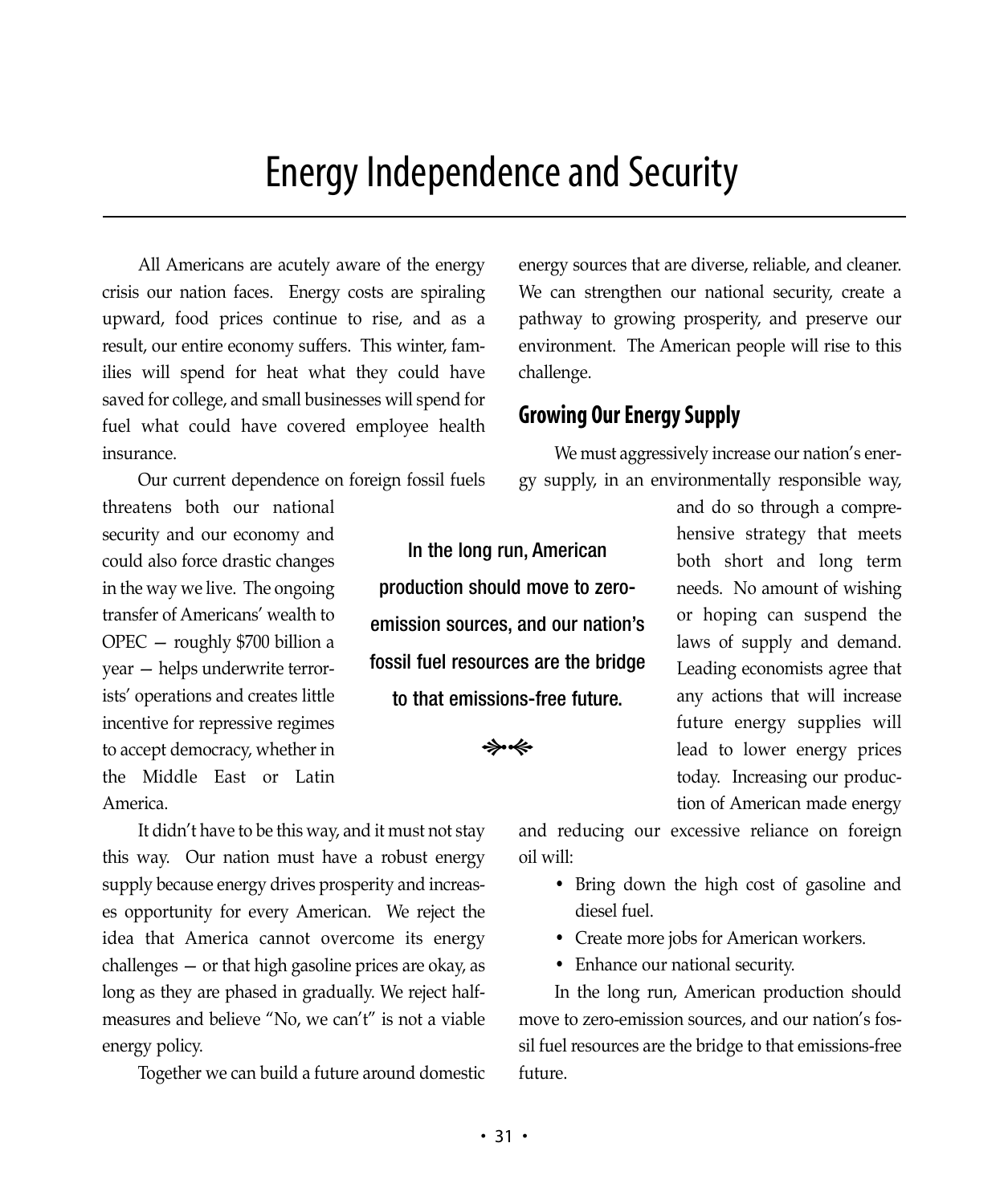# Energy Independence and Security

All Americans are acutely aware of the energy crisis our nation faces. Energy costs are spiraling upward, food prices continue to rise, and as a result, our entire economy suffers. This winter, families will spend for heat what they could have saved for college, and small businesses will spend for fuel what could have covered employee health insurance.

Our current dependence on foreign fossil fuels threatens both our national security and our economy and could also force drastic changes in the way we live. The ongoing transfer of Americans' wealth to OPEC — roughly $700 billion a year — helps underwrite terrorists' operations and creates little incentive for repressive regimes to accept democracy, whether in the Middle East or Latin America.

It didn't have to be this way, and it must not stay this way. Our nation must have a robust energy supply because energy drives prosperity and increases opportunity for every American. We reject the idea that America cannot overcome its energy challenges — or that high gasoline prices are okay, as long as they are phased in gradually. We reject half-measures and believe "No, we can't" is not a viable energy policy.

Together we can build a future around domestic energy sources that are diverse, reliable, and cleaner. We can strengthen our national security, create a pathway to growing prosperity, and preserve our environment. The American people will rise to this challenge.

## Growing Our Energy Supply

We must aggressively increase our nation's energy supply, in an environmentally responsible way, and do so through a comprehensive strategy that meets both short and long term needs. No amount of wishing or hoping can suspend the laws of supply and demand. Leading economists agree that any actions that will increase future energy supplies will lead to lower energy prices today. Increasing our production of American made energy and reducing our excessive reliance on foreign oil will:

- Bring down the high cost of gasoline and diesel fuel.
- Create more jobs for American workers.
- Enhance our national security.

In the long run, American production should move to zero-emission sources, and our nation's fossil fuel resources are the bridge to that emissions-free future.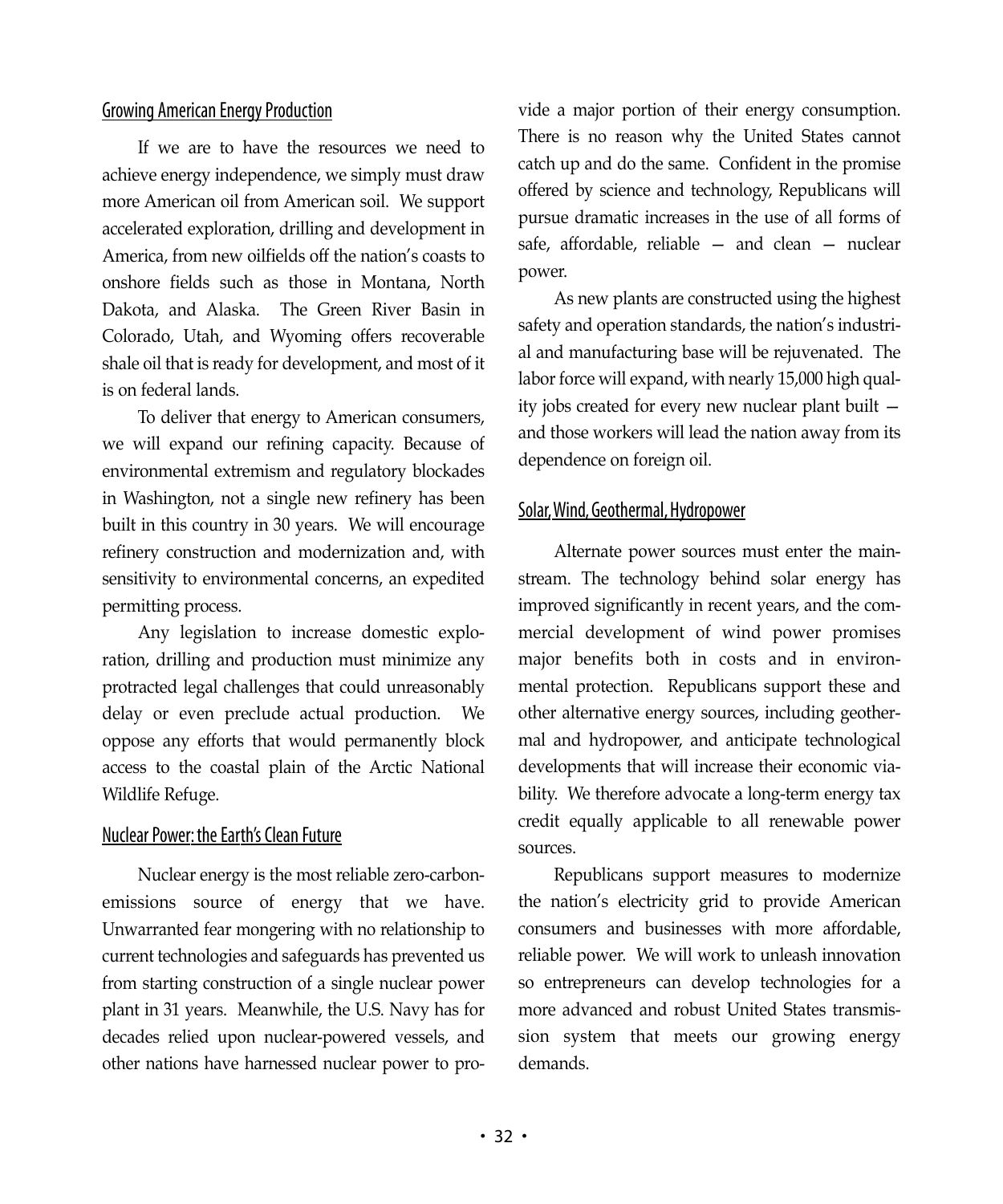## Growing American Energy Production

If we are to have the resources we need to achieve energy independence, we simply must draw more American oil from American soil. We support accelerated exploration, drilling and development in America, from new oilfields off the nation's coasts to onshore fields such as those in Montana, North Dakota, and Alaska. The Green River Basin in Colorado, Utah, and Wyoming offers recoverable shale oil that is ready for development, and most of it is on federal lands.

To deliver that energy to American consumers, we will expand our refining capacity. Because of environmental extremism and regulatory blockades in Washington, not a single new refinery has been built in this country in 30 years. We will encourage refinery construction and modernization and, with sensitivity to environmental concerns, an expedited permitting process.

Any legislation to increase domestic exploration, drilling and production must minimize any protracted legal challenges that could unreasonably delay or even preclude actual production. We oppose any efforts that would permanently block access to the coastal plain of the Arctic National Wildlife Refuge.

## Nuclear Power: the Earth's Clean Future

Nuclear energy is the most reliable zero-carbon-emissions source of energy that we have. Unwarranted fear mongering with no relationship to current technologies and safeguards has prevented us from starting construction of a single nuclear power plant in 31 years. Meanwhile, the U.S. Navy has for decades relied upon nuclear-powered vessels, and other nations have harnessed nuclear power to provide a major portion of their energy consumption. There is no reason why the United States cannot catch up and do the same. Confident in the promise offered by science and technology, Republicans will pursue dramatic increases in the use of all forms of safe, affordable, reliable — and clean — nuclear power.

As new plants are constructed using the highest safety and operation standards, the nation's industrial and manufacturing base will be rejuvenated. The labor force will expand, with nearly 15,000 high quality jobs created for every new nuclear plant built — and those workers will lead the nation away from its dependence on foreign oil.

## Solar, Wind, Geothermal, Hydropower

Alternate power sources must enter the mainstream. The technology behind solar energy has improved significantly in recent years, and the commercial development of wind power promises major benefits both in costs and in environmental protection. Republicans support these and other alternative energy sources, including geothermal and hydropower, and anticipate technological developments that will increase their economic viability. We therefore advocate a long-term energy tax credit equally applicable to all renewable power sources.

Republicans support measures to modernize the nation's electricity grid to provide American consumers and businesses with more affordable, reliable power. We will work to unleash innovation so entrepreneurs can develop technologies for a more advanced and robust United States transmission system that meets our growing energy demands.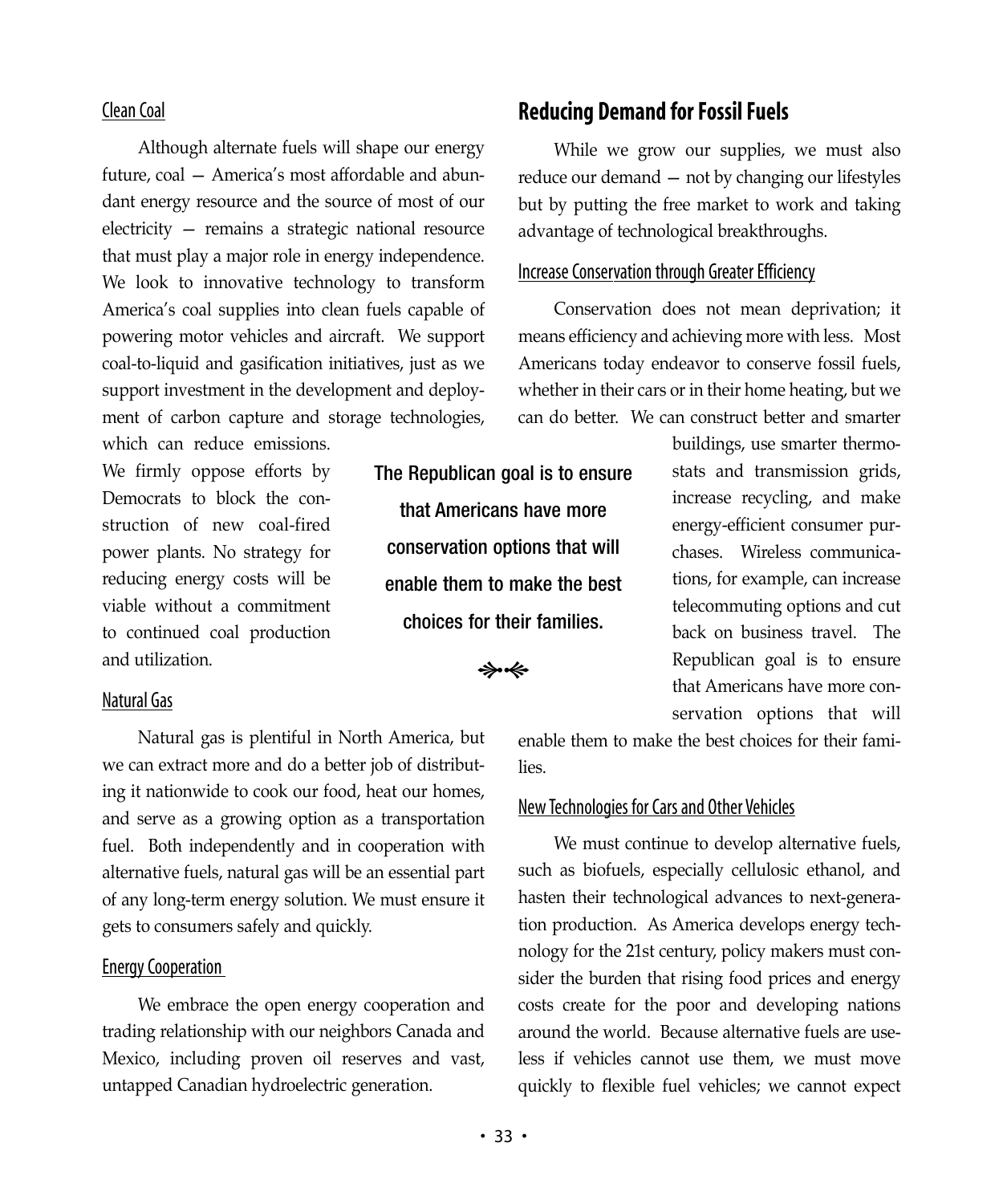### Clean Coal

Although alternate fuels will shape our energy future, coal — America's most affordable and abundant energy resource and the source of most of our electricity — remains a strategic national resource that must play a major role in energy independence. We look to innovative technology to transform America's coal supplies into clean fuels capable of powering motor vehicles and aircraft. We support coal-to-liquid and gasification initiatives, just as we support investment in the development and deployment of carbon capture and storage technologies, which can reduce emissions. We firmly oppose efforts by Democrats to block the construction of new coal-fired power plants. No strategy for reducing energy costs will be viable without a commitment to continued coal production and utilization.

### Natural Gas

Natural gas is plentiful in North America, but we can extract more and do a better job of distributing it nationwide to cook our food, heat our homes, and serve as a growing option as a transportation fuel. Both independently and in cooperation with alternative fuels, natural gas will be an essential part of any long-term energy solution. We must ensure it gets to consumers safely and quickly.

### Energy Cooperation

We embrace the open energy cooperation and trading relationship with our neighbors Canada and Mexico, including proven oil reserves and vast, untapped Canadian hydroelectric generation.

## Reducing Demand for Fossil Fuels

While we grow our supplies, we must also reduce our demand — not by changing our lifestyles but by putting the free market to work and taking advantage of technological breakthroughs.

### Increase Conservation through Greater Efficiency

Conservation does not mean deprivation; it means efficiency and achieving more with less. Most Americans today endeavor to conserve fossil fuels, whether in their cars or in their home heating, but we can do better. We can construct better and smarter buildings, use smarter thermostats and transmission grids, increase recycling, and make energy-efficient consumer purchases. Wireless communications, for example, can increase telecommuting options and cut back on business travel. The Republican goal is to ensure that Americans have more conservation options that will enable them to make the best choices for their families.

**The Republican goal is to ensure that Americans have more conservation options that will enable them to make the best choices for their families.**

### New Technologies for Cars and Other Vehicles

We must continue to develop alternative fuels, such as biofuels, especially cellulosic ethanol, and hasten their technological advances to next-generation production. As America develops energy technology for the 21st century, policy makers must consider the burden that rising food prices and energy costs create for the poor and developing nations around the world. Because alternative fuels are useless if vehicles cannot use them, we must move quickly to flexible fuel vehicles; we cannot expect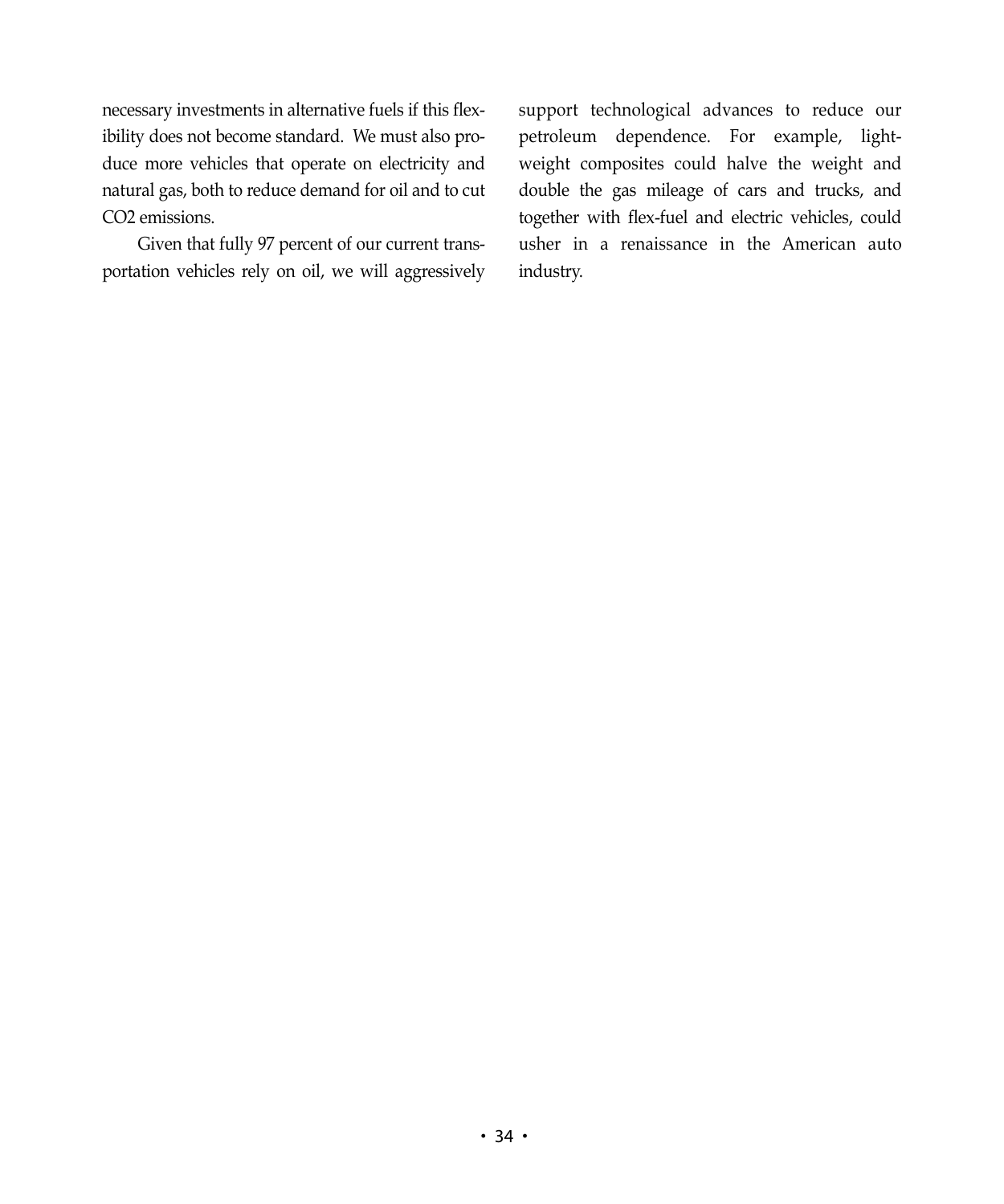necessary investments in alternative fuels if this flexibility does not become standard. We must also produce more vehicles that operate on electricity and natural gas, both to reduce demand for oil and to cut $CO_2$ emissions.

Given that fully 97 percent of our current transportation vehicles rely on oil, we will aggressively support technological advances to reduce our petroleum dependence. For example, lightweight composites could halve the weight and double the gas mileage of cars and trucks, and together with flex-fuel and electric vehicles, could usher in a renaissance in the American auto industry.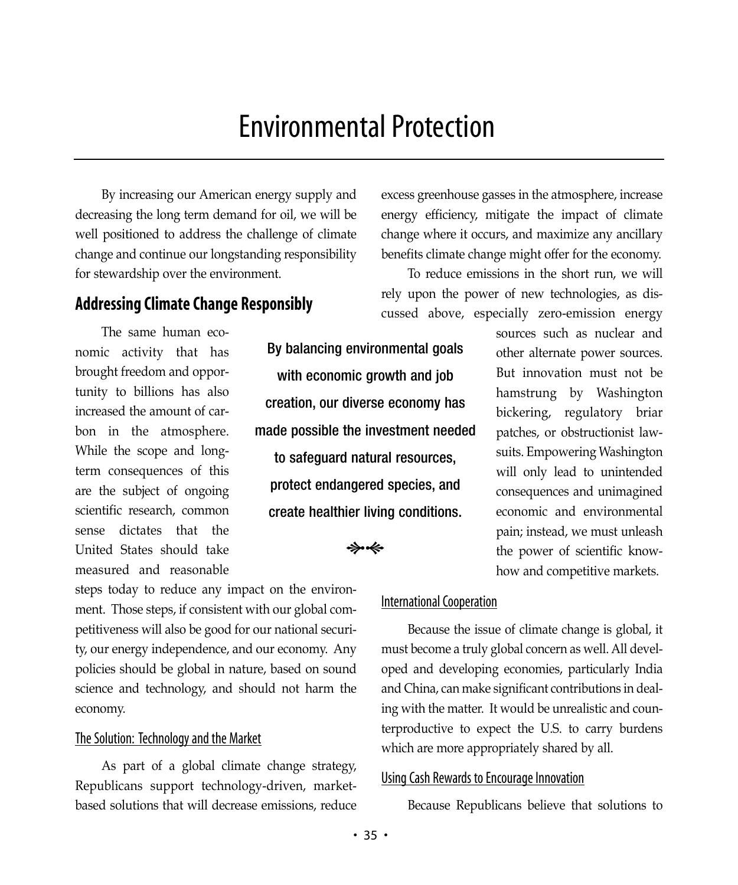# Environmental Protection

By increasing our American energy supply and decreasing the long term demand for oil, we will be well positioned to address the challenge of climate change and continue our longstanding responsibility for stewardship over the environment.

## Addressing Climate Change Responsibly

The same human economic activity that has brought freedom and opportunity to billions has also increased the amount of carbon in the atmosphere. While the scope and long-term consequences of this are the subject of ongoing scientific research, common sense dictates that the United States should take measured and reasonable steps today to reduce any impact on the environment. Those steps, if consistent with our global competitiveness will also be good for our national security, our energy independence, and our economy. Any policies should be global in nature, based on sound science and technology, and should not harm the economy.

**By balancing environmental goals with economic growth and job creation, our diverse economy has made possible the investment needed to safeguard natural resources, protect endangered species, and create healthier living conditions.**

### The Solution: Technology and the Market

As part of a global climate change strategy, Republicans support technology-driven, market-based solutions that will decrease emissions, reduce excess greenhouse gasses in the atmosphere, increase energy efficiency, mitigate the impact of climate change where it occurs, and maximize any ancillary benefits climate change might offer for the economy.

To reduce emissions in the short run, we will rely upon the power of new technologies, as discussed above, especially zero-emission energy sources such as nuclear and other alternate power sources. But innovation must not be hamstrung by Washington bickering, regulatory briar patches, or obstructionist lawsuits. Empowering Washington will only lead to unintended consequences and unimagined economic and environmental pain; instead, we must unleash the power of scientific know-how and competitive markets.

### International Cooperation

Because the issue of climate change is global, it must become a truly global concern as well. All developed and developing economies, particularly India and China, can make significant contributions in dealing with the matter. It would be unrealistic and counterproductive to expect the U.S. to carry burdens which are more appropriately shared by all.

### Using Cash Rewards to Encourage Innovation

Because Republicans believe that solutions to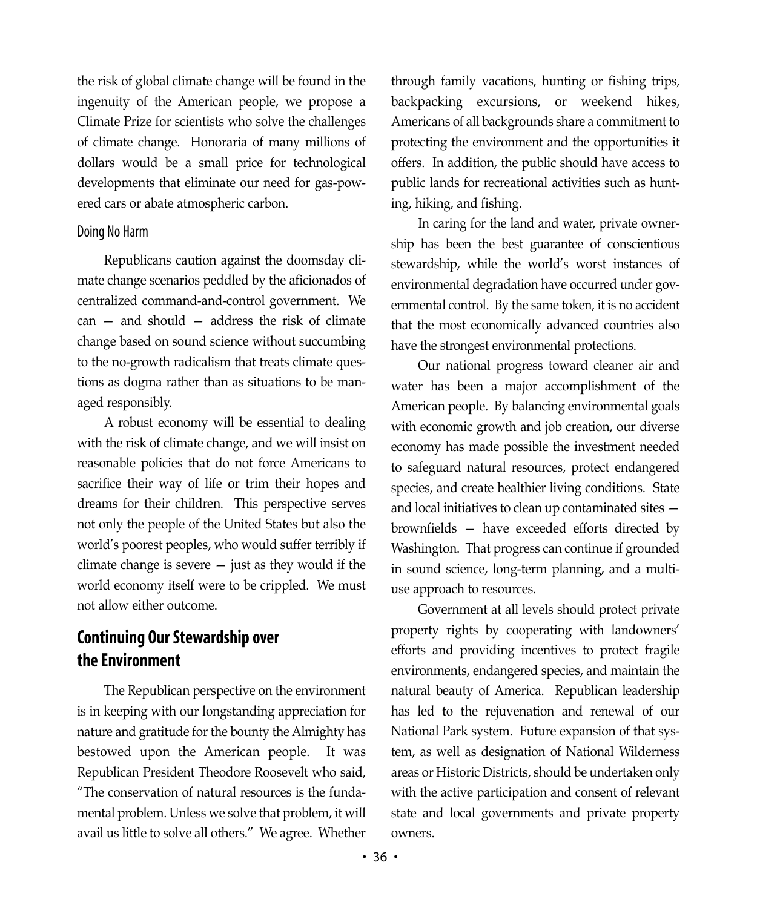the risk of global climate change will be found in the ingenuity of the American people, we propose a Climate Prize for scientists who solve the challenges of climate change. Honoraria of many millions of dollars would be a small price for technological developments that eliminate our need for gas-powered cars or abate atmospheric carbon.

### Doing No Harm

Republicans caution against the doomsday climate change scenarios peddled by the aficionados of centralized command-and-control government. We can — and should — address the risk of climate change based on sound science without succumbing to the no-growth radicalism that treats climate questions as dogma rather than as situations to be managed responsibly.

A robust economy will be essential to dealing with the risk of climate change, and we will insist on reasonable policies that do not force Americans to sacrifice their way of life or trim their hopes and dreams for their children. This perspective serves not only the people of the United States but also the world's poorest peoples, who would suffer terribly if climate change is severe — just as they would if the world economy itself were to be crippled. We must not allow either outcome.

## Continuing Our Stewardship over the Environment

The Republican perspective on the environment is in keeping with our longstanding appreciation for nature and gratitude for the bounty the Almighty has bestowed upon the American people. It was Republican President Theodore Roosevelt who said, "The conservation of natural resources is the fundamental problem. Unless we solve that problem, it will avail us little to solve all others." We agree. Whether through family vacations, hunting or fishing trips, backpacking excursions, or weekend hikes, Americans of all backgrounds share a commitment to protecting the environment and the opportunities it offers. In addition, the public should have access to public lands for recreational activities such as hunting, hiking, and fishing.

In caring for the land and water, private ownership has been the best guarantee of conscientious stewardship, while the world's worst instances of environmental degradation have occurred under governmental control. By the same token, it is no accident that the most economically advanced countries also have the strongest environmental protections.

Our national progress toward cleaner air and water has been a major accomplishment of the American people. By balancing environmental goals with economic growth and job creation, our diverse economy has made possible the investment needed to safeguard natural resources, protect endangered species, and create healthier living conditions. State and local initiatives to clean up contaminated sites — brownfields — have exceeded efforts directed by Washington. That progress can continue if grounded in sound science, long-term planning, and a multi-use approach to resources.

Government at all levels should protect private property rights by cooperating with landowners' efforts and providing incentives to protect fragile environments, endangered species, and maintain the natural beauty of America. Republican leadership has led to the rejuvenation and renewal of our National Park system. Future expansion of that system, as well as designation of National Wilderness areas or Historic Districts, should be undertaken only with the active participation and consent of relevant state and local governments and private property owners.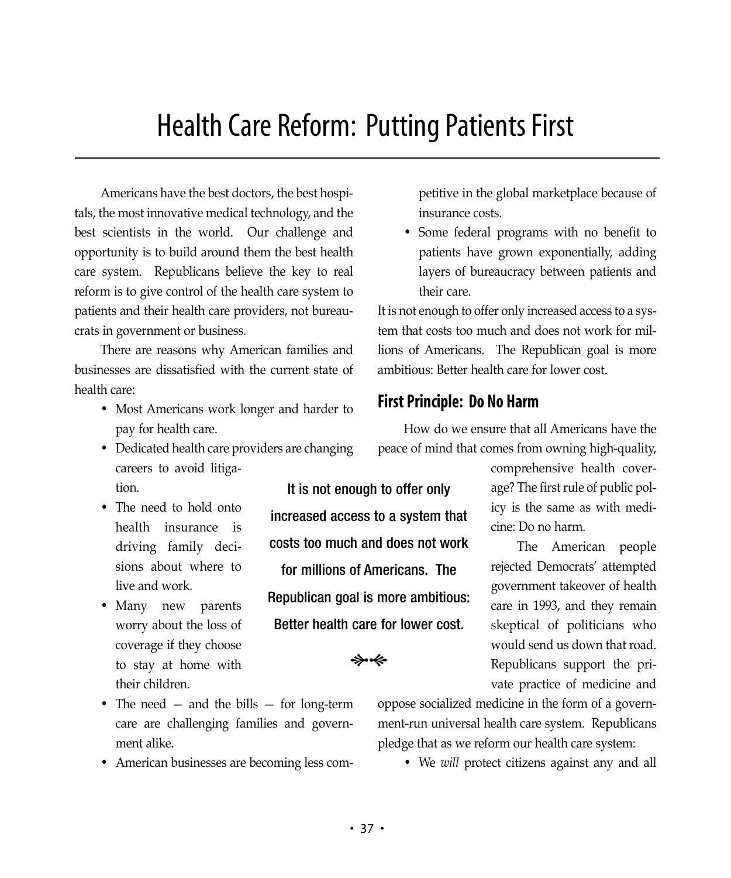# Health Care Reform: Putting Patients First

Americans have the best doctors, the best hospitals, the most innovative medical technology, and the best scientists in the world. Our challenge and opportunity is to build around them the best health care system. Republicans believe the key to real reform is to give control of the health care system to patients and their health care providers, not bureaucrats in government or business.

There are reasons why American families and businesses are dissatisfied with the current state of health care:

- Most Americans work longer and harder to pay for health care.
- Dedicated health care providers are changing careers to avoid litigation.
- The need to hold onto health insurance is driving family decisions about where to live and work.
- Many new parents worry about the loss of coverage if they choose to stay at home with their children.
- The need — and the bills — for long-term care are challenging families and government alike.
- American businesses are becoming less competitive in the global marketplace because of insurance costs.
- Some federal programs with no benefit to patients have grown exponentially, adding layers of bureaucracy between patients and their care.

It is not enough to offer only increased access to a system that costs too much and does not work for millions of Americans. The Republican goal is more ambitious: Better health care for lower cost.

> It is not enough to offer only increased access to a system that costs too much and does not work for millions of Americans. The Republican goal is more ambitious: Better health care for lower cost.

## First Principle: Do No Harm

How do we ensure that all Americans have the peace of mind that comes from owning high-quality, comprehensive health coverage? The first rule of public policy is the same as with medicine: Do no harm.

The American people rejected Democrats' attempted government takeover of health care in 1993, and they remain skeptical of politicians who would send us down that road. Republicans support the private practice of medicine and oppose socialized medicine in the form of a government-run universal health care system. Republicans pledge that as we reform our health care system:

- We *will* protect citizens against any and all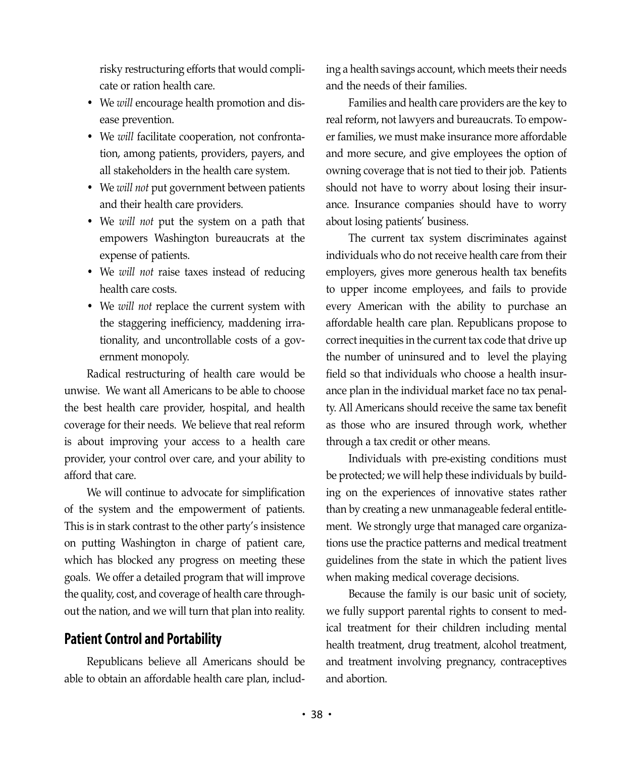risky restructuring efforts that would complicate or ration health care.

- We *will* encourage health promotion and disease prevention.
- We *will* facilitate cooperation, not confrontation, among patients, providers, payers, and all stakeholders in the health care system.
- We *will not* put government between patients and their health care providers.
- We *will not* put the system on a path that empowers Washington bureaucrats at the expense of patients.
- We *will not* raise taxes instead of reducing health care costs.
- We *will not* replace the current system with the staggering inefficiency, maddening irrationality, and uncontrollable costs of a government monopoly.

Radical restructuring of health care would be unwise. We want all Americans to be able to choose the best health care provider, hospital, and health coverage for their needs. We believe that real reform is about improving your access to a health care provider, your control over care, and your ability to afford that care.

We will continue to advocate for simplification of the system and the empowerment of patients. This is in stark contrast to the other party's insistence on putting Washington in charge of patient care, which has blocked any progress on meeting these goals. We offer a detailed program that will improve the quality, cost, and coverage of health care throughout the nation, and we will turn that plan into reality.

## Patient Control and Portability

Republicans believe all Americans should be able to obtain an affordable health care plan, including a health savings account, which meets their needs and the needs of their families.

Families and health care providers are the key to real reform, not lawyers and bureaucrats. To empower families, we must make insurance more affordable and more secure, and give employees the option of owning coverage that is not tied to their job. Patients should not have to worry about losing their insurance. Insurance companies should have to worry about losing patients' business.

The current tax system discriminates against individuals who do not receive health care from their employers, gives more generous health tax benefits to upper income employees, and fails to provide every American with the ability to purchase an affordable health care plan. Republicans propose to correct inequities in the current tax code that drive up the number of uninsured and to level the playing field so that individuals who choose a health insurance plan in the individual market face no tax penalty. All Americans should receive the same tax benefit as those who are insured through work, whether through a tax credit or other means.

Individuals with pre-existing conditions must be protected; we will help these individuals by building on the experiences of innovative states rather than by creating a new unmanageable federal entitlement. We strongly urge that managed care organizations use the practice patterns and medical treatment guidelines from the state in which the patient lives when making medical coverage decisions.

Because the family is our basic unit of society, we fully support parental rights to consent to medical treatment for their children including mental health treatment, drug treatment, alcohol treatment, and treatment involving pregnancy, contraceptives and abortion.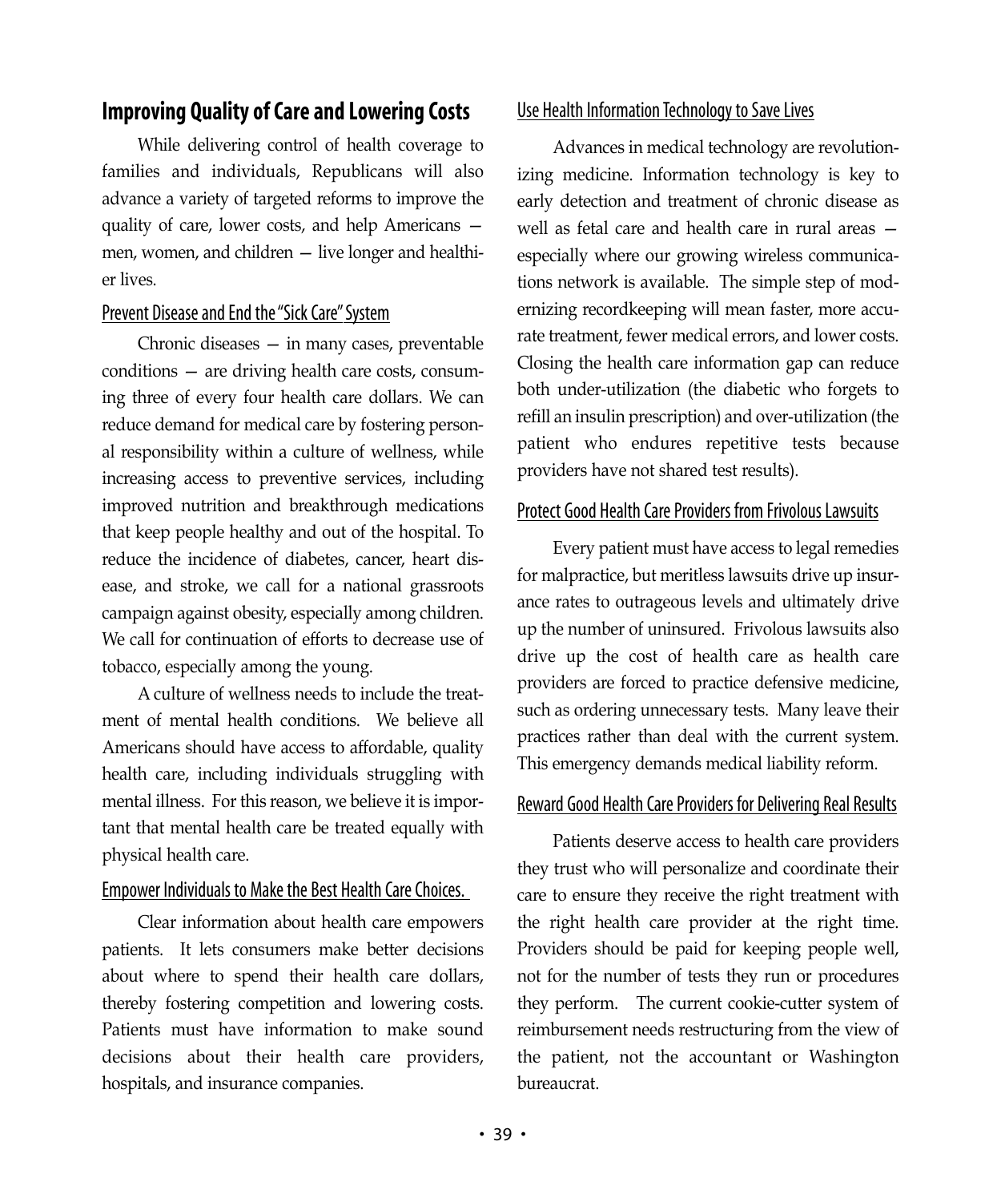## Improving Quality of Care and Lowering Costs

While delivering control of health coverage to families and individuals, Republicans will also advance a variety of targeted reforms to improve the quality of care, lower costs, and help Americans — men, women, and children — live longer and healthier lives.

### Prevent Disease and End the "Sick Care" System

Chronic diseases — in many cases, preventable conditions — are driving health care costs, consuming three of every four health care dollars. We can reduce demand for medical care by fostering personal responsibility within a culture of wellness, while increasing access to preventive services, including improved nutrition and breakthrough medications that keep people healthy and out of the hospital. To reduce the incidence of diabetes, cancer, heart disease, and stroke, we call for a national grassroots campaign against obesity, especially among children. We call for continuation of efforts to decrease use of tobacco, especially among the young.

A culture of wellness needs to include the treatment of mental health conditions. We believe all Americans should have access to affordable, quality health care, including individuals struggling with mental illness. For this reason, we believe it is important that mental health care be treated equally with physical health care.

### Empower Individuals to Make the Best Health Care Choices.

Clear information about health care empowers patients. It lets consumers make better decisions about where to spend their health care dollars, thereby fostering competition and lowering costs. Patients must have information to make sound decisions about their health care providers, hospitals, and insurance companies.

### Use Health Information Technology to Save Lives

Advances in medical technology are revolutionizing medicine. Information technology is key to early detection and treatment of chronic disease as well as fetal care and health care in rural areas — especially where our growing wireless communications network is available. The simple step of modernizing recordkeeping will mean faster, more accurate treatment, fewer medical errors, and lower costs. Closing the health care information gap can reduce both under-utilization (the diabetic who forgets to refill an insulin prescription) and over-utilization (the patient who endures repetitive tests because providers have not shared test results).

### Protect Good Health Care Providers from Frivolous Lawsuits

Every patient must have access to legal remedies for malpractice, but meritless lawsuits drive up insurance rates to outrageous levels and ultimately drive up the number of uninsured. Frivolous lawsuits also drive up the cost of health care as health care providers are forced to practice defensive medicine, such as ordering unnecessary tests. Many leave their practices rather than deal with the current system. This emergency demands medical liability reform.

### Reward Good Health Care Providers for Delivering Real Results

Patients deserve access to health care providers they trust who will personalize and coordinate their care to ensure they receive the right treatment with the right health care provider at the right time. Providers should be paid for keeping people well, not for the number of tests they run or procedures they perform. The current cookie-cutter system of reimbursement needs restructuring from the view of the patient, not the accountant or Washington bureaucrat.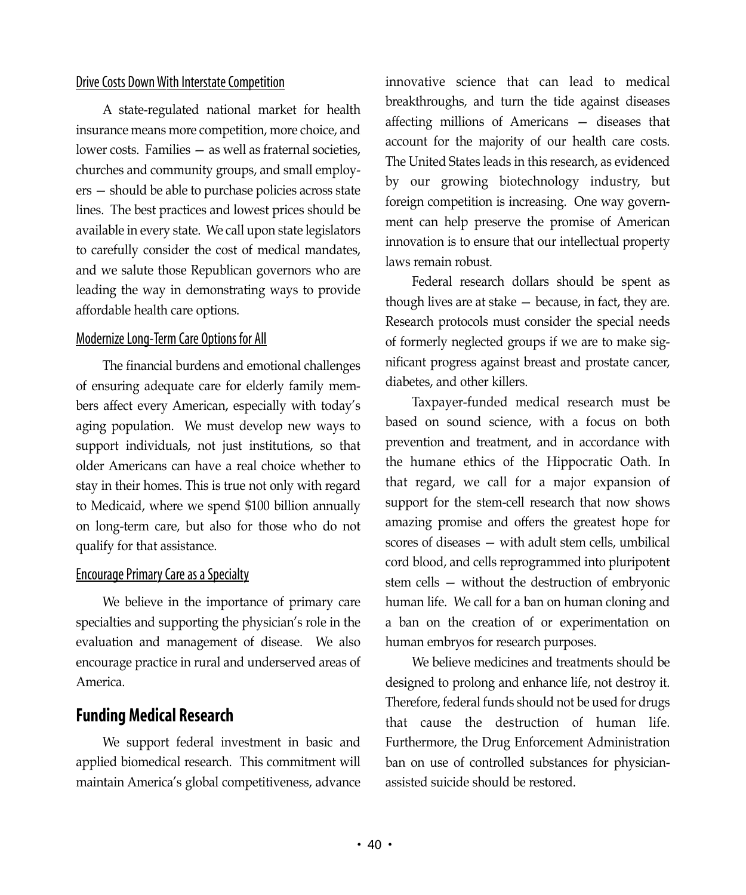Drive Costs Down With Interstate Competition

A state-regulated national market for health insurance means more competition, more choice, and lower costs. Families — as well as fraternal societies, churches and community groups, and small employers — should be able to purchase policies across state lines. The best practices and lowest prices should be available in every state. We call upon state legislators to carefully consider the cost of medical mandates, and we salute those Republican governors who are leading the way in demonstrating ways to provide affordable health care options.

Modernize Long-Term Care Options for All

The financial burdens and emotional challenges of ensuring adequate care for elderly family members affect every American, especially with today's aging population. We must develop new ways to support individuals, not just institutions, so that older Americans can have a real choice whether to stay in their homes. This is true not only with regard to Medicaid, where we spend $100 billion annually on long-term care, but also for those who do not qualify for that assistance.

Encourage Primary Care as a Specialty

We believe in the importance of primary care specialties and supporting the physician's role in the evaluation and management of disease. We also encourage practice in rural and underserved areas of America.

## Funding Medical Research

We support federal investment in basic and applied biomedical research. This commitment will maintain America's global competitiveness, advance innovative science that can lead to medical breakthroughs, and turn the tide against diseases affecting millions of Americans — diseases that account for the majority of our health care costs. The United States leads in this research, as evidenced by our growing biotechnology industry, but foreign competition is increasing. One way government can help preserve the promise of American innovation is to ensure that our intellectual property laws remain robust.

Federal research dollars should be spent as though lives are at stake — because, in fact, they are. Research protocols must consider the special needs of formerly neglected groups if we are to make significant progress against breast and prostate cancer, diabetes, and other killers.

Taxpayer-funded medical research must be based on sound science, with a focus on both prevention and treatment, and in accordance with the humane ethics of the Hippocratic Oath. In that regard, we call for a major expansion of support for the stem-cell research that now shows amazing promise and offers the greatest hope for scores of diseases — with adult stem cells, umbilical cord blood, and cells reprogrammed into pluripotent stem cells — without the destruction of embryonic human life. We call for a ban on human cloning and a ban on the creation of or experimentation on human embryos for research purposes.

We believe medicines and treatments should be designed to prolong and enhance life, not destroy it. Therefore, federal funds should not be used for drugs that cause the destruction of human life. Furthermore, the Drug Enforcement Administration ban on use of controlled substances for physician-assisted suicide should be restored.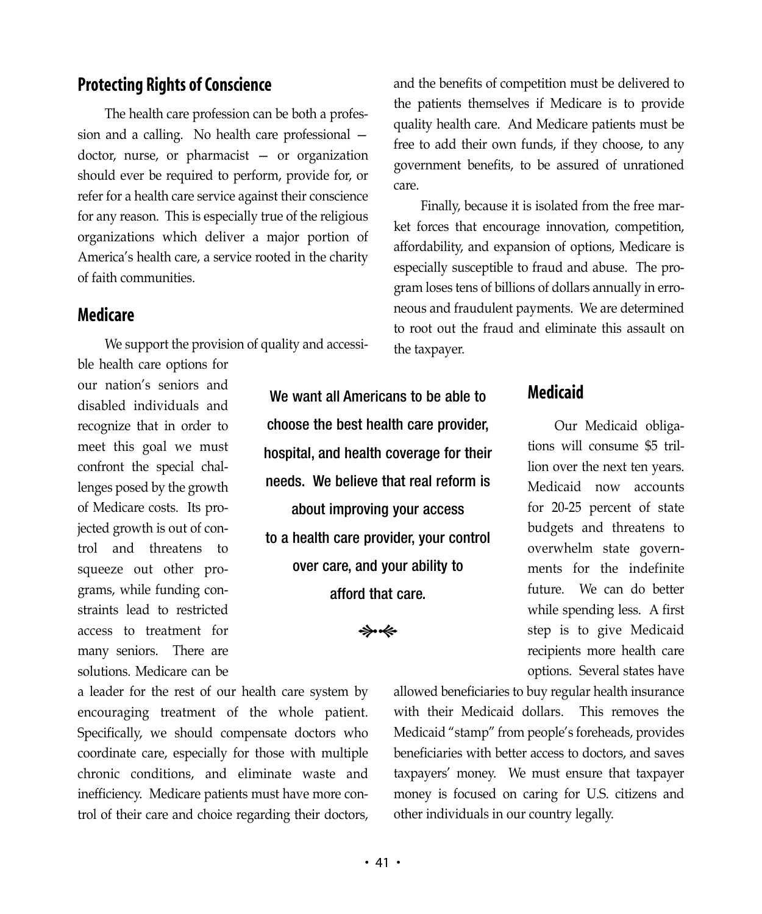## Protecting Rights of Conscience

The health care profession can be both a profession and a calling. No health care professional — doctor, nurse, or pharmacist — or organization should ever be required to perform, provide for, or refer for a health care service against their conscience for any reason. This is especially true of the religious organizations which deliver a major portion of America's health care, a service rooted in the charity of faith communities.

## Medicare

We support the provision of quality and accessible health care options for our nation's seniors and disabled individuals and recognize that in order to meet this goal we must confront the special challenges posed by the growth of Medicare costs. Its projected growth is out of control and threatens to squeeze out other programs, while funding constraints lead to restricted access to treatment for many seniors. There are solutions. Medicare can be a leader for the rest of our health care system by encouraging treatment of the whole patient. Specifically, we should compensate doctors who coordinate care, especially for those with multiple chronic conditions, and eliminate waste and inefficiency. Medicare patients must have more control of their care and choice regarding their doctors, and the benefits of competition must be delivered to the patients themselves if Medicare is to provide quality health care. And Medicare patients must be free to add their own funds, if they choose, to any government benefits, to be assured of unrationed care.

Finally, because it is isolated from the free market forces that encourage innovation, competition, affordability, and expansion of options, Medicare is especially susceptible to fraud and abuse. The program loses tens of billions of dollars annually in erroneous and fraudulent payments. We are determined to root out the fraud and eliminate this assault on the taxpayer.

**We want all Americans to be able to choose the best health care provider, hospital, and health coverage for their needs. We believe that real reform is about improving your access to a health care provider, your control over care, and your ability to afford that care.**

## Medicaid

Our Medicaid obligations will consume $5 trillion over the next ten years. Medicaid now accounts for 20-25 percent of state budgets and threatens to overwhelm state governments for the indefinite future. We can do better while spending less. A first step is to give Medicaid recipients more health care options. Several states have allowed beneficiaries to buy regular health insurance with their Medicaid dollars. This removes the Medicaid "stamp" from people's foreheads, provides beneficiaries with better access to doctors, and saves taxpayers' money. We must ensure that taxpayer money is focused on caring for U.S. citizens and other individuals in our country legally.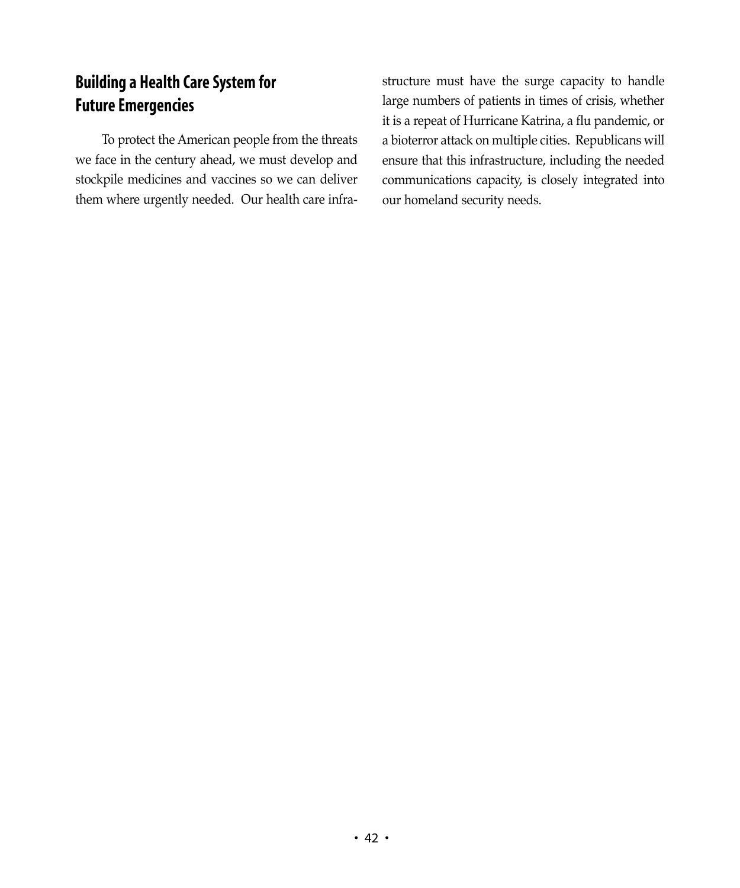## Building a Health Care System for Future Emergencies

To protect the American people from the threats we face in the century ahead, we must develop and stockpile medicines and vaccines so we can deliver them where urgently needed. Our health care infrastructure must have the surge capacity to handle large numbers of patients in times of crisis, whether it is a repeat of Hurricane Katrina, a flu pandemic, or a bioterror attack on multiple cities. Republicans will ensure that this infrastructure, including the needed communications capacity, is closely integrated into our homeland security needs.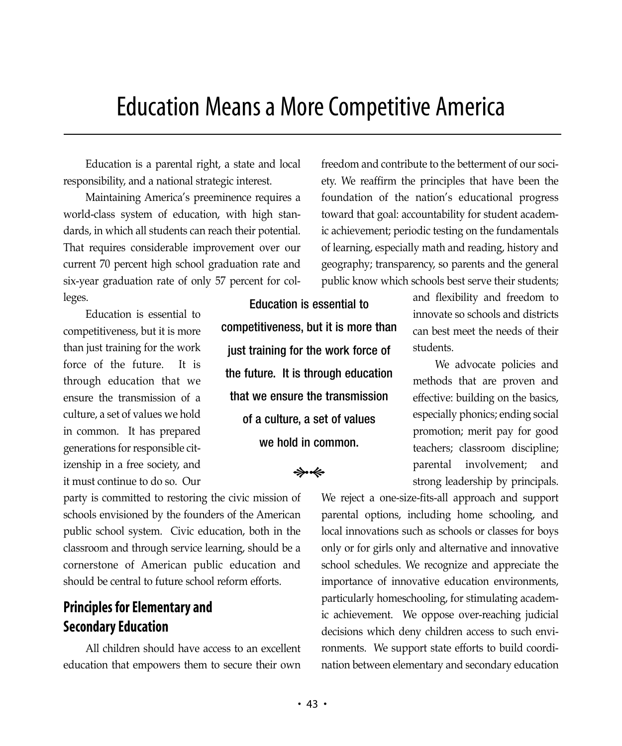# Education Means a More Competitive America

Education is a parental right, a state and local responsibility, and a national strategic interest.

Maintaining America's preeminence requires a world-class system of education, with high standards, in which all students can reach their potential. That requires considerable improvement over our current 70 percent high school graduation rate and six-year graduation rate of only 57 percent for colleges.

Education is essential to competitiveness, but it is more than just training for the work force of the future. It is through education that we ensure the transmission of a culture, a set of values we hold in common. It has prepared generations for responsible citizenship in a free society, and it must continue to do so. Our party is committed to restoring the civic mission of schools envisioned by the founders of the American public school system. Civic education, both in the classroom and through service learning, should be a cornerstone of American public education and should be central to future school reform efforts.

> Education is essential to competitiveness, but it is more than just training for the work force of the future. It is through education that we ensure the transmission of a culture, a set of values we hold in common.

## Principles for Elementary and Secondary Education

All children should have access to an excellent education that empowers them to secure their own freedom and contribute to the betterment of our society. We reaffirm the principles that have been the foundation of the nation's educational progress toward that goal: accountability for student academic achievement; periodic testing on the fundamentals of learning, especially math and reading, history and geography; transparency, so parents and the general public know which schools best serve their students; and flexibility and freedom to innovate so schools and districts can best meet the needs of their students.

We advocate policies and methods that are proven and effective: building on the basics, especially phonics; ending social promotion; merit pay for good teachers; classroom discipline; parental involvement; and strong leadership by principals. We reject a one-size-fits-all approach and support parental options, including home schooling, and local innovations such as schools or classes for boys only or for girls only and alternative and innovative school schedules. We recognize and appreciate the importance of innovative education environments, particularly homeschooling, for stimulating academic achievement. We oppose over-reaching judicial decisions which deny children access to such environments. We support state efforts to build coordination between elementary and secondary education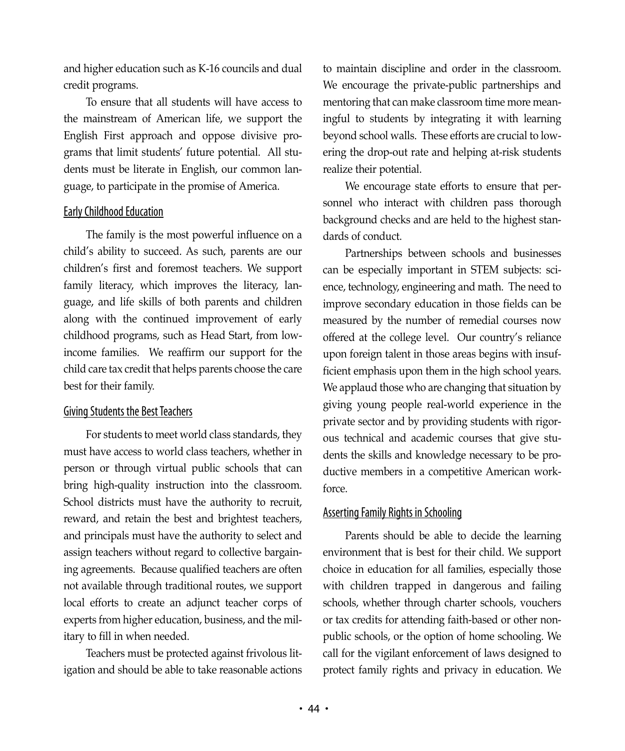and higher education such as K-16 councils and dual credit programs.

To ensure that all students will have access to the mainstream of American life, we support the English First approach and oppose divisive programs that limit students' future potential. All students must be literate in English, our common language, to participate in the promise of America.

### Early Childhood Education

The family is the most powerful influence on a child's ability to succeed. As such, parents are our children's first and foremost teachers. We support family literacy, which improves the literacy, language, and life skills of both parents and children along with the continued improvement of early childhood programs, such as Head Start, from low-income families. We reaffirm our support for the child care tax credit that helps parents choose the care best for their family.

### Giving Students the Best Teachers

For students to meet world class standards, they must have access to world class teachers, whether in person or through virtual public schools that can bring high-quality instruction into the classroom. School districts must have the authority to recruit, reward, and retain the best and brightest teachers, and principals must have the authority to select and assign teachers without regard to collective bargaining agreements. Because qualified teachers are often not available through traditional routes, we support local efforts to create an adjunct teacher corps of experts from higher education, business, and the military to fill in when needed.

Teachers must be protected against frivolous litigation and should be able to take reasonable actions to maintain discipline and order in the classroom. We encourage the private-public partnerships and mentoring that can make classroom time more meaningful to students by integrating it with learning beyond school walls. These efforts are crucial to lowering the drop-out rate and helping at-risk students realize their potential.

We encourage state efforts to ensure that personnel who interact with children pass thorough background checks and are held to the highest standards of conduct.

Partnerships between schools and businesses can be especially important in STEM subjects: science, technology, engineering and math. The need to improve secondary education in those fields can be measured by the number of remedial courses now offered at the college level. Our country's reliance upon foreign talent in those areas begins with insufficient emphasis upon them in the high school years. We applaud those who are changing that situation by giving young people real-world experience in the private sector and by providing students with rigorous technical and academic courses that give students the skills and knowledge necessary to be productive members in a competitive American workforce.

### Asserting Family Rights in Schooling

Parents should be able to decide the learning environment that is best for their child. We support choice in education for all families, especially those with children trapped in dangerous and failing schools, whether through charter schools, vouchers or tax credits for attending faith-based or other non-public schools, or the option of home schooling. We call for the vigilant enforcement of laws designed to protect family rights and privacy in education. We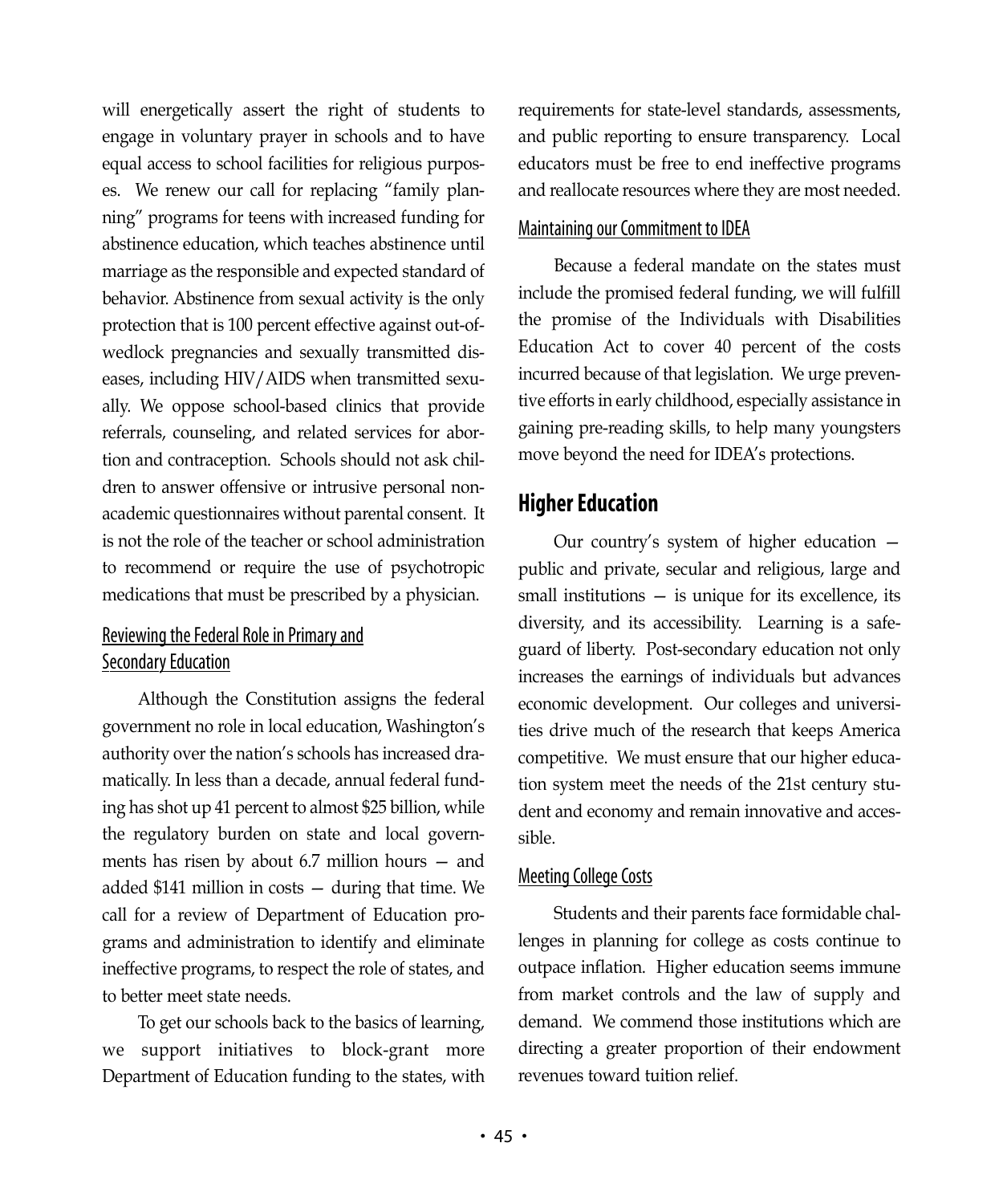will energetically assert the right of students to engage in voluntary prayer in schools and to have equal access to school facilities for religious purposes. We renew our call for replacing "family planning" programs for teens with increased funding for abstinence education, which teaches abstinence until marriage as the responsible and expected standard of behavior. Abstinence from sexual activity is the only protection that is 100 percent effective against out-of-wedlock pregnancies and sexually transmitted diseases, including HIV/AIDS when transmitted sexually. We oppose school-based clinics that provide referrals, counseling, and related services for abortion and contraception. Schools should not ask children to answer offensive or intrusive personal non-academic questionnaires without parental consent. It is not the role of the teacher or school administration to recommend or require the use of psychotropic medications that must be prescribed by a physician.

### Reviewing the Federal Role in Primary and Secondary Education

Although the Constitution assigns the federal government no role in local education, Washington's authority over the nation's schools has increased dramatically. In less than a decade, annual federal funding has shot up 41 percent to almost $25 billion, while the regulatory burden on state and local governments has risen by about 6.7 million hours — and added $141 million in costs — during that time. We call for a review of Department of Education programs and administration to identify and eliminate ineffective programs, to respect the role of states, and to better meet state needs.

To get our schools back to the basics of learning, we support initiatives to block-grant more Department of Education funding to the states, with requirements for state-level standards, assessments, and public reporting to ensure transparency. Local educators must be free to end ineffective programs and reallocate resources where they are most needed.

### Maintaining our Commitment to IDEA

Because a federal mandate on the states must include the promised federal funding, we will fulfill the promise of the Individuals with Disabilities Education Act to cover 40 percent of the costs incurred because of that legislation. We urge preventive efforts in early childhood, especially assistance in gaining pre-reading skills, to help many youngsters move beyond the need for IDEA's protections.

## Higher Education

Our country's system of higher education — public and private, secular and religious, large and small institutions — is unique for its excellence, its diversity, and its accessibility. Learning is a safeguard of liberty. Post-secondary education not only increases the earnings of individuals but advances economic development. Our colleges and universities drive much of the research that keeps America competitive. We must ensure that our higher education system meet the needs of the 21st century student and economy and remain innovative and accessible.

### Meeting College Costs

Students and their parents face formidable challenges in planning for college as costs continue to outpace inflation. Higher education seems immune from market controls and the law of supply and demand. We commend those institutions which are directing a greater proportion of their endowment revenues toward tuition relief.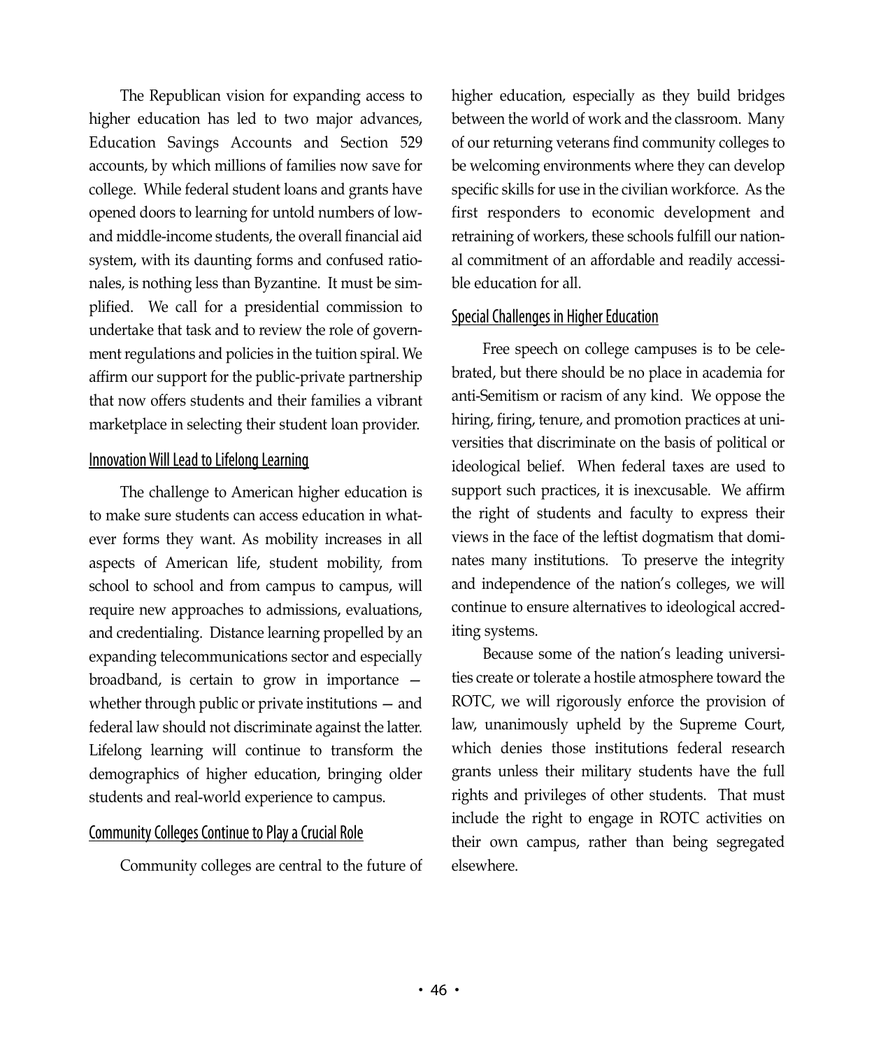The Republican vision for expanding access to higher education has led to two major advances, Education Savings Accounts and Section 529 accounts, by which millions of families now save for college. While federal student loans and grants have opened doors to learning for untold numbers of low- and middle-income students, the overall financial aid system, with its daunting forms and confused rationales, is nothing less than Byzantine. It must be simplified. We call for a presidential commission to undertake that task and to review the role of government regulations and policies in the tuition spiral. We affirm our support for the public-private partnership that now offers students and their families a vibrant marketplace in selecting their student loan provider.

## Innovation Will Lead to Lifelong Learning

The challenge to American higher education is to make sure students can access education in whatever forms they want. As mobility increases in all aspects of American life, student mobility, from school to school and from campus to campus, will require new approaches to admissions, evaluations, and credentialing. Distance learning propelled by an expanding telecommunications sector and especially broadband, is certain to grow in importance — whether through public or private institutions — and federal law should not discriminate against the latter. Lifelong learning will continue to transform the demographics of higher education, bringing older students and real-world experience to campus.

## Community Colleges Continue to Play a Crucial Role

Community colleges are central to the future of higher education, especially as they build bridges between the world of work and the classroom. Many of our returning veterans find community colleges to be welcoming environments where they can develop specific skills for use in the civilian workforce. As the first responders to economic development and retraining of workers, these schools fulfill our national commitment of an affordable and readily accessible education for all.

## Special Challenges in Higher Education

Free speech on college campuses is to be celebrated, but there should be no place in academia for anti-Semitism or racism of any kind. We oppose the hiring, firing, tenure, and promotion practices at universities that discriminate on the basis of political or ideological belief. When federal taxes are used to support such practices, it is inexcusable. We affirm the right of students and faculty to express their views in the face of the leftist dogmatism that dominates many institutions. To preserve the integrity and independence of the nation's colleges, we will continue to ensure alternatives to ideological accrediting systems.

Because some of the nation's leading universities create or tolerate a hostile atmosphere toward the ROTC, we will rigorously enforce the provision of law, unanimously upheld by the Supreme Court, which denies those institutions federal research grants unless their military students have the full rights and privileges of other students. That must include the right to engage in ROTC activities on their own campus, rather than being segregated elsewhere.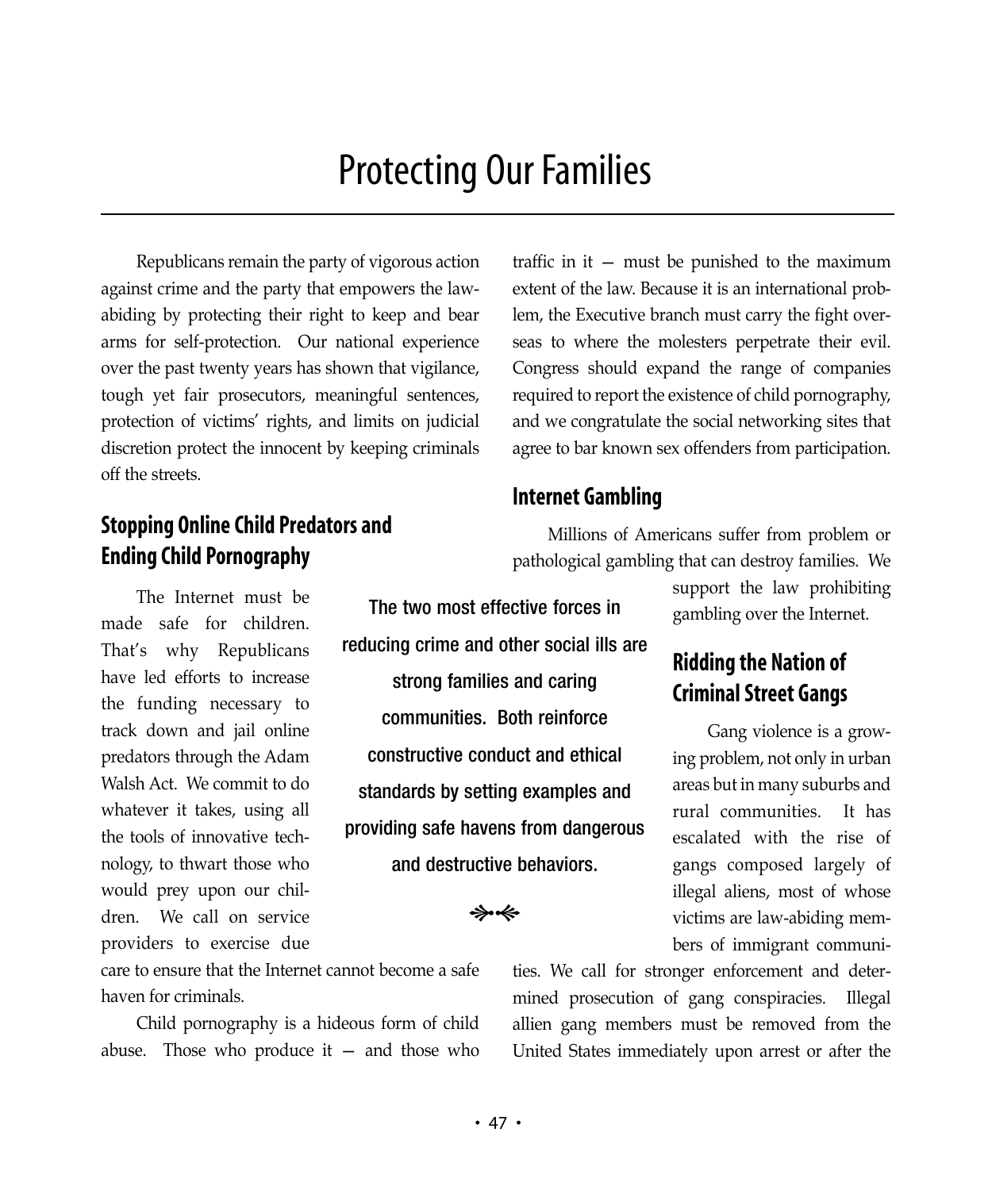# Protecting Our Families

Republicans remain the party of vigorous action against crime and the party that empowers the law-abiding by protecting their right to keep and bear arms for self-protection. Our national experience over the past twenty years has shown that vigilance, tough yet fair prosecutors, meaningful sentences, protection of victims' rights, and limits on judicial discretion protect the innocent by keeping criminals off the streets.

## Stopping Online Child Predators and Ending Child Pornography

The Internet must be made safe for children. That's why Republicans have led efforts to increase the funding necessary to track down and jail online predators through the Adam Walsh Act. We commit to do whatever it takes, using all the tools of innovative technology, to thwart those who would prey upon our children. We call on service providers to exercise due care to ensure that the Internet cannot become a safe haven for criminals.

Child pornography is a hideous form of child abuse. Those who produce it — and those who traffic in it — must be punished to the maximum extent of the law. Because it is an international problem, the Executive branch must carry the fight overseas to where the molesters perpetrate their evil. Congress should expand the range of companies required to report the existence of child pornography, and we congratulate the social networking sites that agree to bar known sex offenders from participation.

**The two most effective forces in reducing crime and other social ills are strong families and caring communities. Both reinforce constructive conduct and ethical standards by setting examples and providing safe havens from dangerous and destructive behaviors.**

## Internet Gambling

Millions of Americans suffer from problem or pathological gambling that can destroy families. We support the law prohibiting gambling over the Internet.

## Ridding the Nation of Criminal Street Gangs

Gang violence is a growing problem, not only in urban areas but in many suburbs and rural communities. It has escalated with the rise of gangs composed largely of illegal aliens, most of whose victims are law-abiding members of immigrant communities. We call for stronger enforcement and determined prosecution of gang conspiracies. Illegal allien gang members must be removed from the United States immediately upon arrest or after the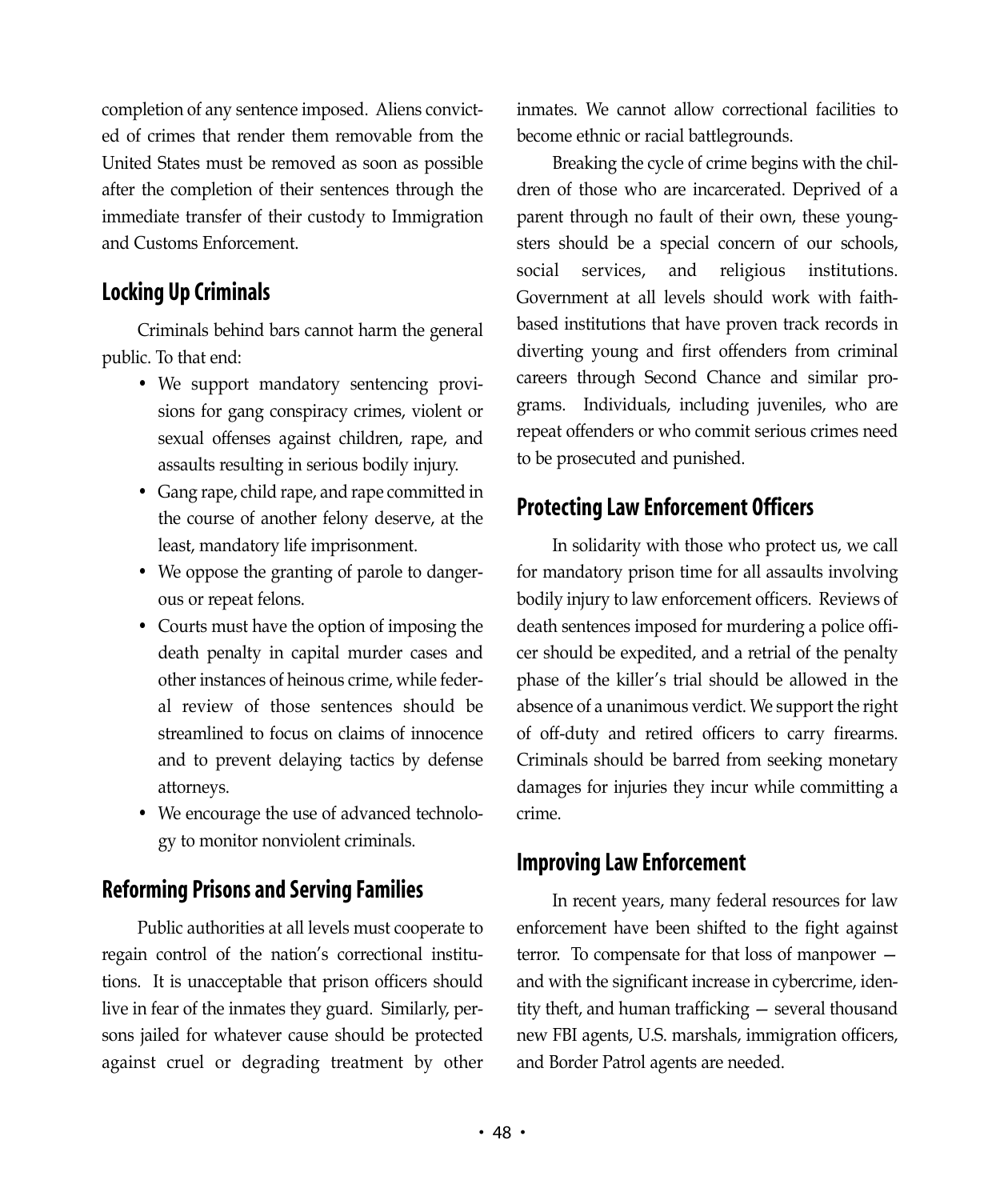completion of any sentence imposed. Aliens convicted of crimes that render them removable from the United States must be removed as soon as possible after the completion of their sentences through the immediate transfer of their custody to Immigration and Customs Enforcement.

## Locking Up Criminals

Criminals behind bars cannot harm the general public. To that end:

- We support mandatory sentencing provisions for gang conspiracy crimes, violent or sexual offenses against children, rape, and assaults resulting in serious bodily injury.
- Gang rape, child rape, and rape committed in the course of another felony deserve, at the least, mandatory life imprisonment.
- We oppose the granting of parole to dangerous or repeat felons.
- Courts must have the option of imposing the death penalty in capital murder cases and other instances of heinous crime, while federal review of those sentences should be streamlined to focus on claims of innocence and to prevent delaying tactics by defense attorneys.
- We encourage the use of advanced technology to monitor nonviolent criminals.

## Reforming Prisons and Serving Families

Public authorities at all levels must cooperate to regain control of the nation's correctional institutions. It is unacceptable that prison officers should live in fear of the inmates they guard. Similarly, persons jailed for whatever cause should be protected against cruel or degrading treatment by other inmates. We cannot allow correctional facilities to become ethnic or racial battlegrounds.

Breaking the cycle of crime begins with the children of those who are incarcerated. Deprived of a parent through no fault of their own, these youngsters should be a special concern of our schools, social services, and religious institutions. Government at all levels should work with faith-based institutions that have proven track records in diverting young and first offenders from criminal careers through Second Chance and similar programs. Individuals, including juveniles, who are repeat offenders or who commit serious crimes need to be prosecuted and punished.

## Protecting Law Enforcement Officers

In solidarity with those who protect us, we call for mandatory prison time for all assaults involving bodily injury to law enforcement officers. Reviews of death sentences imposed for murdering a police officer should be expedited, and a retrial of the penalty phase of the killer's trial should be allowed in the absence of a unanimous verdict. We support the right of off-duty and retired officers to carry firearms. Criminals should be barred from seeking monetary damages for injuries they incur while committing a crime.

## Improving Law Enforcement

In recent years, many federal resources for law enforcement have been shifted to the fight against terror. To compensate for that loss of manpower — and with the significant increase in cybercrime, identity theft, and human trafficking — several thousand new FBI agents, U.S. marshals, immigration officers, and Border Patrol agents are needed.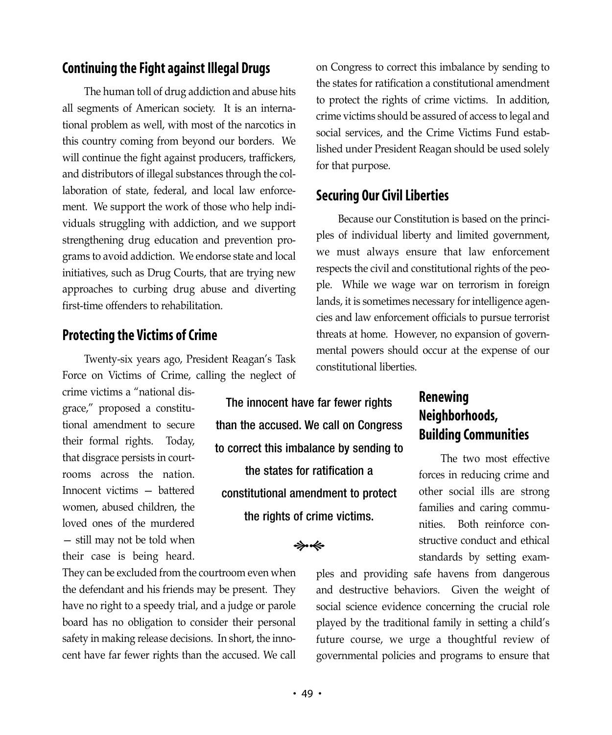## Continuing the Fight against Illegal Drugs

The human toll of drug addiction and abuse hits all segments of American society. It is an international problem as well, with most of the narcotics in this country coming from beyond our borders. We will continue the fight against producers, traffickers, and distributors of illegal substances through the collaboration of state, federal, and local law enforcement. We support the work of those who help individuals struggling with addiction, and we support strengthening drug education and prevention programs to avoid addiction. We endorse state and local initiatives, such as Drug Courts, that are trying new approaches to curbing drug abuse and diverting first-time offenders to rehabilitation.

## Protecting the Victims of Crime

Twenty-six years ago, President Reagan's Task Force on Victims of Crime, calling the neglect of crime victims a "national disgrace," proposed a constitutional amendment to secure their formal rights. Today, that disgrace persists in courtrooms across the nation. Innocent victims — battered women, abused children, the loved ones of the murdered — still may not be told when their case is being heard. They can be excluded from the courtroom even when the defendant and his friends may be present. They have no right to a speedy trial, and a judge or parole board has no obligation to consider their personal safety in making release decisions. In short, the innocent have far fewer rights than the accused. We call on Congress to correct this imbalance by sending to the states for ratification a constitutional amendment to protect the rights of crime victims. In addition, crime victims should be assured of access to legal and social services, and the Crime Victims Fund established under President Reagan should be used solely for that purpose.

**The innocent have far fewer rights than the accused. We call on Congress to correct this imbalance by sending to the states for ratification a constitutional amendment to protect the rights of crime victims.**

## Securing Our Civil Liberties

Because our Constitution is based on the principles of individual liberty and limited government, we must always ensure that law enforcement respects the civil and constitutional rights of the people. While we wage war on terrorism in foreign lands, it is sometimes necessary for intelligence agencies and law enforcement officials to pursue terrorist threats at home. However, no expansion of governmental powers should occur at the expense of our constitutional liberties.

## Renewing Neighborhoods, Building Communities

The two most effective forces in reducing crime and other social ills are strong families and caring communities. Both reinforce constructive conduct and ethical standards by setting examples and providing safe havens from dangerous and destructive behaviors. Given the weight of social science evidence concerning the crucial role played by the traditional family in setting a child's future course, we urge a thoughtful review of governmental policies and programs to ensure that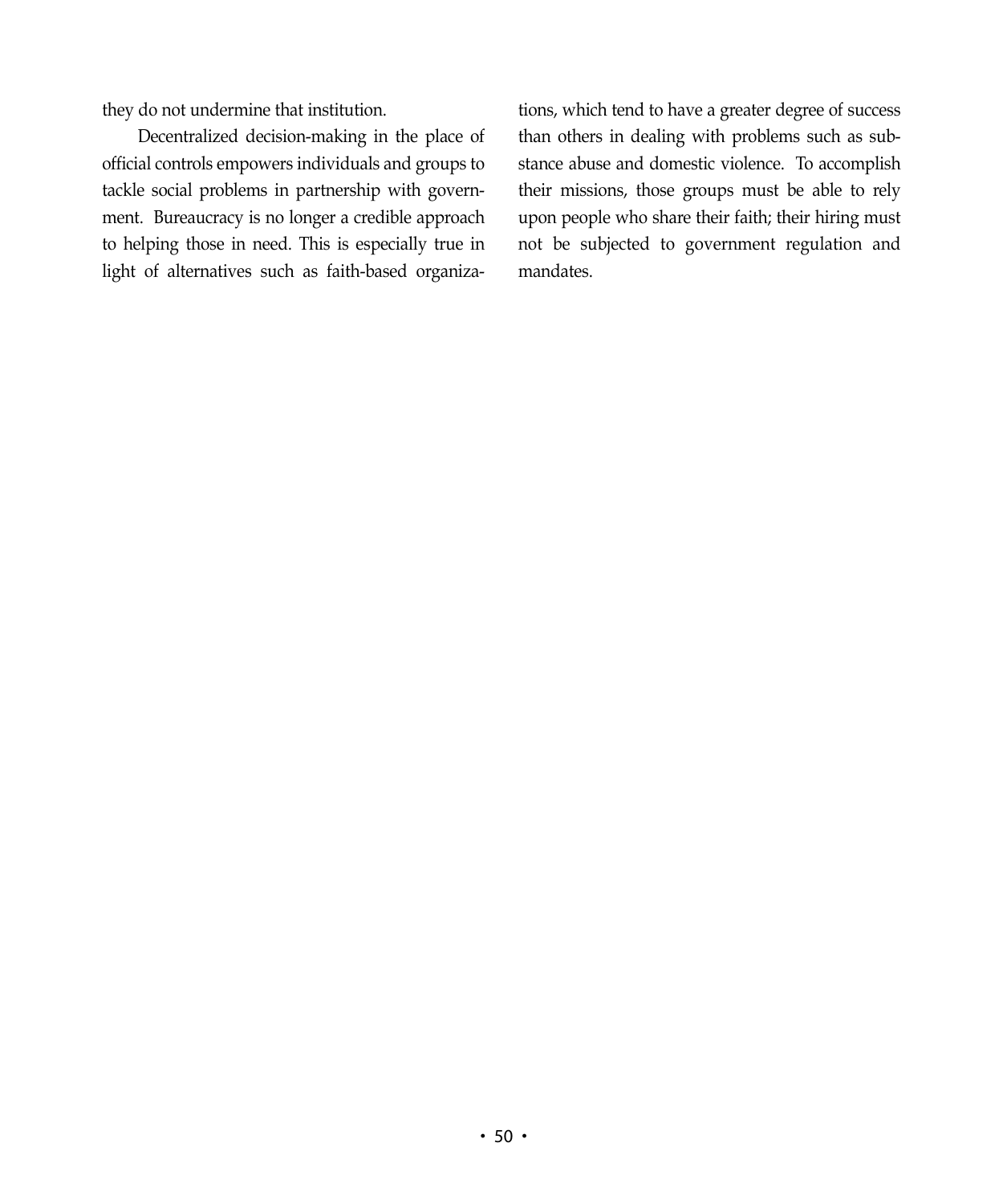they do not undermine that institution.

Decentralized decision-making in the place of official controls empowers individuals and groups to tackle social problems in partnership with government. Bureaucracy is no longer a credible approach to helping those in need. This is especially true in light of alternatives such as faith-based organizations, which tend to have a greater degree of success than others in dealing with problems such as substance abuse and domestic violence. To accomplish their missions, those groups must be able to rely upon people who share their faith; their hiring must not be subjected to government regulation and mandates.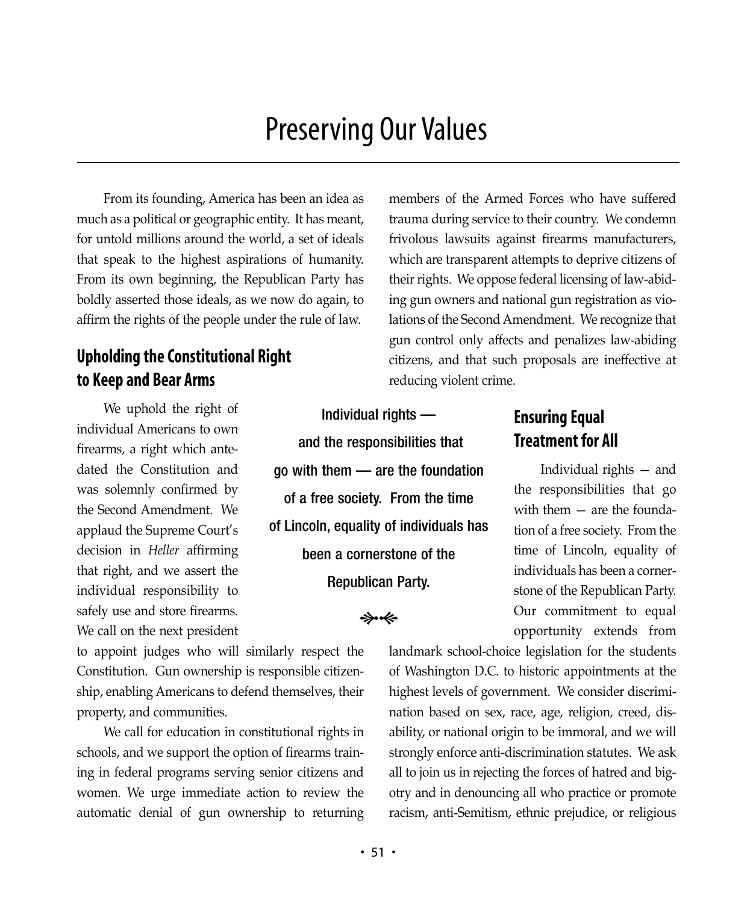# Preserving Our Values

From its founding, America has been an idea as much as a political or geographic entity. It has meant, for untold millions around the world, a set of ideals that speak to the highest aspirations of humanity. From its own beginning, the Republican Party has boldly asserted those ideals, as we now do again, to affirm the rights of the people under the rule of law.

## Upholding the Constitutional Right to Keep and Bear Arms

We uphold the right of individual Americans to own firearms, a right which antedated the Constitution and was solemnly confirmed by the Second Amendment. We applaud the Supreme Court's decision in *Heller* affirming that right, and we assert the individual responsibility to safely use and store firearms. We call on the next president to appoint judges who will similarly respect the Constitution. Gun ownership is responsible citizenship, enabling Americans to defend themselves, their property, and communities.

We call for education in constitutional rights in schools, and we support the option of firearms training in federal programs serving senior citizens and women. We urge immediate action to review the automatic denial of gun ownership to returning members of the Armed Forces who have suffered trauma during service to their country. We condemn frivolous lawsuits against firearms manufacturers, which are transparent attempts to deprive citizens of their rights. We oppose federal licensing of law-abiding gun owners and national gun registration as violations of the Second Amendment. We recognize that gun control only affects and penalizes law-abiding citizens, and that such proposals are ineffective at reducing violent crime.

**Individual rights — and the responsibilities that go with them — are the foundation of a free society. From the time of Lincoln, equality of individuals has been a cornerstone of the Republican Party.**

## Ensuring Equal Treatment for All

Individual rights — and the responsibilities that go with them — are the foundation of a free society. From the time of Lincoln, equality of individuals has been a cornerstone of the Republican Party. Our commitment to equal opportunity extends from landmark school-choice legislation for the students of Washington D.C. to historic appointments at the highest levels of government. We consider discrimination based on sex, race, age, religion, creed, disability, or national origin to be immoral, and we will strongly enforce anti-discrimination statutes. We ask all to join us in rejecting the forces of hatred and bigotry and in denouncing all who practice or promote racism, anti-Semitism, ethnic prejudice, or religious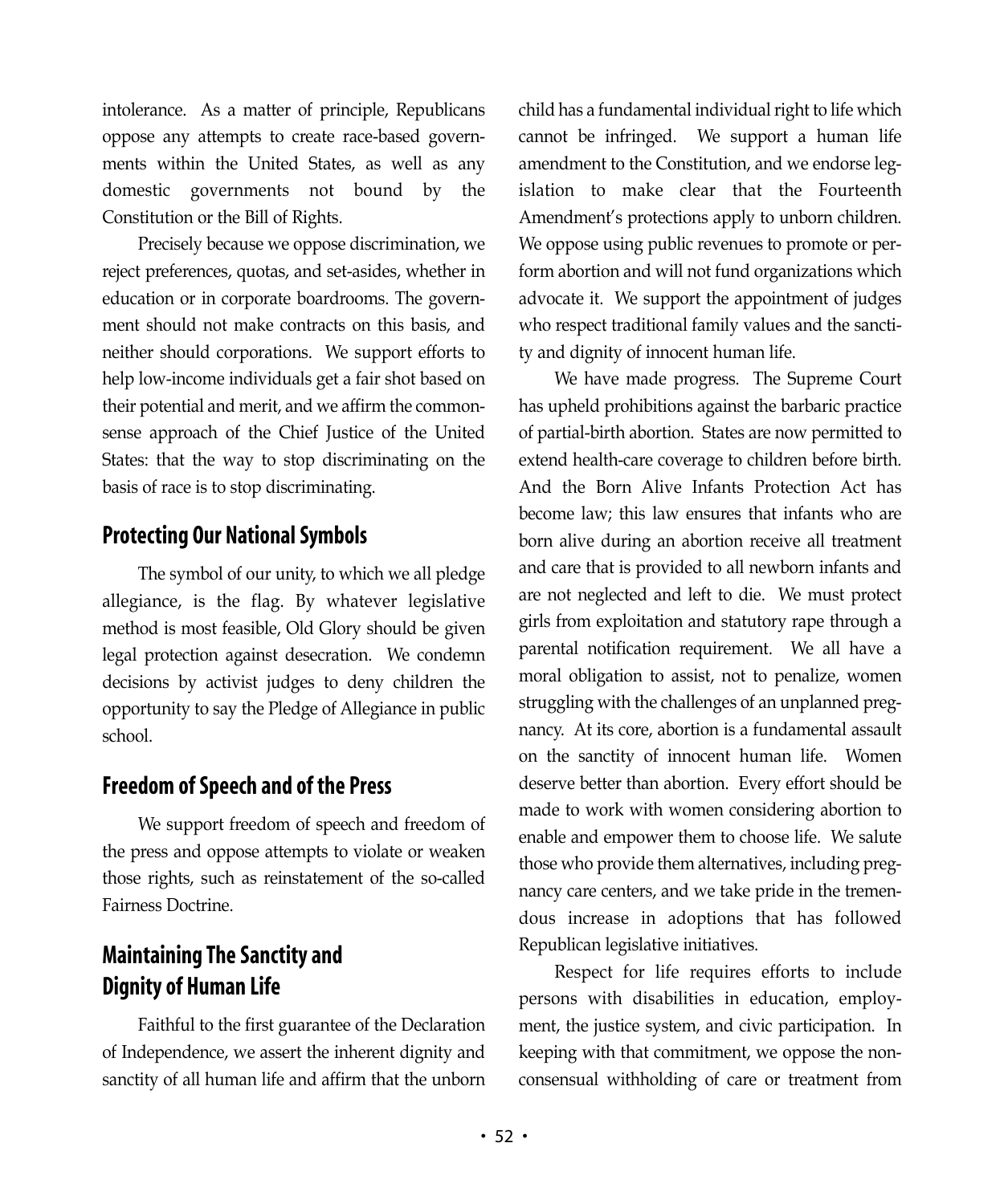intolerance. As a matter of principle, Republicans oppose any attempts to create race-based governments within the United States, as well as any domestic governments not bound by the Constitution or the Bill of Rights.

Precisely because we oppose discrimination, we reject preferences, quotas, and set-asides, whether in education or in corporate boardrooms. The government should not make contracts on this basis, and neither should corporations. We support efforts to help low-income individuals get a fair shot based on their potential and merit, and we affirm the commonsense approach of the Chief Justice of the United States: that the way to stop discriminating on the basis of race is to stop discriminating.

## Protecting Our National Symbols

The symbol of our unity, to which we all pledge allegiance, is the flag. By whatever legislative method is most feasible, Old Glory should be given legal protection against desecration. We condemn decisions by activist judges to deny children the opportunity to say the Pledge of Allegiance in public school.

## Freedom of Speech and of the Press

We support freedom of speech and freedom of the press and oppose attempts to violate or weaken those rights, such as reinstatement of the so-called Fairness Doctrine.

## Maintaining The Sanctity and Dignity of Human Life

Faithful to the first guarantee of the Declaration of Independence, we assert the inherent dignity and sanctity of all human life and affirm that the unborn child has a fundamental individual right to life which cannot be infringed. We support a human life amendment to the Constitution, and we endorse legislation to make clear that the Fourteenth Amendment's protections apply to unborn children. We oppose using public revenues to promote or perform abortion and will not fund organizations which advocate it. We support the appointment of judges who respect traditional family values and the sanctity and dignity of innocent human life.

We have made progress. The Supreme Court has upheld prohibitions against the barbaric practice of partial-birth abortion. States are now permitted to extend health-care coverage to children before birth. And the Born Alive Infants Protection Act has become law; this law ensures that infants who are born alive during an abortion receive all treatment and care that is provided to all newborn infants and are not neglected and left to die. We must protect girls from exploitation and statutory rape through a parental notification requirement. We all have a moral obligation to assist, not to penalize, women struggling with the challenges of an unplanned pregnancy. At its core, abortion is a fundamental assault on the sanctity of innocent human life. Women deserve better than abortion. Every effort should be made to work with women considering abortion to enable and empower them to choose life. We salute those who provide them alternatives, including pregnancy care centers, and we take pride in the tremendous increase in adoptions that has followed Republican legislative initiatives.

Respect for life requires efforts to include persons with disabilities in education, employment, the justice system, and civic participation. In keeping with that commitment, we oppose the nonconsensual withholding of care or treatment from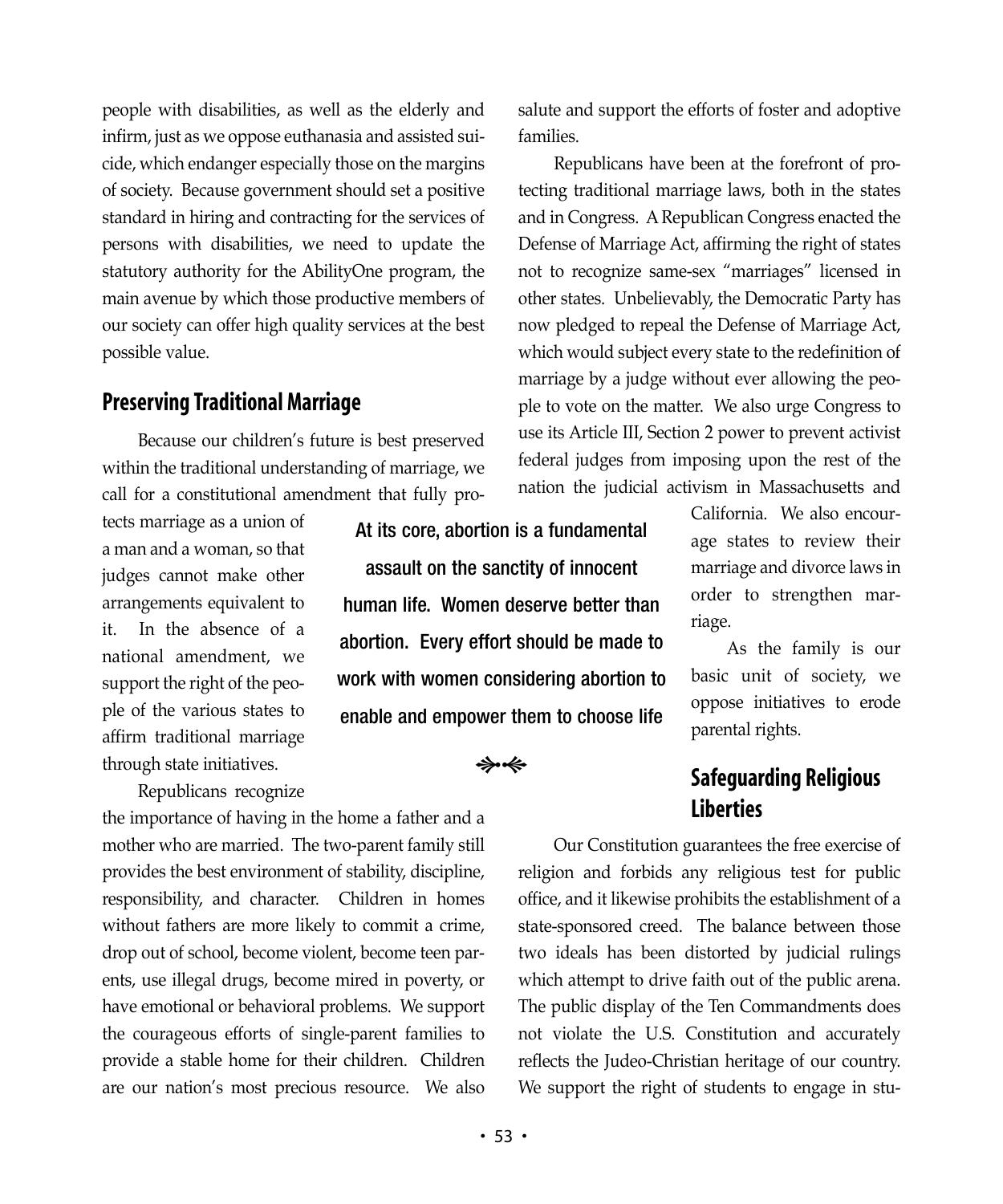people with disabilities, as well as the elderly and infirm, just as we oppose euthanasia and assisted suicide, which endanger especially those on the margins of society. Because government should set a positive standard in hiring and contracting for the services of persons with disabilities, we need to update the statutory authority for the AbilityOne program, the main avenue by which those productive members of our society can offer high quality services at the best possible value.

## Preserving Traditional Marriage

Because our children's future is best preserved within the traditional understanding of marriage, we call for a constitutional amendment that fully protects marriage as a union of a man and a woman, so that judges cannot make other arrangements equivalent to it. In the absence of a national amendment, we support the right of the people of the various states to affirm traditional marriage through state initiatives.

Republicans recognize the importance of having in the home a father and a mother who are married. The two-parent family still provides the best environment of stability, discipline, responsibility, and character. Children in homes without fathers are more likely to commit a crime, drop out of school, become violent, become teen parents, use illegal drugs, become mired in poverty, or have emotional or behavioral problems. We support the courageous efforts of single-parent families to provide a stable home for their children. Children are our nation's most precious resource. We also salute and support the efforts of foster and adoptive families.

Republicans have been at the forefront of protecting traditional marriage laws, both in the states and in Congress. A Republican Congress enacted the Defense of Marriage Act, affirming the right of states not to recognize same-sex "marriages" licensed in other states. Unbelievably, the Democratic Party has now pledged to repeal the Defense of Marriage Act, which would subject every state to the redefinition of marriage by a judge without ever allowing the people to vote on the matter. We also urge Congress to use its Article III, Section 2 power to prevent activist federal judges from imposing upon the rest of the nation the judicial activism in Massachusetts and California. We also encourage states to review their marriage and divorce laws in order to strengthen marriage.

As the family is our basic unit of society, we oppose initiatives to erode parental rights.

**At its core, abortion is a fundamental assault on the sanctity of innocent human life. Women deserve better than abortion. Every effort should be made to work with women considering abortion to enable and empower them to choose life**

## Safeguarding Religious Liberties

Our Constitution guarantees the free exercise of religion and forbids any religious test for public office, and it likewise prohibits the establishment of a state-sponsored creed. The balance between those two ideals has been distorted by judicial rulings which attempt to drive faith out of the public arena. The public display of the Ten Commandments does not violate the U.S. Constitution and accurately reflects the Judeo-Christian heritage of our country. We support the right of students to engage in stu-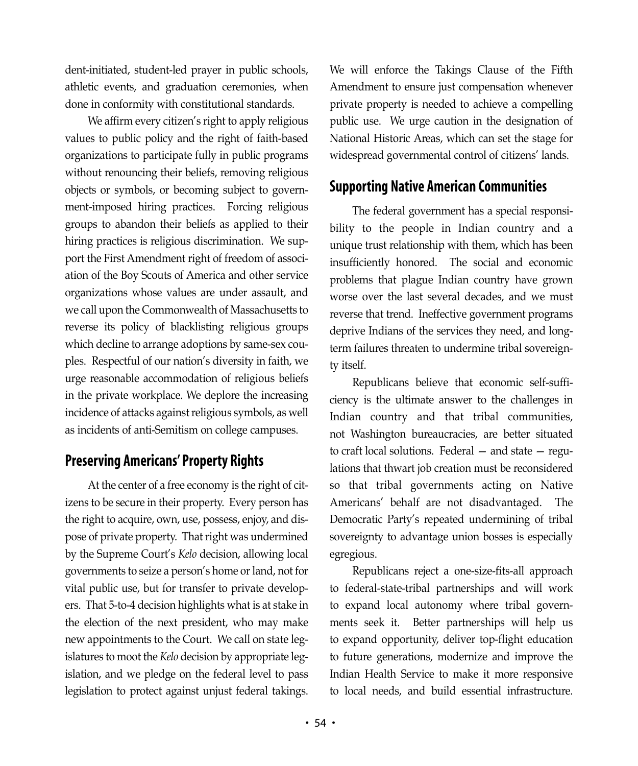dent-initiated, student-led prayer in public schools, athletic events, and graduation ceremonies, when done in conformity with constitutional standards.

We affirm every citizen's right to apply religious values to public policy and the right of faith-based organizations to participate fully in public programs without renouncing their beliefs, removing religious objects or symbols, or becoming subject to government-imposed hiring practices. Forcing religious groups to abandon their beliefs as applied to their hiring practices is religious discrimination. We support the First Amendment right of freedom of association of the Boy Scouts of America and other service organizations whose values are under assault, and we call upon the Commonwealth of Massachusetts to reverse its policy of blacklisting religious groups which decline to arrange adoptions by same-sex couples. Respectful of our nation's diversity in faith, we urge reasonable accommodation of religious beliefs in the private workplace. We deplore the increasing incidence of attacks against religious symbols, as well as incidents of anti-Semitism on college campuses.

## Preserving Americans' Property Rights

At the center of a free economy is the right of citizens to be secure in their property. Every person has the right to acquire, own, use, possess, enjoy, and dispose of private property. That right was undermined by the Supreme Court's *Kelo* decision, allowing local governments to seize a person's home or land, not for vital public use, but for transfer to private developers. That 5-to-4 decision highlights what is at stake in the election of the next president, who may make new appointments to the Court. We call on state legislatures to moot the *Kelo* decision by appropriate legislation, and we pledge on the federal level to pass legislation to protect against unjust federal takings. We will enforce the Takings Clause of the Fifth Amendment to ensure just compensation whenever private property is needed to achieve a compelling public use. We urge caution in the designation of National Historic Areas, which can set the stage for widespread governmental control of citizens' lands.

## Supporting Native American Communities

The federal government has a special responsibility to the people in Indian country and a unique trust relationship with them, which has been insufficiently honored. The social and economic problems that plague Indian country have grown worse over the last several decades, and we must reverse that trend. Ineffective government programs deprive Indians of the services they need, and long-term failures threaten to undermine tribal sovereignty itself.

Republicans believe that economic self-sufficiency is the ultimate answer to the challenges in Indian country and that tribal communities, not Washington bureaucracies, are better situated to craft local solutions. Federal — and state — regulations that thwart job creation must be reconsidered so that tribal governments acting on Native Americans' behalf are not disadvantaged. The Democratic Party's repeated undermining of tribal sovereignty to advantage union bosses is especially egregious.

Republicans reject a one-size-fits-all approach to federal-state-tribal partnerships and will work to expand local autonomy where tribal governments seek it. Better partnerships will help us to expand opportunity, deliver top-flight education to future generations, modernize and improve the Indian Health Service to make it more responsive to local needs, and build essential infrastructure.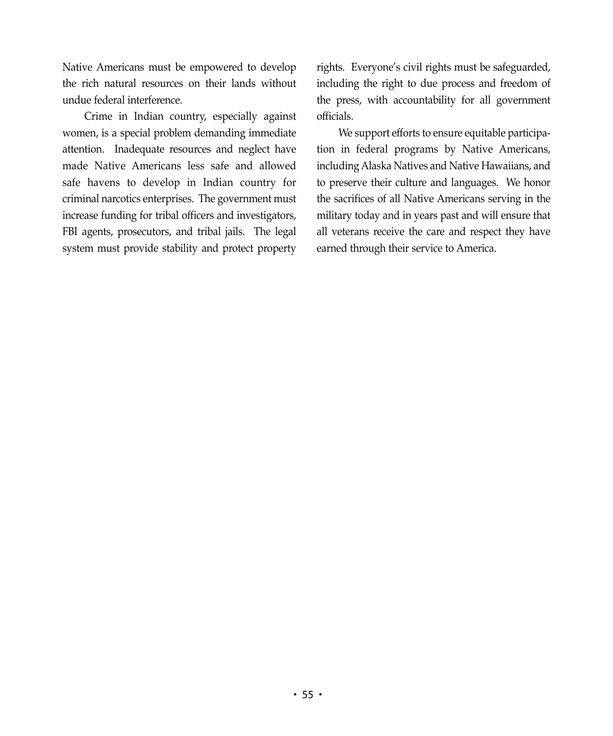Native Americans must be empowered to develop the rich natural resources on their lands without undue federal interference.

Crime in Indian country, especially against women, is a special problem demanding immediate attention. Inadequate resources and neglect have made Native Americans less safe and allowed safe havens to develop in Indian country for criminal narcotics enterprises. The government must increase funding for tribal officers and investigators, FBI agents, prosecutors, and tribal jails. The legal system must provide stability and protect property rights. Everyone's civil rights must be safeguarded, including the right to due process and freedom of the press, with accountability for all government officials.

We support efforts to ensure equitable participation in federal programs by Native Americans, including Alaska Natives and Native Hawaiians, and to preserve their culture and languages. We honor the sacrifices of all Native Americans serving in the military today and in years past and will ensure that all veterans receive the care and respect they have earned through their service to America.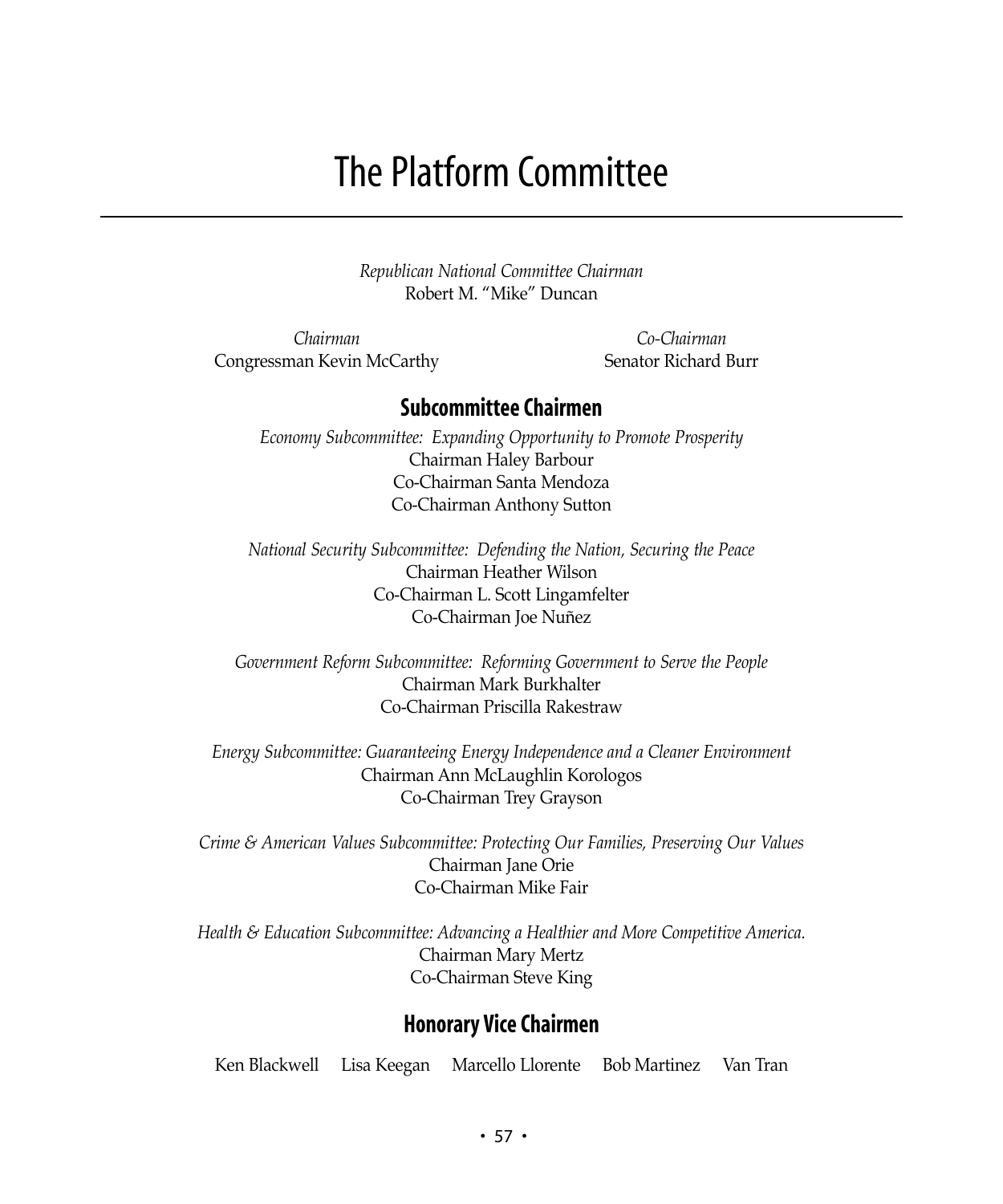# The Platform Committee

*Republican National Committee Chairman*
Robert M. "Mike" Duncan

*Chairman*
Congressman Kevin McCarthy

*Co-Chairman*
Senator Richard Burr

## Subcommittee Chairmen

*Economy Subcommittee: Expanding Opportunity to Promote Prosperity*
Chairman Haley Barbour
Co-Chairman Santa Mendoza
Co-Chairman Anthony Sutton

*National Security Subcommittee: Defending the Nation, Securing the Peace*
Chairman Heather Wilson
Co-Chairman L. Scott Lingamfelter
Co-Chairman Joe Nuñez

*Government Reform Subcommittee: Reforming Government to Serve the People*
Chairman Mark Burkhalter
Co-Chairman Priscilla Rakestraw

*Energy Subcommittee: Guaranteeing Energy Independence and a Cleaner Environment*
Chairman Ann McLaughlin Korologos
Co-Chairman Trey Grayson

*Crime & American Values Subcommittee: Protecting Our Families, Preserving Our Values*
Chairman Jane Orie
Co-Chairman Mike Fair

*Health & Education Subcommittee: Advancing a Healthier and More Competitive America.*
Chairman Mary Mertz
Co-Chairman Steve King

## Honorary Vice Chairmen

Ken Blackwell   Lisa Keegan   Marcello Llorente   Bob Martinez   Van Tran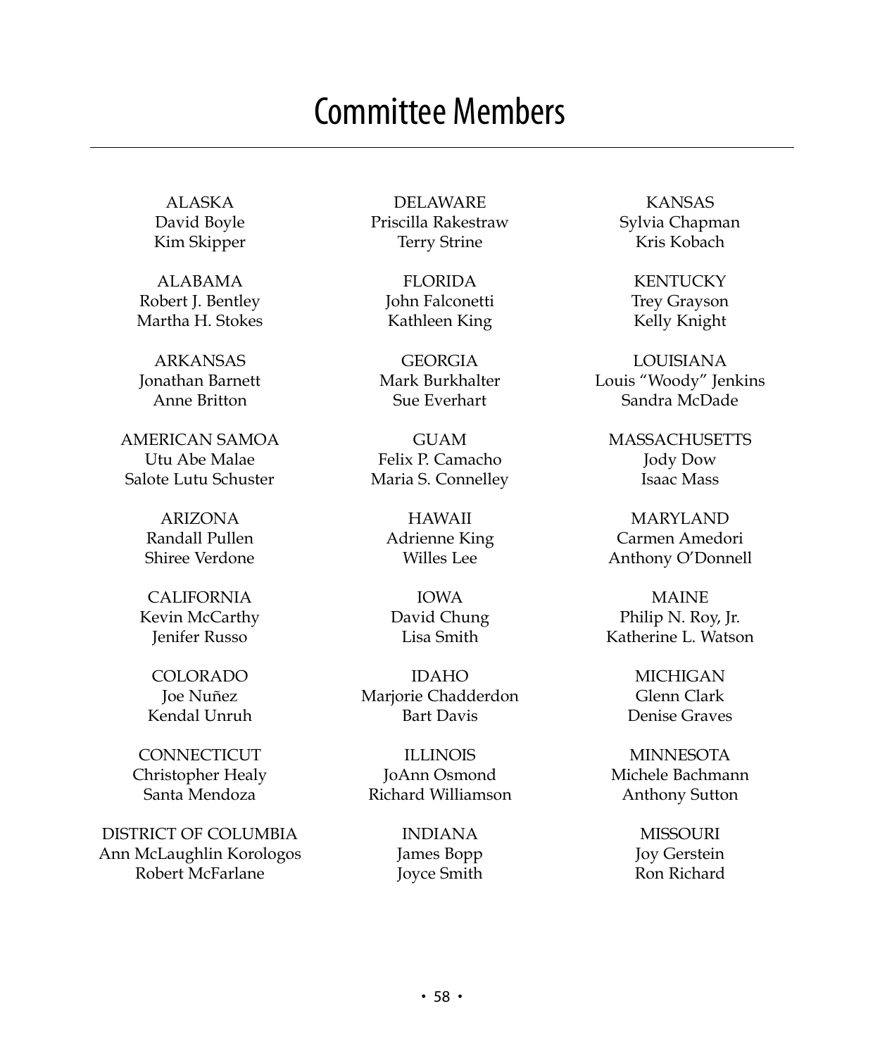# Committee Members

ALASKA
David Boyle
Kim Skipper

ALABAMA
Robert J. Bentley
Martha H. Stokes

ARKANSAS
Jonathan Barnett
Anne Britton

AMERICAN SAMOA
Utu Abe Malae
Salote Lutu Schuster

ARIZONA
Randall Pullen
Shiree Verdone

CALIFORNIA
Kevin McCarthy
Jenifer Russo

COLORADO
Joe Nuñez
Kendal Unruh

CONNECTICUT
Christopher Healy
Santa Mendoza

DISTRICT OF COLUMBIA
Ann McLaughlin Korologos
Robert McFarlane

DELAWARE
Priscilla Rakestraw
Terry Strine

FLORIDA
John Falconetti
Kathleen King

GEORGIA
Mark Burkhalter
Sue Everhart

GUAM
Felix P. Camacho
Maria S. Connelley

HAWAII
Adrienne King
Willes Lee

IOWA
David Chung
Lisa Smith

IDAHO
Marjorie Chadderdon
Bart Davis

ILLINOIS
JoAnn Osmond
Richard Williamson

INDIANA
James Bopp
Joyce Smith

KANSAS
Sylvia Chapman
Kris Kobach

KENTUCKY
Trey Grayson
Kelly Knight

LOUISIANA
Louis "Woody" Jenkins
Sandra McDade

MASSACHUSETTS
Jody Dow
Isaac Mass

MARYLAND
Carmen Amedori
Anthony O'Donnell

MAINE
Philip N. Roy, Jr.
Katherine L. Watson

MICHIGAN
Glenn Clark
Denise Graves

MINNESOTA
Michele Bachmann
Anthony Sutton

MISSOURI
Joy Gerstein
Ron Richard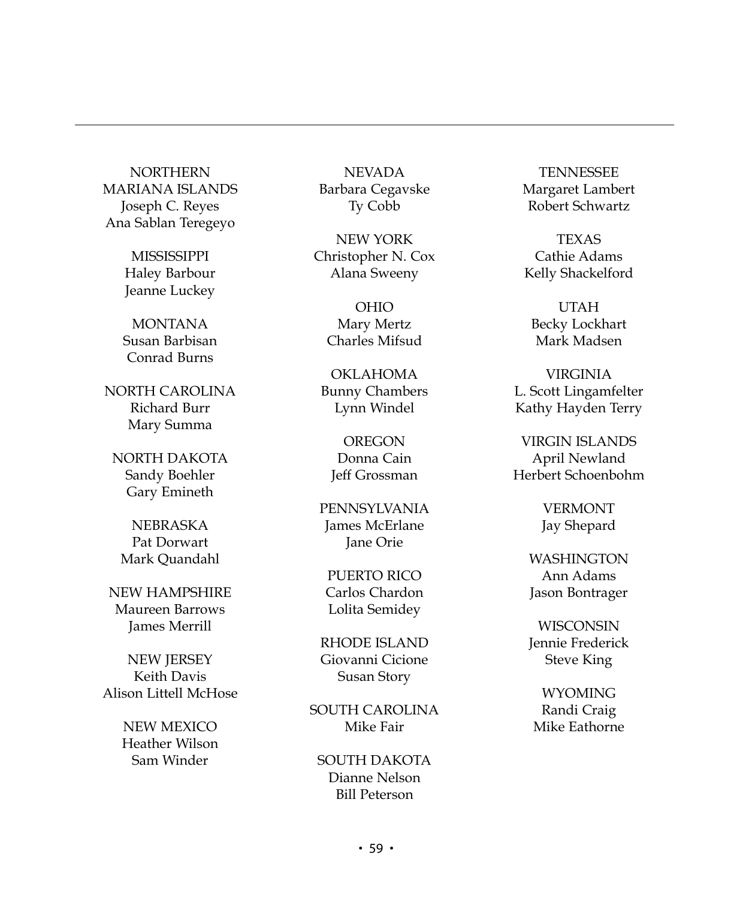NORTHERN MARIANA ISLANDS
Joseph C. Reyes
Ana Sablan Teregeyo

MISSISSIPPI
Haley Barbour
Jeanne Luckey

MONTANA
Susan Barbisan
Conrad Burns

NORTH CAROLINA
Richard Burr
Mary Summa

NORTH DAKOTA
Sandy Boehler
Gary Emineth

NEBRASKA
Pat Dorwart
Mark Quandahl

NEW HAMPSHIRE
Maureen Barrows
James Merrill

NEW JERSEY
Keith Davis
Alison Littell McHose

NEW MEXICO
Heather Wilson
Sam Winder

NEVADA
Barbara Cegavske
Ty Cobb

NEW YORK
Christopher N. Cox
Alana Sweeny

OHIO
Mary Mertz
Charles Mifsud

OKLAHOMA
Bunny Chambers
Lynn Windel

OREGON
Donna Cain
Jeff Grossman

PENNSYLVANIA
James McErlane
Jane Orie

PUERTO RICO
Carlos Chardon
Lolita Semidey

RHODE ISLAND
Giovanni Cicione
Susan Story

SOUTH CAROLINA
Mike Fair

SOUTH DAKOTA
Dianne Nelson
Bill Peterson

TENNESSEE
Margaret Lambert
Robert Schwartz

TEXAS
Cathie Adams
Kelly Shackelford

UTAH
Becky Lockhart
Mark Madsen

VIRGINIA
L. Scott Lingamfelter
Kathy Hayden Terry

VIRGIN ISLANDS
April Newland
Herbert Schoenbohm

VERMONT
Jay Shepard

WASHINGTON
Ann Adams
Jason Bontrager

WISCONSIN
Jennie Frederick
Steve King

WYOMING
Randi Craig
Mike Eathorne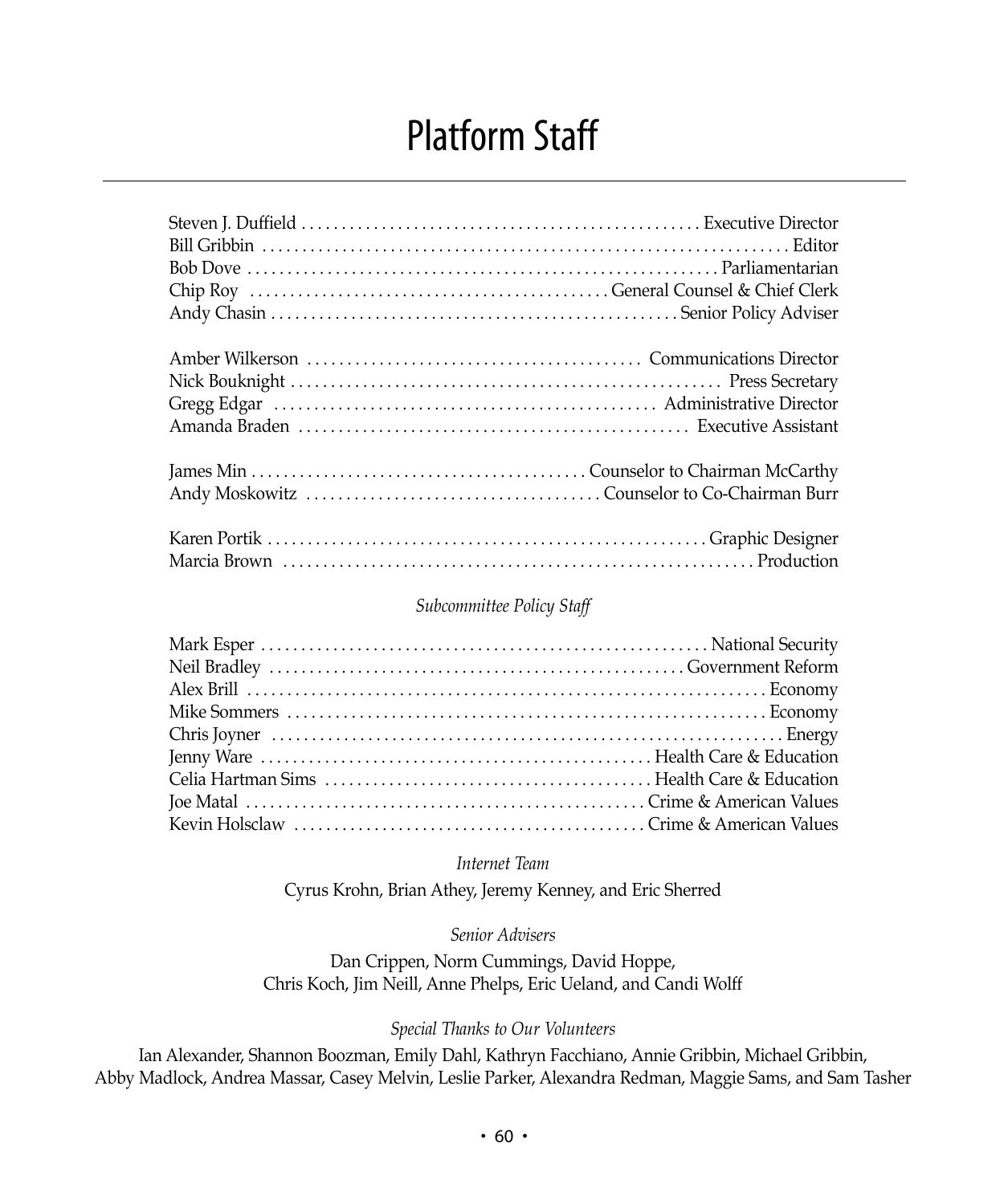# Platform Staff

Steven J. Duffield . . . . . . . . . . . . . . . . . . . . . . . . . . . . . . . . . . . . . . . . . . . . . . . . Executive Director
Bill Gribbin . . . . . . . . . . . . . . . . . . . . . . . . . . . . . . . . . . . . . . . . . . . . . . . . . . . . . . . . . . . . . . . Editor
Bob Dove . . . . . . . . . . . . . . . . . . . . . . . . . . . . . . . . . . . . . . . . . . . . . . . . . . . . . . . . . Parliamentarian
Chip Roy . . . . . . . . . . . . . . . . . . . . . . . . . . . . . . . . . . . . . . . . . . . General Counsel & Chief Clerk
Andy Chasin . . . . . . . . . . . . . . . . . . . . . . . . . . . . . . . . . . . . . . . . . . . . . . . . . Senior Policy Adviser

Amber Wilkerson . . . . . . . . . . . . . . . . . . . . . . . . . . . . . . . . . . . . . . . . Communications Director
Nick Bouknight . . . . . . . . . . . . . . . . . . . . . . . . . . . . . . . . . . . . . . . . . . . . . . . . . . . . Press Secretary
Gregg Edgar . . . . . . . . . . . . . . . . . . . . . . . . . . . . . . . . . . . . . . . . . . . . . . . Administrative Director
Amanda Braden . . . . . . . . . . . . . . . . . . . . . . . . . . . . . . . . . . . . . . . . . . . . . . . Executive Assistant

James Min . . . . . . . . . . . . . . . . . . . . . . . . . . . . . . . . . . . . . . . . . . Counselor to Chairman McCarthy
Andy Moskowitz . . . . . . . . . . . . . . . . . . . . . . . . . . . . . . . . . . . . Counselor to Co-Chairman Burr

Karen Portik . . . . . . . . . . . . . . . . . . . . . . . . . . . . . . . . . . . . . . . . . . . . . . . . . . . . . Graphic Designer
Marcia Brown . . . . . . . . . . . . . . . . . . . . . . . . . . . . . . . . . . . . . . . . . . . . . . . . . . . . . . . . . Production

*Subcommittee Policy Staff*

Mark Esper . . . . . . . . . . . . . . . . . . . . . . . . . . . . . . . . . . . . . . . . . . . . . . . . . . . . . National Security
Neil Bradley . . . . . . . . . . . . . . . . . . . . . . . . . . . . . . . . . . . . . . . . . . . . . . . . . . Government Reform
Alex Brill . . . . . . . . . . . . . . . . . . . . . . . . . . . . . . . . . . . . . . . . . . . . . . . . . . . . . . . . . . . . . . Economy
Mike Sommers . . . . . . . . . . . . . . . . . . . . . . . . . . . . . . . . . . . . . . . . . . . . . . . . . . . . . . . . . . Economy
Chris Joyner . . . . . . . . . . . . . . . . . . . . . . . . . . . . . . . . . . . . . . . . . . . . . . . . . . . . . . . . . . . . . Energy
Jenny Ware . . . . . . . . . . . . . . . . . . . . . . . . . . . . . . . . . . . . . . . . . . . . . . . . Health Care & Education
Celia Hartman Sims . . . . . . . . . . . . . . . . . . . . . . . . . . . . . . . . . . . . . . . . Health Care & Education
Joe Matal . . . . . . . . . . . . . . . . . . . . . . . . . . . . . . . . . . . . . . . . . . . . . . . . . Crime & American Values
Kevin Holsclaw . . . . . . . . . . . . . . . . . . . . . . . . . . . . . . . . . . . . . . . . . . . Crime & American Values

*Internet Team*

Cyrus Krohn, Brian Athey, Jeremy Kenney, and Eric Sherred

*Senior Advisers*

Dan Crippen, Norm Cummings, David Hoppe,
Chris Koch, Jim Neill, Anne Phelps, Eric Ueland, and Candi Wolff

*Special Thanks to Our Volunteers*

Ian Alexander, Shannon Boozman, Emily Dahl, Kathryn Facchiano, Annie Gribbin, Michael Gribbin,
Abby Madlock, Andrea Massar, Casey Melvin, Leslie Parker, Alexandra Redman, Maggie Sams, and Sam Tasher